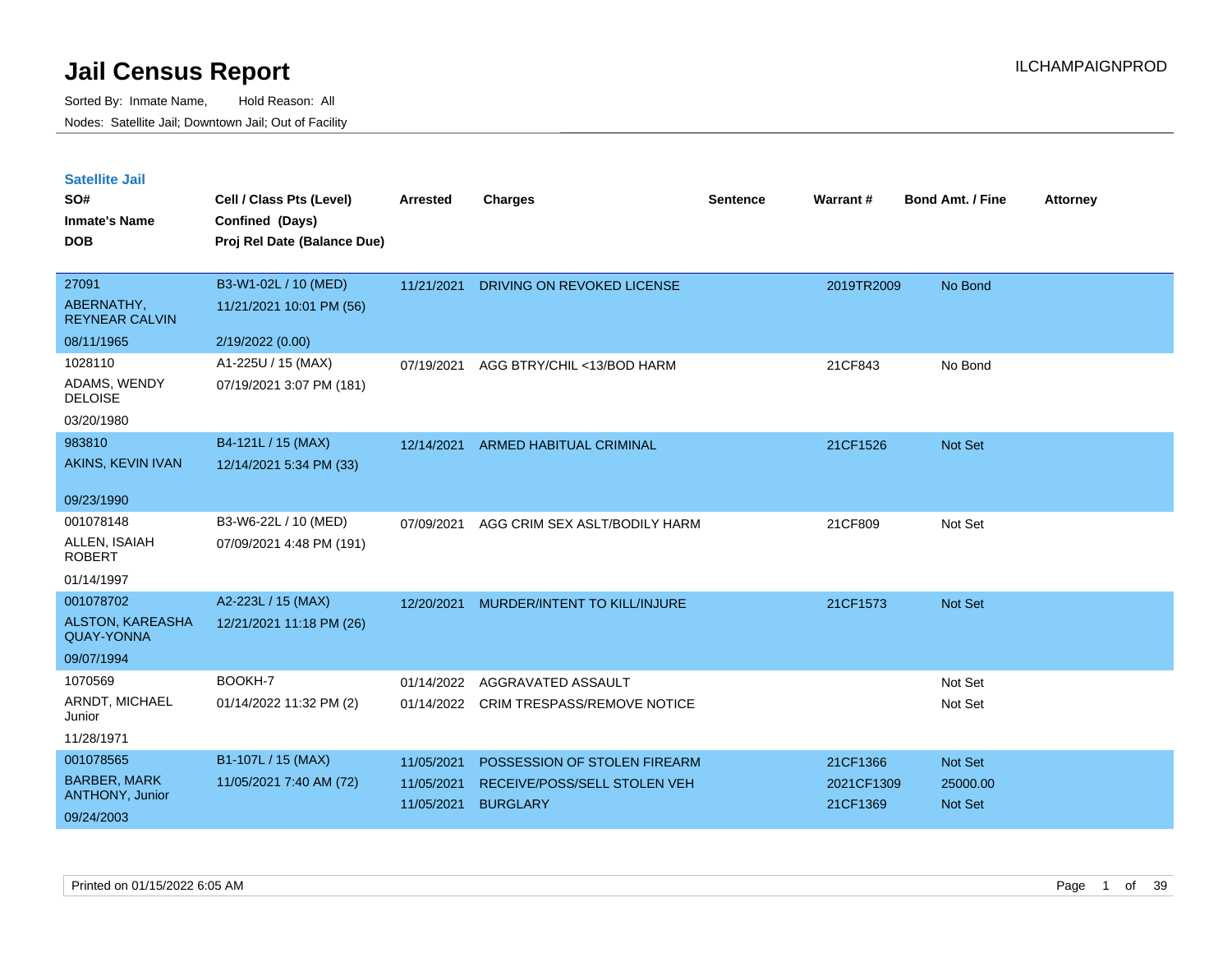# Jail Census Report

Sorted By: Inmate Name, Hold Reason: All

Nodes: Satellite Jail; Downtown Jail; Out of Facility

ILCHAMPAIGNPROD

## Satellite Jail

| SO# / Inmate's Name / DOB | Cell / Class Pts (Level) / Confined (Days) / Proj Rel Date (Balance Due) | Arrested | Charges | Sentence | Warrant # | Bond Amt. / Fine | Attorney |
|---|---|---|---|---|---|---|---|
| 27091<br>ABERNATHY, REYNEAR CALVIN<br>08/11/1965 | B3-W1-02L / 10 (MED)<br>11/21/2021 10:01 PM (56)<br>2/19/2022 (0.00) | 11/21/2021 | DRIVING ON REVOKED LICENSE | | 2019TR2009 | No Bond | |
| 1028110<br>ADAMS, WENDY DELOISE<br>03/20/1980 | A1-225U / 15 (MAX)<br>07/19/2021 3:07 PM (181) | 07/19/2021 | AGG BTRY/CHIL <13/BOD HARM | | 21CF843 | No Bond | |
| 983810<br>AKINS, KEVIN IVAN<br>09/23/1990 | B4-121L / 15 (MAX)<br>12/14/2021 5:34 PM (33) | 12/14/2021 | ARMED HABITUAL CRIMINAL | | 21CF1526 | Not Set | |
| 001078148<br>ALLEN, ISAIAH ROBERT<br>01/14/1997 | B3-W6-22L / 10 (MED)<br>07/09/2021 4:48 PM (191) | 07/09/2021 | AGG CRIM SEX ASLT/BODILY HARM | | 21CF809 | Not Set | |
| 001078702<br>ALSTON, KAREASHA QUAY-YONNA<br>09/07/1994 | A2-223L / 15 (MAX)<br>12/21/2021 11:18 PM (26) | 12/20/2021 | MURDER/INTENT TO KILL/INJURE | | 21CF1573 | Not Set | |
| 1070569<br>ARNDT, MICHAEL Junior<br>11/28/1971 | BOOKH-7<br>01/14/2022 11:32 PM (2) | 01/14/2022<br>01/14/2022 | AGGRAVATED ASSAULT<br>CRIM TRESPASS/REMOVE NOTICE | | | Not Set<br>Not Set | |
| 001078565<br>BARBER, MARK ANTHONY, Junior<br>09/24/2003 | B1-107L / 15 (MAX)<br>11/05/2021 7:40 AM (72) | 11/05/2021<br>11/05/2021<br>11/05/2021 | POSSESSION OF STOLEN FIREARM<br>RECEIVE/POSS/SELL STOLEN VEH<br>BURGLARY | | 21CF1366<br>2021CF1309<br>21CF1369 | Not Set<br>25000.00<br>Not Set | |

Printed on 01/15/2022 6:05 AM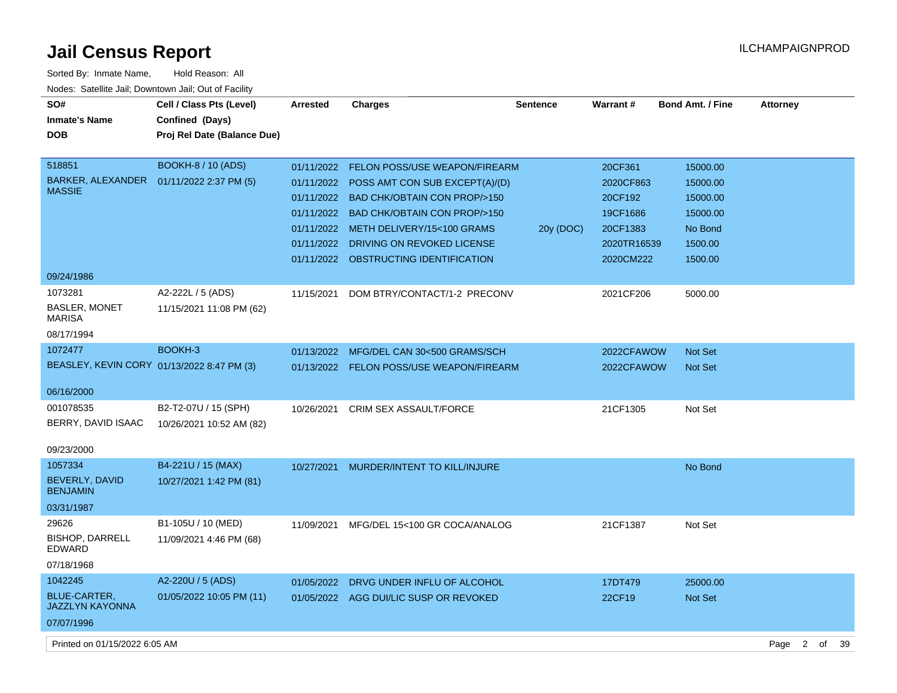# Jail Census Report

ILCHAMPAIGNPROD

Sorted By: Inmate Name, Hold Reason: All

Nodes: Satellite Jail; Downtown Jail; Out of Facility

| SO# / Inmate's Name / DOB | Cell / Class Pts (Level) / Confined (Days) / Proj Rel Date (Balance Due) | Arrested | Charges | Sentence | Warrant # | Bond Amt. / Fine | Attorney |
|---|---|---|---|---|---|---|---|
| 518851 BARKER, ALEXANDER MASSIE 09/24/1986 | BOOKH-8 / 10 (ADS) 01/11/2022 2:37 PM (5) | 01/11/2022 | FELON POSS/USE WEAPON/FIREARM | | 20CF361 | 15000.00 | |
| | | 01/11/2022 | POSS AMT CON SUB EXCEPT(A)/(D) | | 2020CF863 | 15000.00 | |
| | | 01/11/2022 | BAD CHK/OBTAIN CON PROP/>150 | | 20CF192 | 15000.00 | |
| | | 01/11/2022 | BAD CHK/OBTAIN CON PROP/>150 | | 19CF1686 | 15000.00 | |
| | | 01/11/2022 | METH DELIVERY/15<100 GRAMS | 20y (DOC) | 20CF1383 | No Bond | |
| | | 01/11/2022 | DRIVING ON REVOKED LICENSE | | 2020TR16539 | 1500.00 | |
| | | 01/11/2022 | OBSTRUCTING IDENTIFICATION | | 2020CM222 | 1500.00 | |
| 1073281 BASLER, MONET MARISA 08/17/1994 | A2-222L / 5 (ADS) 11/15/2021 11:08 PM (62) | 11/15/2021 | DOM BTRY/CONTACT/1-2 PRECONV | | 2021CF206 | 5000.00 | |
| 1072477 BEASLEY, KEVIN CORY 06/16/2000 | BOOKH-3 01/13/2022 8:47 PM (3) | 01/13/2022 | MFG/DEL CAN 30<500 GRAMS/SCH | | 2022CFAWOW | Not Set | |
| | | 01/13/2022 | FELON POSS/USE WEAPON/FIREARM | | 2022CFAWOW | Not Set | |
| 001078535 BERRY, DAVID ISAAC 09/23/2000 | B2-T2-07U / 15 (SPH) 10/26/2021 10:52 AM (82) | 10/26/2021 | CRIM SEX ASSAULT/FORCE | | 21CF1305 | Not Set | |
| 1057334 BEVERLY, DAVID BENJAMIN 03/31/1987 | B4-221U / 15 (MAX) 10/27/2021 1:42 PM (81) | 10/27/2021 | MURDER/INTENT TO KILL/INJURE | | | No Bond | |
| 29626 BISHOP, DARRELL EDWARD 07/18/1968 | B1-105U / 10 (MED) 11/09/2021 4:46 PM (68) | 11/09/2021 | MFG/DEL 15<100 GR COCA/ANALOG | | 21CF1387 | Not Set | |
| 1042245 BLUE-CARTER, JAZZLYN KAYONNA 07/07/1996 | A2-220U / 5 (ADS) 01/05/2022 10:05 PM (11) | 01/05/2022 | DRVG UNDER INFLU OF ALCOHOL | | 17DT479 | 25000.00 | |
| | | 01/05/2022 | AGG DUI/LIC SUSP OR REVOKED | | 22CF19 | Not Set | |

Printed on 01/15/2022 6:05 AM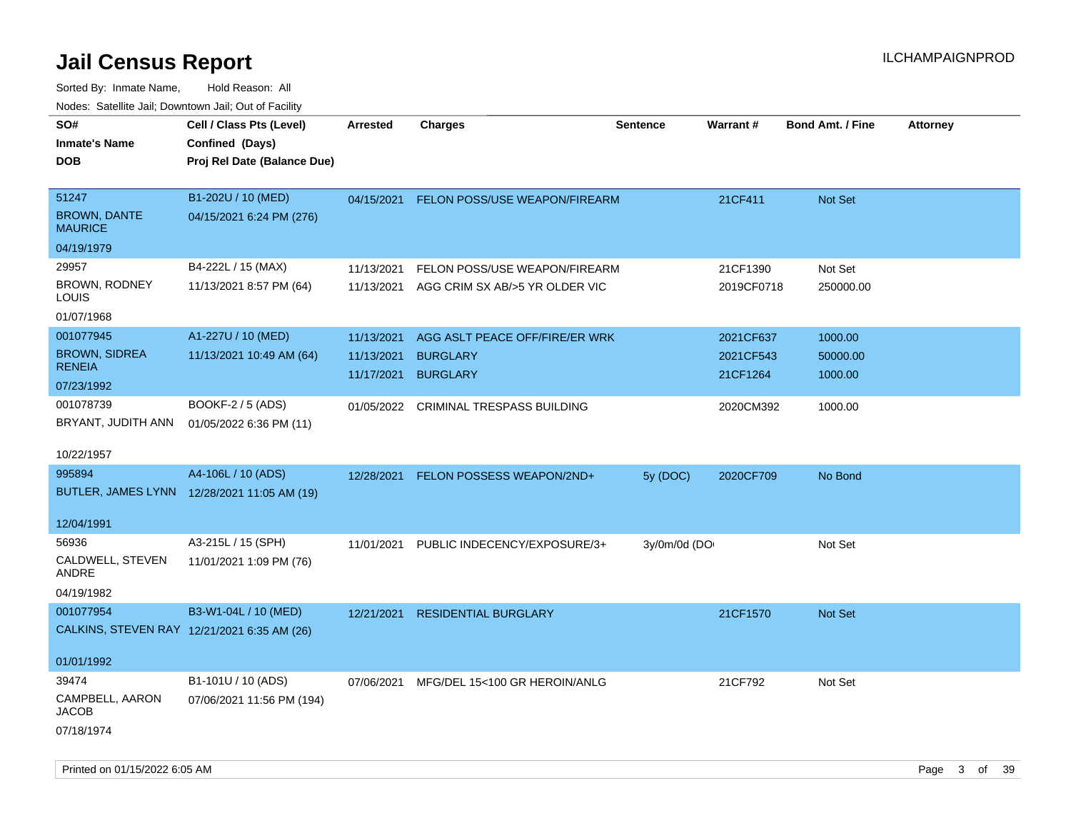# Jail Census Report

ILCHAMPAIGNPROD

Sorted By: Inmate Name, Hold Reason: All

Nodes: Satellite Jail; Downtown Jail; Out of Facility

| SO# / Inmate's Name / DOB | Cell / Class Pts (Level) / Confined (Days) / Proj Rel Date (Balance Due) | Arrested | Charges | Sentence | Warrant # | Bond Amt. / Fine | Attorney |
|---|---|---|---|---|---|---|---|
| 51247 BROWN, DANTE MAURICE 04/19/1979 | B1-202U / 10 (MED) 04/15/2021 6:24 PM (276) | 04/15/2021 | FELON POSS/USE WEAPON/FIREARM | | 21CF411 | Not Set | |
| 29957 BROWN, RODNEY LOUIS 01/07/1968 | B4-222L / 15 (MAX) 11/13/2021 8:57 PM (64) | 11/13/2021 | FELON POSS/USE WEAPON/FIREARM | | 21CF1390 | Not Set | |
| | | 11/13/2021 | AGG CRIM SX AB/>5 YR OLDER VIC | | 2019CF0718 | 250000.00 | |
| 001077945 BROWN, SIDREA RENEIA 07/23/1992 | A1-227U / 10 (MED) 11/13/2021 10:49 AM (64) | 11/13/2021 | AGG ASLT PEACE OFF/FIRE/ER WRK | | 2021CF637 | 1000.00 | |
| | | 11/13/2021 | BURGLARY | | 2021CF543 | 50000.00 | |
| | | 11/17/2021 | BURGLARY | | 21CF1264 | 1000.00 | |
| 001078739 BRYANT, JUDITH ANN 10/22/1957 | BOOKF-2 / 5 (ADS) 01/05/2022 6:36 PM (11) | 01/05/2022 | CRIMINAL TRESPASS BUILDING | | 2020CM392 | 1000.00 | |
| 995894 BUTLER, JAMES LYNN 12/04/1991 | A4-106L / 10 (ADS) 12/28/2021 11:05 AM (19) | 12/28/2021 | FELON POSSESS WEAPON/2ND+ | 5y (DOC) | 2020CF709 | No Bond | |
| 56936 CALDWELL, STEVEN ANDRE 04/19/1982 | A3-215L / 15 (SPH) 11/01/2021 1:09 PM (76) | 11/01/2021 | PUBLIC INDECENCY/EXPOSURE/3+ | 3y/0m/0d (DO | | Not Set | |
| 001077954 CALKINS, STEVEN RAY 01/01/1992 | B3-W1-04L / 10 (MED) 12/21/2021 6:35 AM (26) | 12/21/2021 | RESIDENTIAL BURGLARY | | 21CF1570 | Not Set | |
| 39474 CAMPBELL, AARON JACOB 07/18/1974 | B1-101U / 10 (ADS) 07/06/2021 11:56 PM (194) | 07/06/2021 | MFG/DEL 15<100 GR HEROIN/ANLG | | 21CF792 | Not Set | |

Printed on 01/15/2022 6:05 AM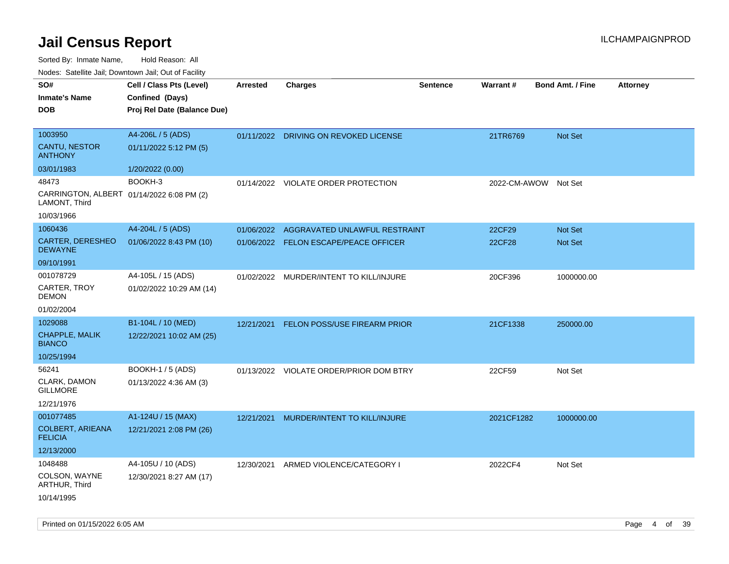# Jail Census Report

Sorted By: Inmate Name, Hold Reason: All

Nodes: Satellite Jail; Downtown Jail; Out of Facility

| SO# / Inmate's Name / DOB | Cell / Class Pts (Level) / Confined (Days) / Proj Rel Date (Balance Due) | Arrested | Charges | Sentence | Warrant # | Bond Amt. / Fine | Attorney |
|---|---|---|---|---|---|---|---|
| 1003950<br>CANTU, NESTOR ANTHONY<br>03/01/1983 | A4-206L / 5 (ADS)<br>01/11/2022 5:12 PM (5)<br>1/20/2022 (0.00) | 01/11/2022 | DRIVING ON REVOKED LICENSE | | 21TR6769 | Not Set | |
| 48473<br>CARRINGTON, ALBERT LAMONT, Third<br>10/03/1966 | BOOKH-3<br>01/14/2022 6:08 PM (2) | 01/14/2022 | VIOLATE ORDER PROTECTION | | 2022-CM-AWOW | Not Set | |
| 1060436<br>CARTER, DERESHEO DEWAYNE<br>09/10/1991 | A4-204L / 5 (ADS)<br>01/06/2022 8:43 PM (10) | 01/06/2022 | AGGRAVATED UNLAWFUL RESTRAINT | | 22CF29 | Not Set | |
| | | 01/06/2022 | FELON ESCAPE/PEACE OFFICER | | 22CF28 | Not Set | |
| 001078729<br>CARTER, TROY DEMON<br>01/02/2004 | A4-105L / 15 (ADS)<br>01/02/2022 10:29 AM (14) | 01/02/2022 | MURDER/INTENT TO KILL/INJURE | | 20CF396 | 1000000.00 | |
| 1029088<br>CHAPPLE, MALIK BIANCO<br>10/25/1994 | B1-104L / 10 (MED)<br>12/22/2021 10:02 AM (25) | 12/21/2021 | FELON POSS/USE FIREARM PRIOR | | 21CF1338 | 250000.00 | |
| 56241<br>CLARK, DAMON GILLMORE<br>12/21/1976 | BOOKH-1 / 5 (ADS)<br>01/13/2022 4:36 AM (3) | 01/13/2022 | VIOLATE ORDER/PRIOR DOM BTRY | | 22CF59 | Not Set | |
| 001077485<br>COLBERT, ARIEANA FELICIA<br>12/13/2000 | A1-124U / 15 (MAX)<br>12/21/2021 2:08 PM (26) | 12/21/2021 | MURDER/INTENT TO KILL/INJURE | | 2021CF1282 | 1000000.00 | |
| 1048488<br>COLSON, WAYNE ARTHUR, Third<br>10/14/1995 | A4-105U / 10 (ADS)<br>12/30/2021 8:27 AM (17) | 12/30/2021 | ARMED VIOLENCE/CATEGORY I | | 2022CF4 | Not Set | |

Printed on 01/15/2022 6:05 AM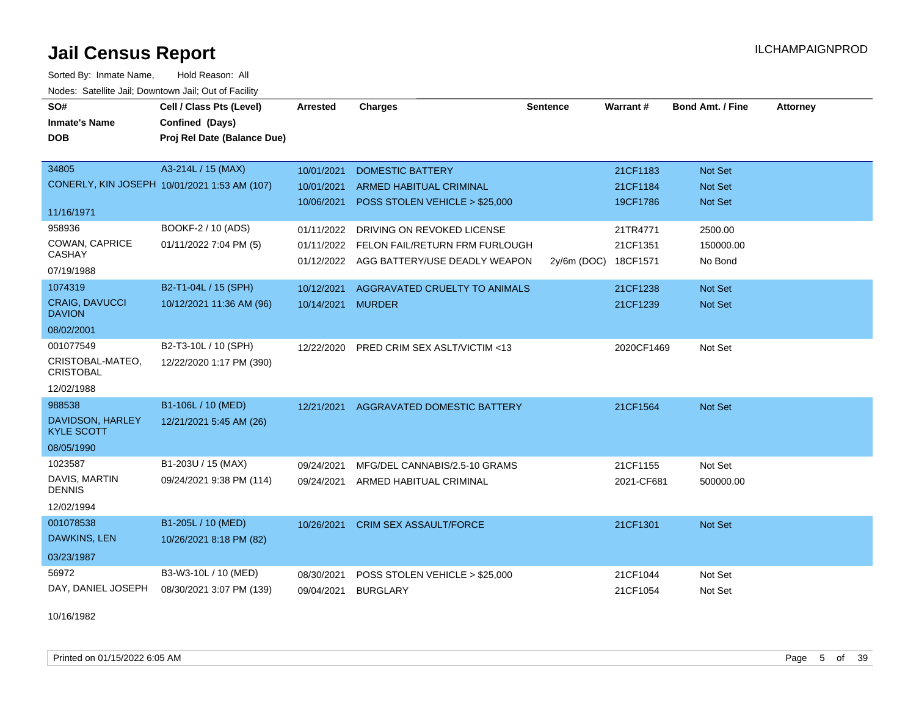# Jail Census Report

ILCHAMPAIGNPROD

Sorted By: Inmate Name, Hold Reason: All

Nodes: Satellite Jail; Downtown Jail; Out of Facility

| SO# / Inmate's Name / DOB | Cell / Class Pts (Level) / Confined (Days) / Proj Rel Date (Balance Due) | Arrested | Charges | Sentence | Warrant # | Bond Amt. / Fine | Attorney |
|---|---|---|---|---|---|---|---|
| 34805 | A3-214L / 15 (MAX) | 10/01/2021 | DOMESTIC BATTERY | | 21CF1183 | Not Set | |
| CONERLY, KIN JOSEPH | 10/01/2021 1:53 AM (107) | 10/01/2021 | ARMED HABITUAL CRIMINAL | | 21CF1184 | Not Set | |
| 11/16/1971 | | 10/06/2021 | POSS STOLEN VEHICLE > $25,000 | | 19CF1786 | Not Set | |
| 958936 | BOOKF-2 / 10 (ADS) | 01/11/2022 | DRIVING ON REVOKED LICENSE | | 21TR4771 | 2500.00 | |
| COWAN, CAPRICE CASHAY | 01/11/2022 7:04 PM (5) | 01/11/2022 | FELON FAIL/RETURN FRM FURLOUGH | | 21CF1351 | 150000.00 | |
| 07/19/1988 | | 01/12/2022 | AGG BATTERY/USE DEADLY WEAPON | 2y/6m (DOC) | 18CF1571 | No Bond | |
| 1074319 | B2-T1-04L / 15 (SPH) | 10/12/2021 | AGGRAVATED CRUELTY TO ANIMALS | | 21CF1238 | Not Set | |
| CRAIG, DAVUCCI DAVION | 10/12/2021 11:36 AM (96) | 10/14/2021 | MURDER | | 21CF1239 | Not Set | |
| 08/02/2001 | | | | | | | |
| 001077549 | B2-T3-10L / 10 (SPH) | 12/22/2020 | PRED CRIM SEX ASLT/VICTIM <13 | | 2020CF1469 | Not Set | |
| CRISTOBAL-MATEO, CRISTOBAL | 12/22/2020 1:17 PM (390) | | | | | | |
| 12/02/1988 | | | | | | | |
| 988538 | B1-106L / 10 (MED) | 12/21/2021 | AGGRAVATED DOMESTIC BATTERY | | 21CF1564 | Not Set | |
| DAVIDSON, HARLEY KYLE SCOTT | 12/21/2021 5:45 AM (26) | | | | | | |
| 08/05/1990 | | | | | | | |
| 1023587 | B1-203U / 15 (MAX) | 09/24/2021 | MFG/DEL CANNABIS/2.5-10 GRAMS | | 21CF1155 | Not Set | |
| DAVIS, MARTIN DENNIS | 09/24/2021 9:38 PM (114) | 09/24/2021 | ARMED HABITUAL CRIMINAL | | 2021-CF681 | 500000.00 | |
| 12/02/1994 | | | | | | | |
| 001078538 | B1-205L / 10 (MED) | 10/26/2021 | CRIM SEX ASSAULT/FORCE | | 21CF1301 | Not Set | |
| DAWKINS, LEN | 10/26/2021 8:18 PM (82) | | | | | | |
| 03/23/1987 | | | | | | | |
| 56972 | B3-W3-10L / 10 (MED) | 08/30/2021 | POSS STOLEN VEHICLE > $25,000 | | 21CF1044 | Not Set | |
| DAY, DANIEL JOSEPH | 08/30/2021 3:07 PM (139) | 09/04/2021 | BURGLARY | | 21CF1054 | Not Set | |
| 10/16/1982 | | | | | | | |

Printed on 01/15/2022 6:05 AM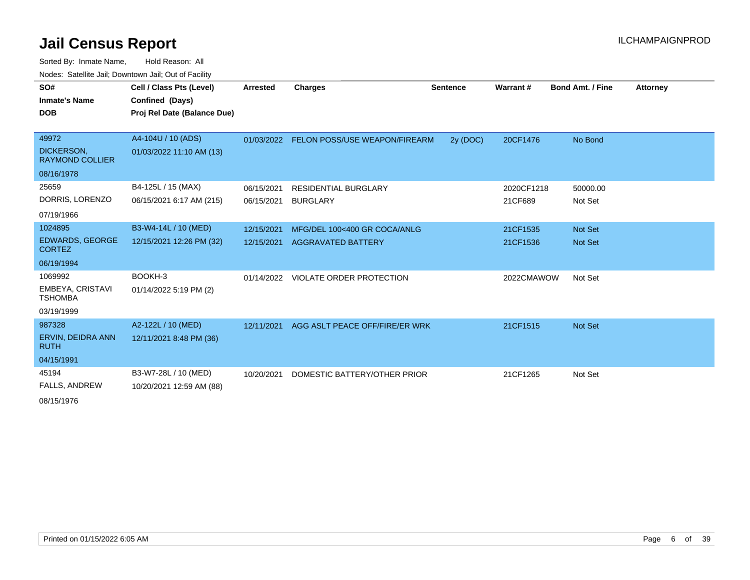# Jail Census Report

ILCHAMPAIGNPROD

Sorted By: Inmate Name, Hold Reason: All

Nodes: Satellite Jail; Downtown Jail; Out of Facility

| SO# / Inmate's Name / DOB | Cell / Class Pts (Level) / Confined (Days) / Proj Rel Date (Balance Due) | Arrested | Charges | Sentence | Warrant # | Bond Amt. / Fine | Attorney |
|---|---|---|---|---|---|---|---|
| 49972<br>DICKERSON, RAYMOND COLLIER<br>08/16/1978 | A4-104U / 10 (ADS)<br>01/03/2022 11:10 AM (13) | 01/03/2022 | FELON POSS/USE WEAPON/FIREARM | 2y (DOC) | 20CF1476 | No Bond | |
| 25659<br>DORRIS, LORENZO<br>07/19/1966 | B4-125L / 15 (MAX)<br>06/15/2021 6:17 AM (215) | 06/15/2021<br>06/15/2021 | RESIDENTIAL BURGLARY<br>BURGLARY | | 2020CF1218<br>21CF689 | 50000.00<br>Not Set | |
| 1024895<br>EDWARDS, GEORGE CORTEZ<br>06/19/1994 | B3-W4-14L / 10 (MED)<br>12/15/2021 12:26 PM (32) | 12/15/2021<br>12/15/2021 | MFG/DEL 100<400 GR COCA/ANLG<br>AGGRAVATED BATTERY | | 21CF1535<br>21CF1536 | Not Set<br>Not Set | |
| 1069992<br>EMBEYA, CRISTAVI TSHOMBA<br>03/19/1999 | BOOKH-3<br>01/14/2022 5:19 PM (2) | 01/14/2022 | VIOLATE ORDER PROTECTION | | 2022CMAWOW | Not Set | |
| 987328<br>ERVIN, DEIDRA ANN RUTH<br>04/15/1991 | A2-122L / 10 (MED)<br>12/11/2021 8:48 PM (36) | 12/11/2021 | AGG ASLT PEACE OFF/FIRE/ER WRK | | 21CF1515 | Not Set | |
| 45194<br>FALLS, ANDREW<br>08/15/1976 | B3-W7-28L / 10 (MED)<br>10/20/2021 12:59 AM (88) | 10/20/2021 | DOMESTIC BATTERY/OTHER PRIOR | | 21CF1265 | Not Set | |

Printed on 01/15/2022 6:05 AM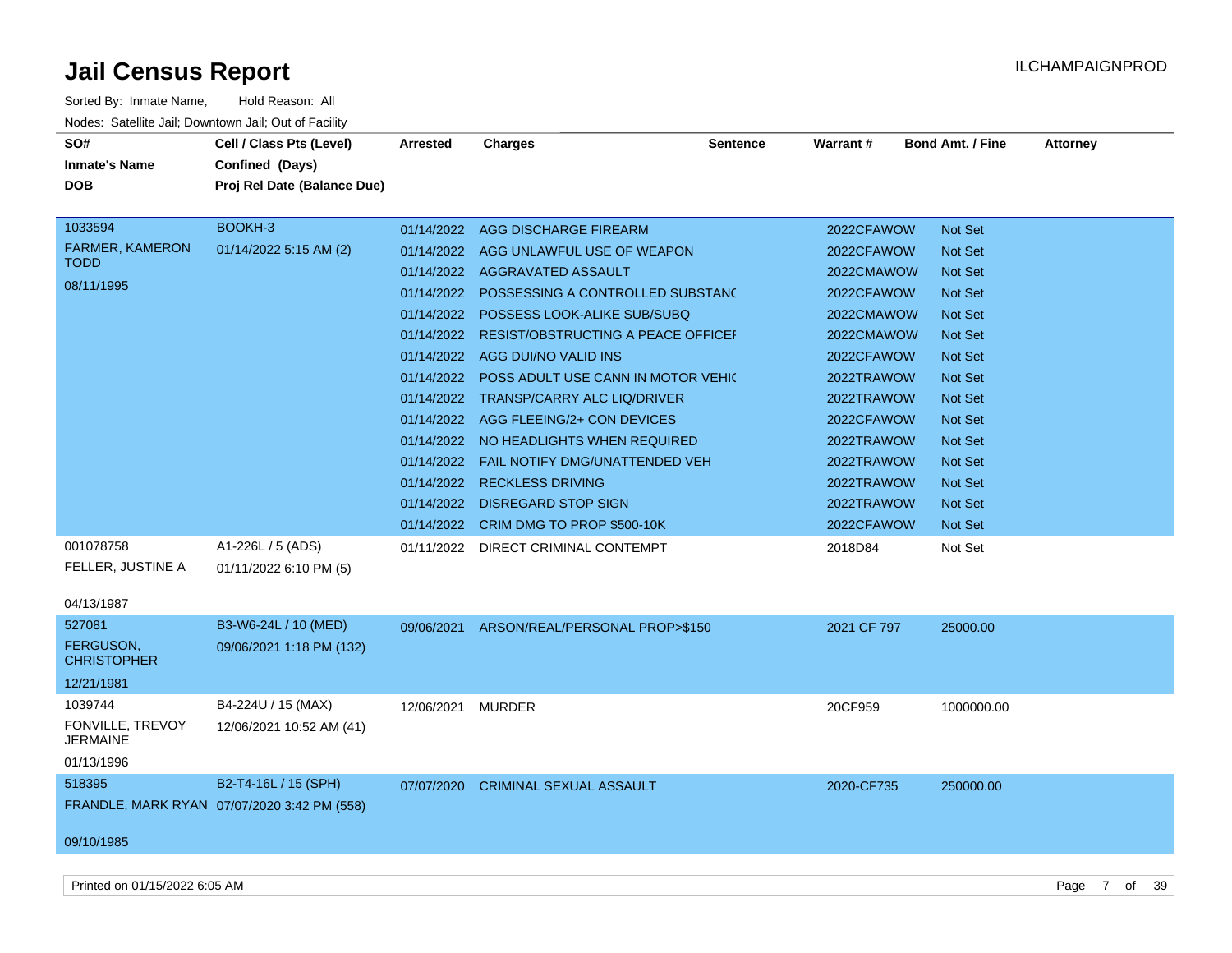# Jail Census Report

Sorted By: Inmate Name, Hold Reason: All

Nodes: Satellite Jail; Downtown Jail; Out of Facility

| SO# / Inmate's Name / DOB | Cell / Class Pts (Level) / Confined (Days) / Proj Rel Date (Balance Due) | Arrested | Charges | Sentence | Warrant # | Bond Amt. / Fine | Attorney |
|---|---|---|---|---|---|---|---|
| 1033594 FARMER, KAMERON TODD 08/11/1995 | BOOKH-3 01/14/2022 5:15 AM (2) | 01/14/2022 | AGG DISCHARGE FIREARM | | 2022CFAWOW | Not Set | |
| | | 01/14/2022 | AGG UNLAWFUL USE OF WEAPON | | 2022CFAWOW | Not Set | |
| | | 01/14/2022 | AGGRAVATED ASSAULT | | 2022CMAWOW | Not Set | |
| | | 01/14/2022 | POSSESSING A CONTROLLED SUBSTANC | | 2022CFAWOW | Not Set | |
| | | 01/14/2022 | POSSESS LOOK-ALIKE SUB/SUBQ | | 2022CMAWOW | Not Set | |
| | | 01/14/2022 | RESIST/OBSTRUCTING A PEACE OFFICEI | | 2022CMAWOW | Not Set | |
| | | 01/14/2022 | AGG DUI/NO VALID INS | | 2022CFAWOW | Not Set | |
| | | 01/14/2022 | POSS ADULT USE CANN IN MOTOR VEHIC | | 2022TRAWOW | Not Set | |
| | | 01/14/2022 | TRANSP/CARRY ALC LIQ/DRIVER | | 2022TRAWOW | Not Set | |
| | | 01/14/2022 | AGG FLEEING/2+ CON DEVICES | | 2022CFAWOW | Not Set | |
| | | 01/14/2022 | NO HEADLIGHTS WHEN REQUIRED | | 2022TRAWOW | Not Set | |
| | | 01/14/2022 | FAIL NOTIFY DMG/UNATTENDED VEH | | 2022TRAWOW | Not Set | |
| | | 01/14/2022 | RECKLESS DRIVING | | 2022TRAWOW | Not Set | |
| | | 01/14/2022 | DISREGARD STOP SIGN | | 2022TRAWOW | Not Set | |
| | | 01/14/2022 | CRIM DMG TO PROP $500-10K | | 2022CFAWOW | Not Set | |
| 001078758 FELLER, JUSTINE A 04/13/1987 | A1-226L / 5 (ADS) 01/11/2022 6:10 PM (5) | 01/11/2022 | DIRECT CRIMINAL CONTEMPT | | 2018D84 | Not Set | |
| 527081 FERGUSON, CHRISTOPHER 12/21/1981 | B3-W6-24L / 10 (MED) 09/06/2021 1:18 PM (132) | 09/06/2021 | ARSON/REAL/PERSONAL PROP>$150 | | 2021 CF 797 | 25000.00 | |
| 1039744 FONVILLE, TREVOY JERMAINE 01/13/1996 | B4-224U / 15 (MAX) 12/06/2021 10:52 AM (41) | 12/06/2021 | MURDER | | 20CF959 | 1000000.00 | |
| 518395 FRANDLE, MARK RYAN 09/10/1985 | B2-T4-16L / 15 (SPH) 07/07/2020 3:42 PM (558) | 07/07/2020 | CRIMINAL SEXUAL ASSAULT | | 2020-CF735 | 250000.00 | |

Printed on 01/15/2022 6:05 AM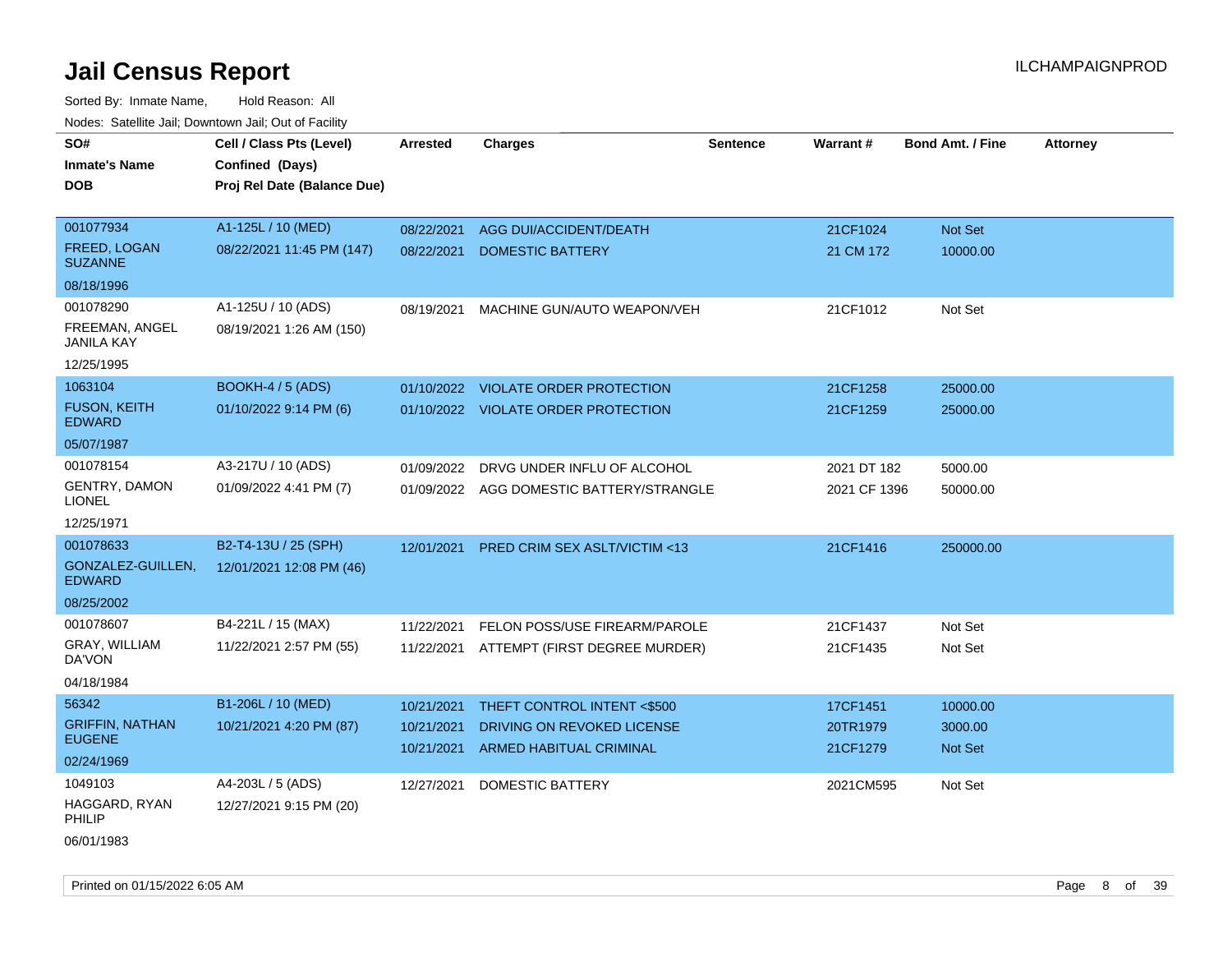# Jail Census Report

ILCHAMPAIGNPROD

Sorted By: Inmate Name, Hold Reason: All

Nodes: Satellite Jail; Downtown Jail; Out of Facility

| SO# / Inmate's Name / DOB | Cell / Class Pts (Level) / Confined (Days) / Proj Rel Date (Balance Due) | Arrested | Charges | Sentence | Warrant # | Bond Amt. / Fine | Attorney |
|---|---|---|---|---|---|---|---|
| 001077934<br>FREED, LOGAN SUZANNE<br>08/18/1996 | A1-125L / 10 (MED)<br>08/22/2021 11:45 PM (147) | 08/22/2021<br>08/22/2021 | AGG DUI/ACCIDENT/DEATH<br>DOMESTIC BATTERY | | 21CF1024<br>21 CM 172 | Not Set<br>10000.00 | |
| 001078290<br>FREEMAN, ANGEL JANILA KAY<br>12/25/1995 | A1-125U / 10 (ADS)<br>08/19/2021 1:26 AM (150) | 08/19/2021 | MACHINE GUN/AUTO WEAPON/VEH | | 21CF1012 | Not Set | |
| 1063104<br>FUSON, KEITH EDWARD<br>05/07/1987 | BOOKH-4 / 5 (ADS)<br>01/10/2022 9:14 PM (6) | 01/10/2022<br>01/10/2022 | VIOLATE ORDER PROTECTION<br>VIOLATE ORDER PROTECTION | | 21CF1258<br>21CF1259 | 25000.00<br>25000.00 | |
| 001078154<br>GENTRY, DAMON LIONEL<br>12/25/1971 | A3-217U / 10 (ADS)<br>01/09/2022 4:41 PM (7) | 01/09/2022<br>01/09/2022 | DRVG UNDER INFLU OF ALCOHOL<br>AGG DOMESTIC BATTERY/STRANGLE | | 2021 DT 182<br>2021 CF 1396 | 5000.00<br>50000.00 | |
| 001078633<br>GONZALEZ-GUILLEN, EDWARD<br>08/25/2002 | B2-T4-13U / 25 (SPH)<br>12/01/2021 12:08 PM (46) | 12/01/2021 | PRED CRIM SEX ASLT/VICTIM <13 | | 21CF1416 | 250000.00 | |
| 001078607<br>GRAY, WILLIAM DA'VON<br>04/18/1984 | B4-221L / 15 (MAX)<br>11/22/2021 2:57 PM (55) | 11/22/2021<br>11/22/2021 | FELON POSS/USE FIREARM/PAROLE<br>ATTEMPT (FIRST DEGREE MURDER) | | 21CF1437<br>21CF1435 | Not Set<br>Not Set | |
| 56342<br>GRIFFIN, NATHAN EUGENE<br>02/24/1969 | B1-206L / 10 (MED)<br>10/21/2021 4:20 PM (87) | 10/21/2021<br>10/21/2021<br>10/21/2021 | THEFT CONTROL INTENT <$500<br>DRIVING ON REVOKED LICENSE<br>ARMED HABITUAL CRIMINAL | | 17CF1451<br>20TR1979<br>21CF1279 | 10000.00<br>3000.00<br>Not Set | |
| 1049103<br>HAGGARD, RYAN PHILIP<br>06/01/1983 | A4-203L / 5 (ADS)<br>12/27/2021 9:15 PM (20) | 12/27/2021 | DOMESTIC BATTERY | | 2021CM595 | Not Set | |

Printed on 01/15/2022 6:05 AM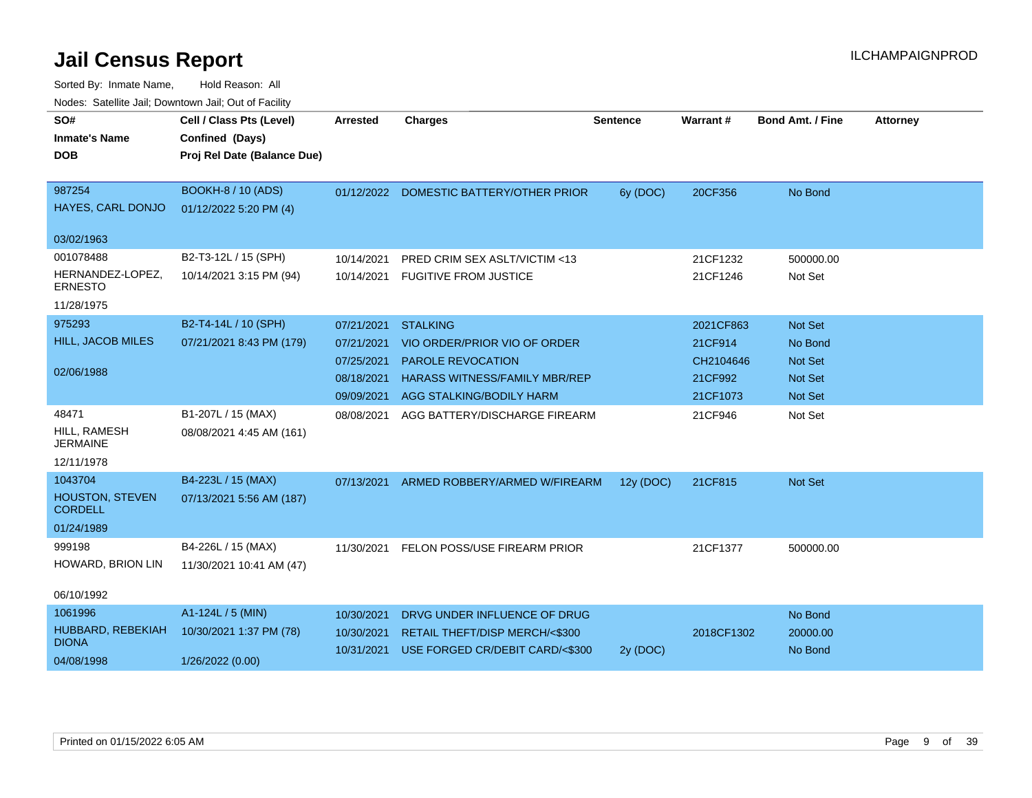# Jail Census Report

ILCHAMPAIGNPROD

Sorted By: Inmate Name, Hold Reason: All

Nodes: Satellite Jail; Downtown Jail; Out of Facility

| SO# / Inmate's Name / DOB | Cell / Class Pts (Level) / Confined (Days) / Proj Rel Date (Balance Due) | Arrested | Charges | Sentence | Warrant # | Bond Amt. / Fine | Attorney |
|---|---|---|---|---|---|---|---|
| 987254<br>HAYES, CARL DONJO<br>03/02/1963 | BOOKH-8 / 10 (ADS)<br>01/12/2022 5:20 PM (4) | 01/12/2022 | DOMESTIC BATTERY/OTHER PRIOR | 6y (DOC) | 20CF356 | No Bond | |
| 001078488<br>HERNANDEZ-LOPEZ, ERNESTO<br>11/28/1975 | B2-T3-12L / 15 (SPH)<br>10/14/2021 3:15 PM (94) | 10/14/2021 | PRED CRIM SEX ASLT/VICTIM <13 | | 21CF1232 | 500000.00 | |
| | | 10/14/2021 | FUGITIVE FROM JUSTICE | | 21CF1246 | Not Set | |
| 975293<br>HILL, JACOB MILES<br>02/06/1988 | B2-T4-14L / 10 (SPH)<br>07/21/2021 8:43 PM (179) | 07/21/2021 | STALKING | | 2021CF863 | Not Set | |
| | | 07/21/2021 | VIO ORDER/PRIOR VIO OF ORDER | | 21CF914 | No Bond | |
| | | 07/25/2021 | PAROLE REVOCATION | | CH2104646 | Not Set | |
| | | 08/18/2021 | HARASS WITNESS/FAMILY MBR/REP | | 21CF992 | Not Set | |
| | | 09/09/2021 | AGG STALKING/BODILY HARM | | 21CF1073 | Not Set | |
| 48471<br>HILL, RAMESH JERMAINE<br>12/11/1978 | B1-207L / 15 (MAX)<br>08/08/2021 4:45 AM (161) | 08/08/2021 | AGG BATTERY/DISCHARGE FIREARM | | 21CF946 | Not Set | |
| 1043704<br>HOUSTON, STEVEN CORDELL<br>01/24/1989 | B4-223L / 15 (MAX)<br>07/13/2021 5:56 AM (187) | 07/13/2021 | ARMED ROBBERY/ARMED W/FIREARM | 12y (DOC) | 21CF815 | Not Set | |
| 999198<br>HOWARD, BRION LIN<br>06/10/1992 | B4-226L / 15 (MAX)<br>11/30/2021 10:41 AM (47) | 11/30/2021 | FELON POSS/USE FIREARM PRIOR | | 21CF1377 | 500000.00 | |
| 1061996<br>HUBBARD, REBEKIAH DIONA<br>04/08/1998 | A1-124L / 5 (MIN)<br>10/30/2021 1:37 PM (78)<br>1/26/2022 (0.00) | 10/30/2021 | DRVG UNDER INFLUENCE OF DRUG | | | No Bond | |
| | | 10/30/2021 | RETAIL THEFT/DISP MERCH/<$300 | | 2018CF1302 | 20000.00 | |
| | | 10/31/2021 | USE FORGED CR/DEBIT CARD/<$300 | 2y (DOC) | | No Bond | |

Printed on 01/15/2022 6:05 AM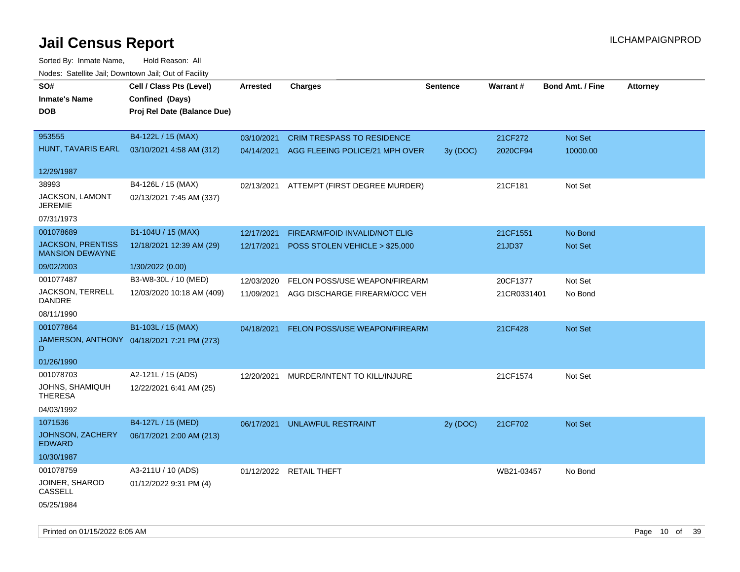# Jail Census Report

ILCHAMPAIGNPROD

Sorted By: Inmate Name, Hold Reason: All

Nodes: Satellite Jail; Downtown Jail; Out of Facility

| SO#<br>Inmate's Name<br>DOB | Cell / Class Pts (Level)<br>Confined (Days)<br>Proj Rel Date (Balance Due) | Arrested | Charges | Sentence | Warrant # | Bond Amt. / Fine | Attorney |
|---|---|---|---|---|---|---|---|
| 953555<br>HUNT, TAVARIS EARL<br>12/29/1987 | B4-122L / 15 (MAX)<br>03/10/2021 4:58 AM (312) | 03/10/2021<br>04/14/2021 | CRIM TRESPASS TO RESIDENCE<br>AGG FLEEING POLICE/21 MPH OVER | <br>3y (DOC) | 21CF272<br>2020CF94 | Not Set<br>10000.00 | |
| 38993<br>JACKSON, LAMONT JEREMIE<br>07/31/1973 | B4-126L / 15 (MAX)<br>02/13/2021 7:45 AM (337) | 02/13/2021 | ATTEMPT (FIRST DEGREE MURDER) | | 21CF181 | Not Set | |
| 001078689<br>JACKSON, PRENTISS MANSION DEWAYNE<br>09/02/2003 | B1-104U / 15 (MAX)<br>12/18/2021 12:39 AM (29)<br>1/30/2022 (0.00) | 12/17/2021<br>12/17/2021 | FIREARM/FOID INVALID/NOT ELIG<br>POSS STOLEN VEHICLE > $25,000 | | 21CF1551<br>21JD37 | No Bond<br>Not Set | |
| 001077487<br>JACKSON, TERRELL DANDRE<br>08/11/1990 | B3-W8-30L / 10 (MED)<br>12/03/2020 10:18 AM (409) | 12/03/2020<br>11/09/2021 | FELON POSS/USE WEAPON/FIREARM<br>AGG DISCHARGE FIREARM/OCC VEH | | 20CF1377<br>21CR0331401 | Not Set<br>No Bond | |
| 001077864<br>JAMERSON, ANTHONY D<br>01/26/1990 | B1-103L / 15 (MAX)<br>04/18/2021 7:21 PM (273) | 04/18/2021 | FELON POSS/USE WEAPON/FIREARM | | 21CF428 | Not Set | |
| 001078703<br>JOHNS, SHAMIQUH THERESA<br>04/03/1992 | A2-121L / 15 (ADS)<br>12/22/2021 6:41 AM (25) | 12/20/2021 | MURDER/INTENT TO KILL/INJURE | | 21CF1574 | Not Set | |
| 1071536<br>JOHNSON, ZACHERY EDWARD<br>10/30/1987 | B4-127L / 15 (MED)<br>06/17/2021 2:00 AM (213) | 06/17/2021 | UNLAWFUL RESTRAINT | 2y (DOC) | 21CF702 | Not Set | |
| 001078759<br>JOINER, SHAROD CASSELL<br>05/25/1984 | A3-211U / 10 (ADS)<br>01/12/2022 9:31 PM (4) | 01/12/2022 | RETAIL THEFT | | WB21-03457 | No Bond | |

Printed on 01/15/2022 6:05 AM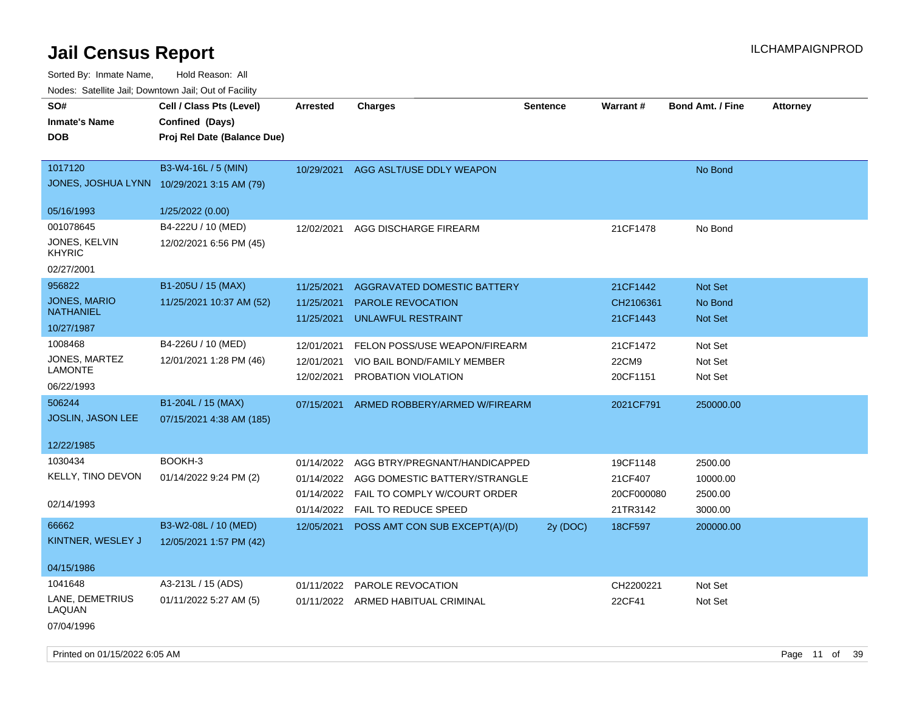# Jail Census Report

ILCHAMPAIGNPROD

Sorted By: Inmate Name, Hold Reason: All

Nodes: Satellite Jail; Downtown Jail; Out of Facility

| SO# / Inmate's Name / DOB | Cell / Class Pts (Level) / Confined (Days) / Proj Rel Date (Balance Due) | Arrested | Charges | Sentence | Warrant # | Bond Amt. / Fine | Attorney |
|---|---|---|---|---|---|---|---|
| 1017120<br>JONES, JOSHUA LYNN<br>05/16/1993 | B3-W4-16L / 5 (MIN)<br>10/29/2021 3:15 AM (79)<br>1/25/2022 (0.00) | 10/29/2021 | AGG ASLT/USE DDLY WEAPON | | | No Bond | |
| 001078645<br>JONES, KELVIN KHYRIC<br>02/27/2001 | B4-222U / 10 (MED)<br>12/02/2021 6:56 PM (45) | 12/02/2021 | AGG DISCHARGE FIREARM | | 21CF1478 | No Bond | |
| 956822<br>JONES, MARIO NATHANIEL<br>10/27/1987 | B1-205U / 15 (MAX)<br>11/25/2021 10:37 AM (52) | 11/25/2021 | AGGRAVATED DOMESTIC BATTERY | | 21CF1442 | Not Set | |
| | | 11/25/2021 | PAROLE REVOCATION | | CH2106361 | No Bond | |
| | | 11/25/2021 | UNLAWFUL RESTRAINT | | 21CF1443 | Not Set | |
| 1008468<br>JONES, MARTEZ LAMONTE<br>06/22/1993 | B4-226U / 10 (MED)<br>12/01/2021 1:28 PM (46) | 12/01/2021 | FELON POSS/USE WEAPON/FIREARM | | 21CF1472 | Not Set | |
| | | 12/01/2021 | VIO BAIL BOND/FAMILY MEMBER | | 22CM9 | Not Set | |
| | | 12/02/2021 | PROBATION VIOLATION | | 20CF1151 | Not Set | |
| 506244<br>JOSLIN, JASON LEE<br>12/22/1985 | B1-204L / 15 (MAX)<br>07/15/2021 4:38 AM (185) | 07/15/2021 | ARMED ROBBERY/ARMED W/FIREARM | | 2021CF791 | 250000.00 | |
| 1030434<br>KELLY, TINO DEVON<br>02/14/1993 | BOOKH-3<br>01/14/2022 9:24 PM (2) | 01/14/2022 | AGG BTRY/PREGNANT/HANDICAPPED | | 19CF1148 | 2500.00 | |
| | | 01/14/2022 | AGG DOMESTIC BATTERY/STRANGLE | | 21CF407 | 10000.00 | |
| | | 01/14/2022 | FAIL TO COMPLY W/COURT ORDER | | 20CF000080 | 2500.00 | |
| | | 01/14/2022 | FAIL TO REDUCE SPEED | | 21TR3142 | 3000.00 | |
| 66662<br>KINTNER, WESLEY J<br>04/15/1986 | B3-W2-08L / 10 (MED)<br>12/05/2021 1:57 PM (42) | 12/05/2021 | POSS AMT CON SUB EXCEPT(A)/(D) | 2y (DOC) | 18CF597 | 200000.00 | |
| 1041648<br>LANE, DEMETRIUS LAQUAN<br>07/04/1996 | A3-213L / 15 (ADS)<br>01/11/2022 5:27 AM (5) | 01/11/2022 | PAROLE REVOCATION | | CH2200221 | Not Set | |
| | | 01/11/2022 | ARMED HABITUAL CRIMINAL | | 22CF41 | Not Set | |

Printed on 01/15/2022 6:05 AM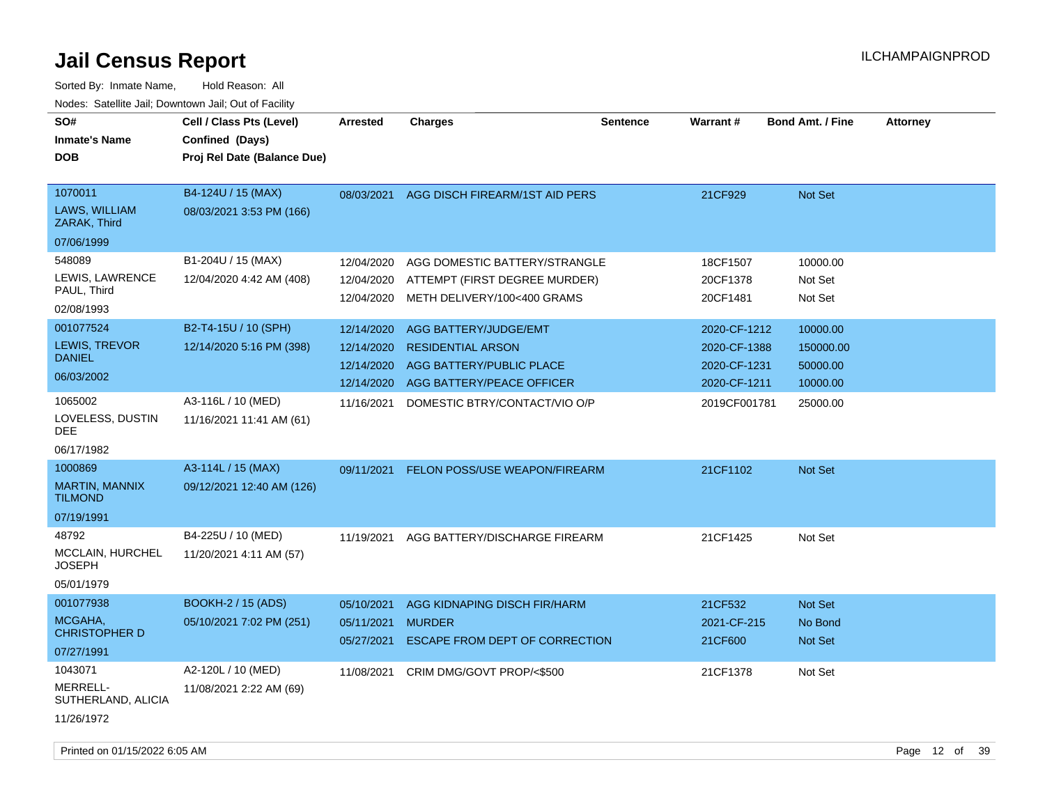# Jail Census Report

ILCHAMPAIGNPROD

Sorted By: Inmate Name, Hold Reason: All

Nodes: Satellite Jail; Downtown Jail; Out of Facility

| SO# / Inmate's Name / DOB | Cell / Class Pts (Level) / Confined (Days) / Proj Rel Date (Balance Due) | Arrested | Charges | Sentence | Warrant # | Bond Amt. / Fine | Attorney |
|---|---|---|---|---|---|---|---|
| 1070011<br>LAWS, WILLIAM ZARAK, Third<br>07/06/1999 | B4-124U / 15 (MAX)<br>08/03/2021 3:53 PM (166) | 08/03/2021 | AGG DISCH FIREARM/1ST AID PERS | | 21CF929 | Not Set | |
| 548089<br>LEWIS, LAWRENCE PAUL, Third<br>02/08/1993 | B1-204U / 15 (MAX)<br>12/04/2020 4:42 AM (408) | 12/04/2020 | AGG DOMESTIC BATTERY/STRANGLE | | 18CF1507 | 10000.00 | |
| | | 12/04/2020 | ATTEMPT (FIRST DEGREE MURDER) | | 20CF1378 | Not Set | |
| | | 12/04/2020 | METH DELIVERY/100<400 GRAMS | | 20CF1481 | Not Set | |
| 001077524<br>LEWIS, TREVOR DANIEL<br>06/03/2002 | B2-T4-15U / 10 (SPH)<br>12/14/2020 5:16 PM (398) | 12/14/2020 | AGG BATTERY/JUDGE/EMT | | 2020-CF-1212 | 10000.00 | |
| | | 12/14/2020 | RESIDENTIAL ARSON | | 2020-CF-1388 | 150000.00 | |
| | | 12/14/2020 | AGG BATTERY/PUBLIC PLACE | | 2020-CF-1231 | 50000.00 | |
| | | 12/14/2020 | AGG BATTERY/PEACE OFFICER | | 2020-CF-1211 | 10000.00 | |
| 1065002<br>LOVELESS, DUSTIN DEE<br>06/17/1982 | A3-116L / 10 (MED)<br>11/16/2021 11:41 AM (61) | 11/16/2021 | DOMESTIC BTRY/CONTACT/VIO O/P | | 2019CF001781 | 25000.00 | |
| 1000869<br>MARTIN, MANNIX TILMOND<br>07/19/1991 | A3-114L / 15 (MAX)<br>09/12/2021 12:40 AM (126) | 09/11/2021 | FELON POSS/USE WEAPON/FIREARM | | 21CF1102 | Not Set | |
| 48792<br>MCCLAIN, HURCHEL JOSEPH<br>05/01/1979 | B4-225U / 10 (MED)<br>11/20/2021 4:11 AM (57) | 11/19/2021 | AGG BATTERY/DISCHARGE FIREARM | | 21CF1425 | Not Set | |
| 001077938<br>MCGAHA, CHRISTOPHER D<br>07/27/1991 | BOOKH-2 / 15 (ADS)<br>05/10/2021 7:02 PM (251) | 05/10/2021 | AGG KIDNAPING DISCH FIR/HARM | | 21CF532 | Not Set | |
| | | 05/11/2021 | MURDER | | 2021-CF-215 | No Bond | |
| | | 05/27/2021 | ESCAPE FROM DEPT OF CORRECTION | | 21CF600 | Not Set | |
| 1043071<br>MERRELL-SUTHERLAND, ALICIA<br>11/26/1972 | A2-120L / 10 (MED)<br>11/08/2021 2:22 AM (69) | 11/08/2021 | CRIM DMG/GOVT PROP/<$500 | | 21CF1378 | Not Set | |

Printed on 01/15/2022 6:05 AM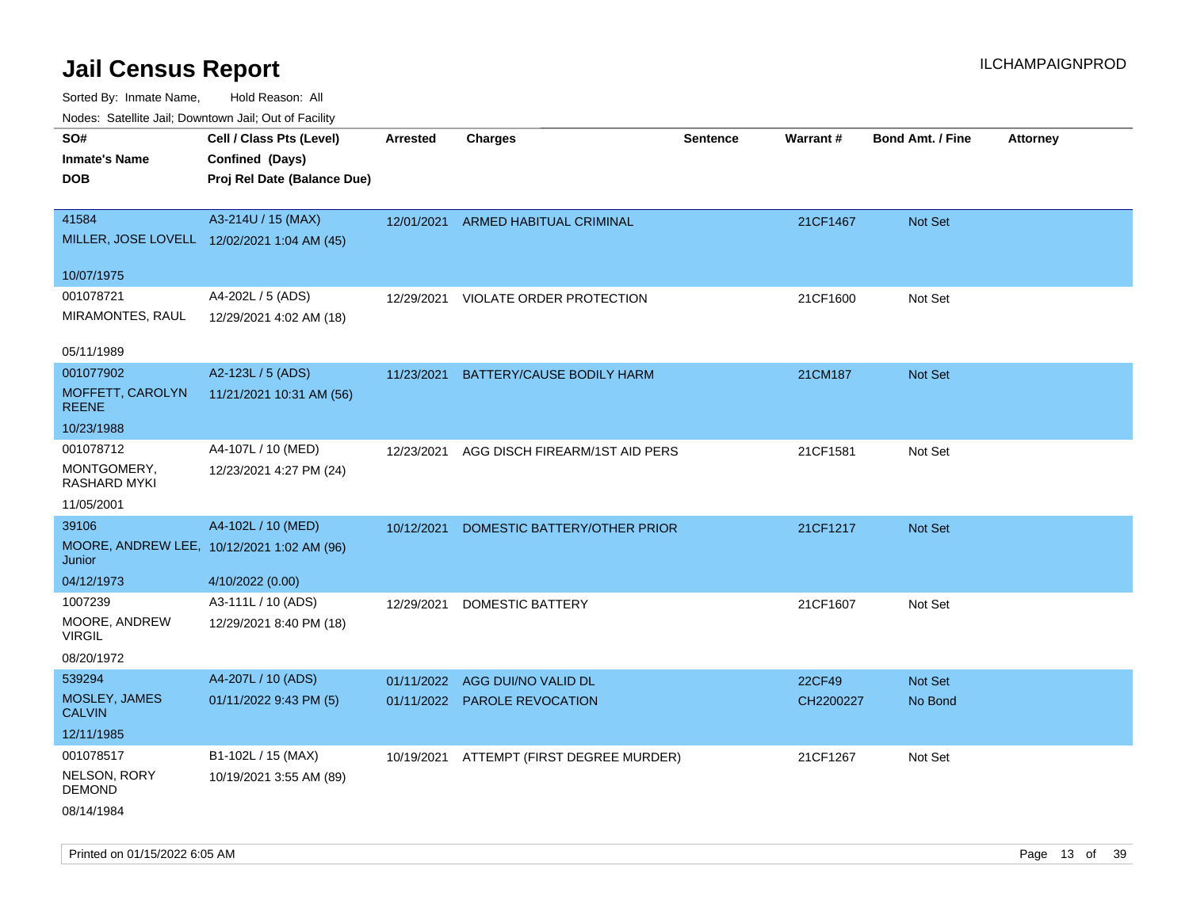# Jail Census Report

ILCHAMPAIGNPROD

Sorted By: Inmate Name, Hold Reason: All

Nodes: Satellite Jail; Downtown Jail; Out of Facility

| SO#<br>Inmate's Name<br>DOB | Cell / Class Pts (Level)<br>Confined (Days)<br>Proj Rel Date (Balance Due) | Arrested | Charges | Sentence | Warrant # | Bond Amt. / Fine | Attorney |
|---|---|---|---|---|---|---|---|
| 41584<br>MILLER, JOSE LOVELL<br>10/07/1975 | A3-214U / 15 (MAX)<br>12/02/2021 1:04 AM (45) | 12/01/2021 | ARMED HABITUAL CRIMINAL | | 21CF1467 | Not Set | |
| 001078721<br>MIRAMONTES, RAUL<br>05/11/1989 | A4-202L / 5 (ADS)<br>12/29/2021 4:02 AM (18) | 12/29/2021 | VIOLATE ORDER PROTECTION | | 21CF1600 | Not Set | |
| 001077902<br>MOFFETT, CAROLYN REENE<br>10/23/1988 | A2-123L / 5 (ADS)<br>11/21/2021 10:31 AM (56) | 11/23/2021 | BATTERY/CAUSE BODILY HARM | | 21CM187 | Not Set | |
| 001078712<br>MONTGOMERY, RASHARD MYKI<br>11/05/2001 | A4-107L / 10 (MED)<br>12/23/2021 4:27 PM (24) | 12/23/2021 | AGG DISCH FIREARM/1ST AID PERS | | 21CF1581 | Not Set | |
| 39106<br>MOORE, ANDREW LEE, Junior<br>04/12/1973 | A4-102L / 10 (MED)<br>10/12/2021 1:02 AM (96)<br>4/10/2022 (0.00) | 10/12/2021 | DOMESTIC BATTERY/OTHER PRIOR | | 21CF1217 | Not Set | |
| 1007239<br>MOORE, ANDREW VIRGIL<br>08/20/1972 | A3-111L / 10 (ADS)<br>12/29/2021 8:40 PM (18) | 12/29/2021 | DOMESTIC BATTERY | | 21CF1607 | Not Set | |
| 539294<br>MOSLEY, JAMES CALVIN<br>12/11/1985 | A4-207L / 10 (ADS)<br>01/11/2022 9:43 PM (5) | 01/11/2022<br>01/11/2022 | AGG DUI/NO VALID DL<br>PAROLE REVOCATION | | 22CF49<br>CH2200227 | Not Set<br>No Bond | |
| 001078517<br>NELSON, RORY DEMOND<br>08/14/1984 | B1-102L / 15 (MAX)<br>10/19/2021 3:55 AM (89) | 10/19/2021 | ATTEMPT (FIRST DEGREE MURDER) | | 21CF1267 | Not Set | |

Printed on 01/15/2022 6:05 AM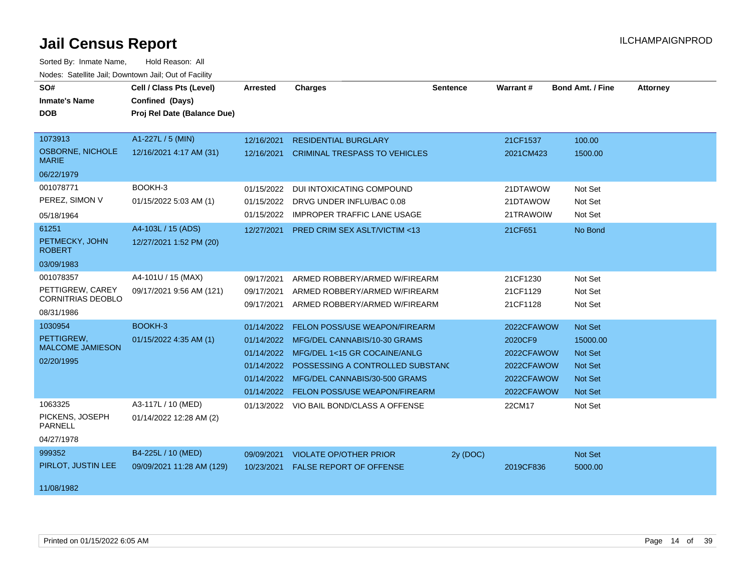# Jail Census Report

ILCHAMPAIGNPROD

Sorted By: Inmate Name, Hold Reason: All

Nodes: Satellite Jail; Downtown Jail; Out of Facility

| SO# / Inmate's Name / DOB | Cell / Class Pts (Level) / Confined (Days) / Proj Rel Date (Balance Due) | Arrested | Charges | Sentence | Warrant # | Bond Amt. / Fine | Attorney |
|---|---|---|---|---|---|---|---|
| 1073913<br>OSBORNE, NICHOLE MARIE<br>06/22/1979 | A1-227L / 5 (MIN)<br>12/16/2021 4:17 AM (31) | 12/16/2021 | RESIDENTIAL BURGLARY | | 21CF1537 | 100.00 | |
| | | 12/16/2021 | CRIMINAL TRESPASS TO VEHICLES | | 2021CM423 | 1500.00 | |
| 001078771<br>PEREZ, SIMON V<br>05/18/1964 | BOOKH-3<br>01/15/2022 5:03 AM (1) | 01/15/2022 | DUI INTOXICATING COMPOUND | | 21DTAWOW | Not Set | |
| | | 01/15/2022 | DRVG UNDER INFLU/BAC 0.08 | | 21DTAWOW | Not Set | |
| | | 01/15/2022 | IMPROPER TRAFFIC LANE USAGE | | 21TRAWOIW | Not Set | |
| 61251<br>PETMECKY, JOHN ROBERT<br>03/09/1983 | A4-103L / 15 (ADS)<br>12/27/2021 1:52 PM (20) | 12/27/2021 | PRED CRIM SEX ASLT/VICTIM <13 | | 21CF651 | No Bond | |
| 001078357<br>PETTIGREW, CAREY CORNITRIAS DEOBLO<br>08/31/1986 | A4-101U / 15 (MAX)<br>09/17/2021 9:56 AM (121) | 09/17/2021 | ARMED ROBBERY/ARMED W/FIREARM | | 21CF1230 | Not Set | |
| | | 09/17/2021 | ARMED ROBBERY/ARMED W/FIREARM | | 21CF1129 | Not Set | |
| | | 09/17/2021 | ARMED ROBBERY/ARMED W/FIREARM | | 21CF1128 | Not Set | |
| 1030954<br>PETTIGREW, MALCOME JAMIESON<br>02/20/1995 | BOOKH-3<br>01/15/2022 4:35 AM (1) | 01/14/2022 | FELON POSS/USE WEAPON/FIREARM | | 2022CFAWOW | Not Set | |
| | | 01/14/2022 | MFG/DEL CANNABIS/10-30 GRAMS | | 2020CF9 | 15000.00 | |
| | | 01/14/2022 | MFG/DEL 1<15 GR COCAINE/ANLG | | 2022CFAWOW | Not Set | |
| | | 01/14/2022 | POSSESSING A CONTROLLED SUBSTANC | | 2022CFAWOW | Not Set | |
| | | 01/14/2022 | MFG/DEL CANNABIS/30-500 GRAMS | | 2022CFAWOW | Not Set | |
| | | 01/14/2022 | FELON POSS/USE WEAPON/FIREARM | | 2022CFAWOW | Not Set | |
| 1063325<br>PICKENS, JOSEPH PARNELL<br>04/27/1978 | A3-117L / 10 (MED)<br>01/14/2022 12:28 AM (2) | 01/13/2022 | VIO BAIL BOND/CLASS A OFFENSE | | 22CM17 | Not Set | |
| 999352<br>PIRLOT, JUSTIN LEE<br>11/08/1982 | B4-225L / 10 (MED)<br>09/09/2021 11:28 AM (129) | 09/09/2021 | VIOLATE OP/OTHER PRIOR | 2y (DOC) | | Not Set | |
| | | 10/23/2021 | FALSE REPORT OF OFFENSE | | 2019CF836 | 5000.00 | |

Printed on 01/15/2022 6:05 AM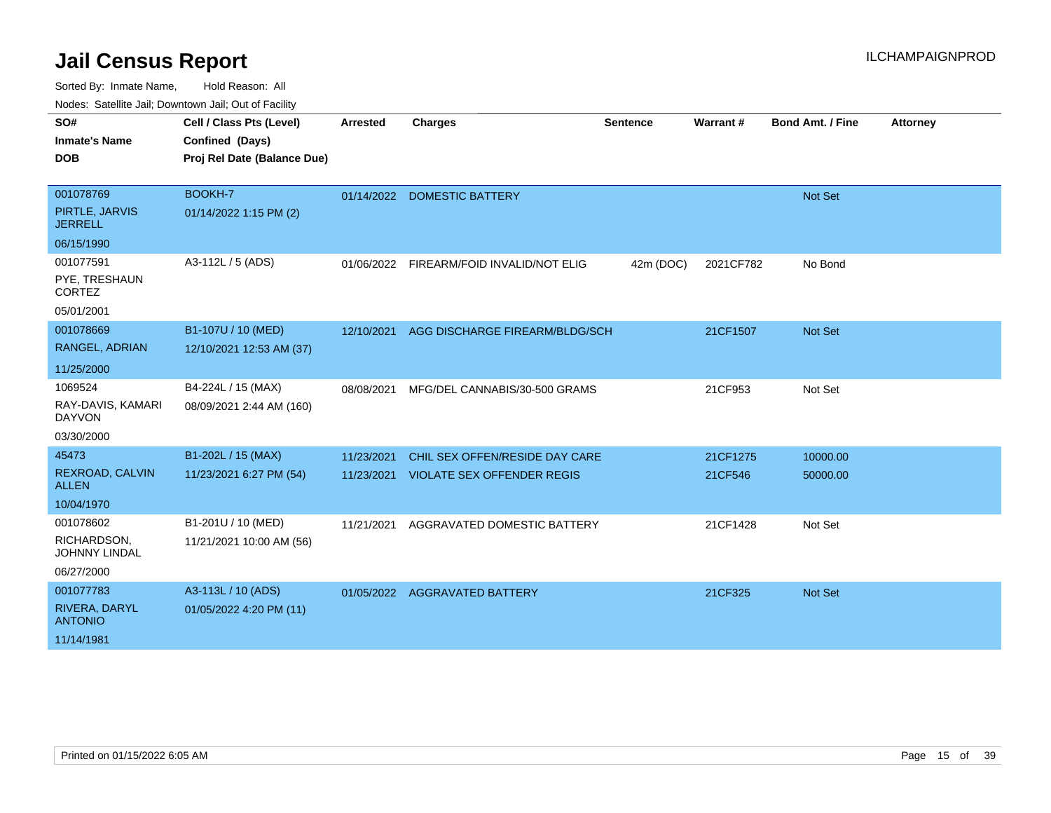# Jail Census Report

Sorted By: Inmate Name, Hold Reason: All

Nodes: Satellite Jail; Downtown Jail; Out of Facility

| SO# / Inmate's Name / DOB | Cell / Class Pts (Level) / Confined (Days) / Proj Rel Date (Balance Due) | Arrested | Charges | Sentence | Warrant # | Bond Amt. / Fine | Attorney |
|---|---|---|---|---|---|---|---|
| 001078769<br>PIRTLE, JARVIS JERRELL<br>06/15/1990 | BOOKH-7<br>01/14/2022 1:15 PM (2) | 01/14/2022 | DOMESTIC BATTERY | | | Not Set | |
| 001077591<br>PYE, TRESHAUN CORTEZ<br>05/01/2001 | A3-112L / 5 (ADS) | 01/06/2022 | FIREARM/FOID INVALID/NOT ELIG | 42m (DOC) | 2021CF782 | No Bond | |
| 001078669<br>RANGEL, ADRIAN<br>11/25/2000 | B1-107U / 10 (MED)<br>12/10/2021 12:53 AM (37) | 12/10/2021 | AGG DISCHARGE FIREARM/BLDG/SCH | | 21CF1507 | Not Set | |
| 1069524<br>RAY-DAVIS, KAMARI DAYVON<br>03/30/2000 | B4-224L / 15 (MAX)<br>08/09/2021 2:44 AM (160) | 08/08/2021 | MFG/DEL CANNABIS/30-500 GRAMS | | 21CF953 | Not Set | |
| 45473<br>REXROAD, CALVIN ALLEN<br>10/04/1970 | B1-202L / 15 (MAX)<br>11/23/2021 6:27 PM (54) | 11/23/2021<br>11/23/2021 | CHIL SEX OFFEN/RESIDE DAY CARE<br>VIOLATE SEX OFFENDER REGIS | | 21CF1275<br>21CF546 | 10000.00<br>50000.00 | |
| 001078602<br>RICHARDSON, JOHNNY LINDAL<br>06/27/2000 | B1-201U / 10 (MED)<br>11/21/2021 10:00 AM (56) | 11/21/2021 | AGGRAVATED DOMESTIC BATTERY | | 21CF1428 | Not Set | |
| 001077783<br>RIVERA, DARYL ANTONIO<br>11/14/1981 | A3-113L / 10 (ADS)<br>01/05/2022 4:20 PM (11) | 01/05/2022 | AGGRAVATED BATTERY | | 21CF325 | Not Set | |

Printed on 01/15/2022 6:05 AM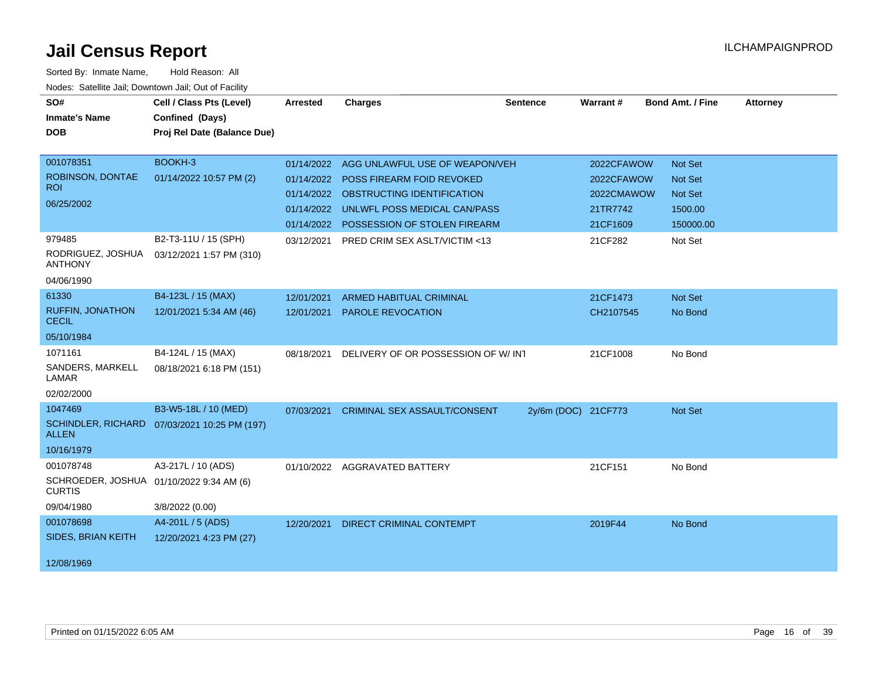# Jail Census Report

ILCHAMPAIGNPROD

Sorted By: Inmate Name, Hold Reason: All

Nodes: Satellite Jail; Downtown Jail; Out of Facility

| SO# / Inmate's Name / DOB | Cell / Class Pts (Level) / Confined (Days) / Proj Rel Date (Balance Due) | Arrested | Charges | Sentence | Warrant # | Bond Amt. / Fine | Attorney |
|---|---|---|---|---|---|---|---|
| 001078351 ROBINSON, DONTAE ROI 06/25/2002 | BOOKH-3 01/14/2022 10:57 PM (2) | 01/14/2022 | AGG UNLAWFUL USE OF WEAPON/VEH | | 2022CFAWOW | Not Set | |
| | | 01/14/2022 | POSS FIREARM FOID REVOKED | | 2022CFAWOW | Not Set | |
| | | 01/14/2022 | OBSTRUCTING IDENTIFICATION | | 2022CMAWOW | Not Set | |
| | | 01/14/2022 | UNLWFL POSS MEDICAL CAN/PASS | | 21TR7742 | 1500.00 | |
| | | 01/14/2022 | POSSESSION OF STOLEN FIREARM | | 21CF1609 | 150000.00 | |
| 979485 RODRIGUEZ, JOSHUA ANTHONY 04/06/1990 | B2-T3-11U / 15 (SPH) 03/12/2021 1:57 PM (310) | 03/12/2021 | PRED CRIM SEX ASLT/VICTIM <13 | | 21CF282 | Not Set | |
| 61330 RUFFIN, JONATHON CECIL 05/10/1984 | B4-123L / 15 (MAX) 12/01/2021 5:34 AM (46) | 12/01/2021 | ARMED HABITUAL CRIMINAL | | 21CF1473 | Not Set | |
| | | 12/01/2021 | PAROLE REVOCATION | | CH2107545 | No Bond | |
| 1071161 SANDERS, MARKELL LAMAR 02/02/2000 | B4-124L / 15 (MAX) 08/18/2021 6:18 PM (151) | 08/18/2021 | DELIVERY OF OR POSSESSION OF W/ INT | | 21CF1008 | No Bond | |
| 1047469 SCHINDLER, RICHARD ALLEN 10/16/1979 | B3-W5-18L / 10 (MED) 07/03/2021 10:25 PM (197) | 07/03/2021 | CRIMINAL SEX ASSAULT/CONSENT | 2y/6m (DOC) | 21CF773 | Not Set | |
| 001078748 SCHROEDER, JOSHUA CURTIS 09/04/1980 | A3-217L / 10 (ADS) 01/10/2022 9:34 AM (6) 3/8/2022 (0.00) | 01/10/2022 | AGGRAVATED BATTERY | | 21CF151 | No Bond | |
| 001078698 SIDES, BRIAN KEITH 12/08/1969 | A4-201L / 5 (ADS) 12/20/2021 4:23 PM (27) | 12/20/2021 | DIRECT CRIMINAL CONTEMPT | | 2019F44 | No Bond | |

Printed on 01/15/2022 6:05 AM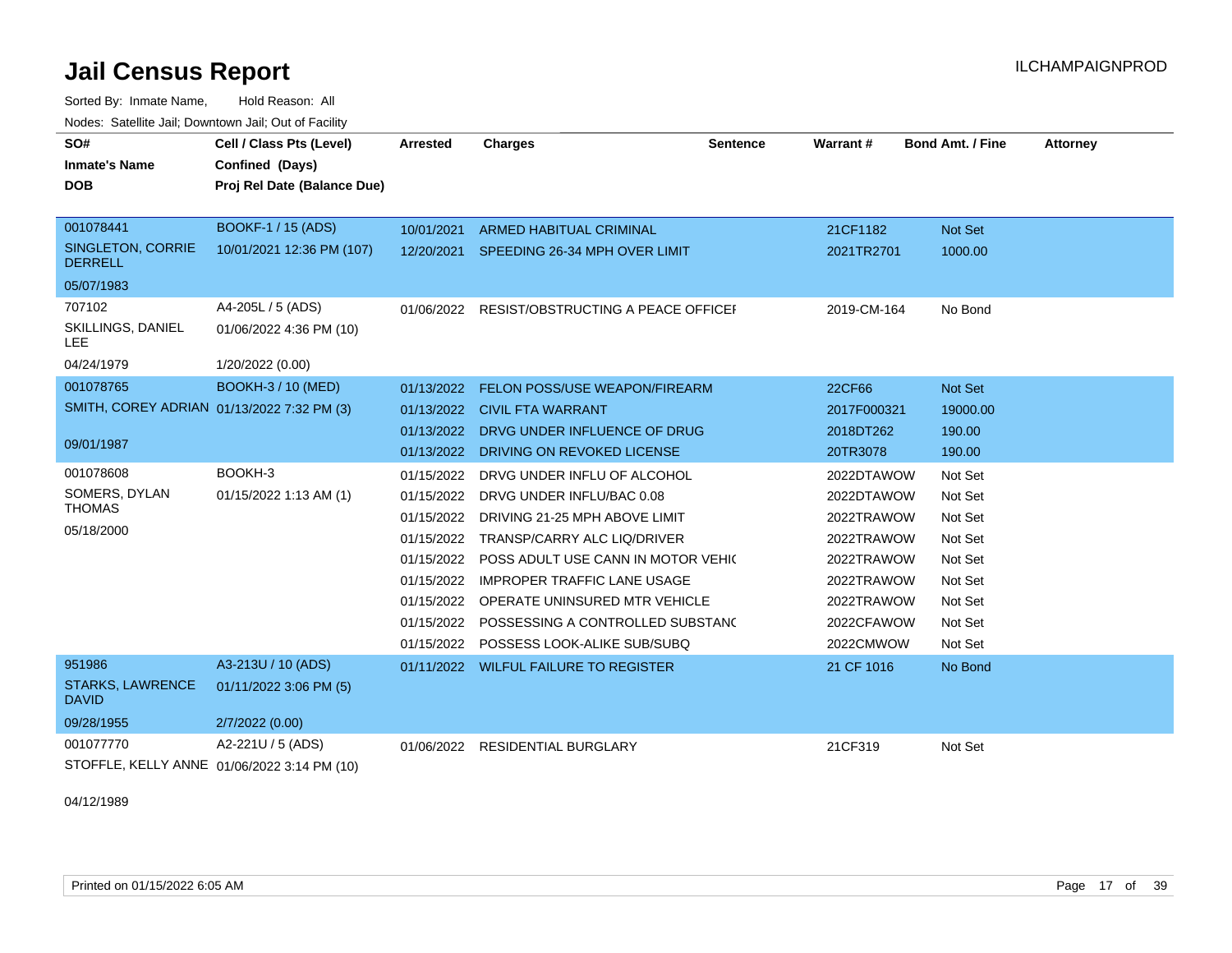# Jail Census Report

Sorted By: Inmate Name, Hold Reason: All

Nodes: Satellite Jail; Downtown Jail; Out of Facility

| SO# / Inmate's Name / DOB | Cell / Class Pts (Level) / Confined (Days) / Proj Rel Date (Balance Due) | Arrested | Charges | Sentence | Warrant # | Bond Amt. / Fine | Attorney |
|---|---|---|---|---|---|---|---|
| 001078441 | BOOKF-1 / 15 (ADS) | 10/01/2021 | ARMED HABITUAL CRIMINAL | | 21CF1182 | Not Set | |
| SINGLETON, CORRIE DERRELL | 10/01/2021 12:36 PM (107) | 12/20/2021 | SPEEDING 26-34 MPH OVER LIMIT | | 2021TR2701 | 1000.00 | |
| 05/07/1983 | | | | | | | |
| 707102 | A4-205L / 5 (ADS) | 01/06/2022 | RESIST/OBSTRUCTING A PEACE OFFICEI | | 2019-CM-164 | No Bond | |
| SKILLINGS, DANIEL LEE | 01/06/2022 4:36 PM (10) | | | | | | |
| 04/24/1979 | 1/20/2022 (0.00) | | | | | | |
| 001078765 | BOOKH-3 / 10 (MED) | 01/13/2022 | FELON POSS/USE WEAPON/FIREARM | | 22CF66 | Not Set | |
| SMITH, COREY ADRIAN | 01/13/2022 7:32 PM (3) | 01/13/2022 | CIVIL FTA WARRANT | | 2017F000321 | 19000.00 | |
| 09/01/1987 | | 01/13/2022 | DRVG UNDER INFLUENCE OF DRUG | | 2018DT262 | 190.00 | |
| | | 01/13/2022 | DRIVING ON REVOKED LICENSE | | 20TR3078 | 190.00 | |
| 001078608 | BOOKH-3 | 01/15/2022 | DRVG UNDER INFLU OF ALCOHOL | | 2022DTAWOW | Not Set | |
| SOMERS, DYLAN THOMAS | 01/15/2022 1:13 AM (1) | 01/15/2022 | DRVG UNDER INFLU/BAC 0.08 | | 2022DTAWOW | Not Set | |
| 05/18/2000 | | 01/15/2022 | DRIVING 21-25 MPH ABOVE LIMIT | | 2022TRAWOW | Not Set | |
| | | 01/15/2022 | TRANSP/CARRY ALC LIQ/DRIVER | | 2022TRAWOW | Not Set | |
| | | 01/15/2022 | POSS ADULT USE CANN IN MOTOR VEHI( | | 2022TRAWOW | Not Set | |
| | | 01/15/2022 | IMPROPER TRAFFIC LANE USAGE | | 2022TRAWOW | Not Set | |
| | | 01/15/2022 | OPERATE UNINSURED MTR VEHICLE | | 2022TRAWOW | Not Set | |
| | | 01/15/2022 | POSSESSING A CONTROLLED SUBSTAN( | | 2022CFAWOW | Not Set | |
| | | 01/15/2022 | POSSESS LOOK-ALIKE SUB/SUBQ | | 2022CMWOW | Not Set | |
| 951986 | A3-213U / 10 (ADS) | 01/11/2022 | WILFUL FAILURE TO REGISTER | | 21 CF 1016 | No Bond | |
| STARKS, LAWRENCE DAVID | 01/11/2022 3:06 PM (5) | | | | | | |
| 09/28/1955 | 2/7/2022 (0.00) | | | | | | |
| 001077770 | A2-221U / 5 (ADS) | 01/06/2022 | RESIDENTIAL BURGLARY | | 21CF319 | Not Set | |
| STOFFLE, KELLY ANNE | 01/06/2022 3:14 PM (10) | | | | | | |
| 04/12/1989 | | | | | | | |

Printed on 01/15/2022 6:05 AM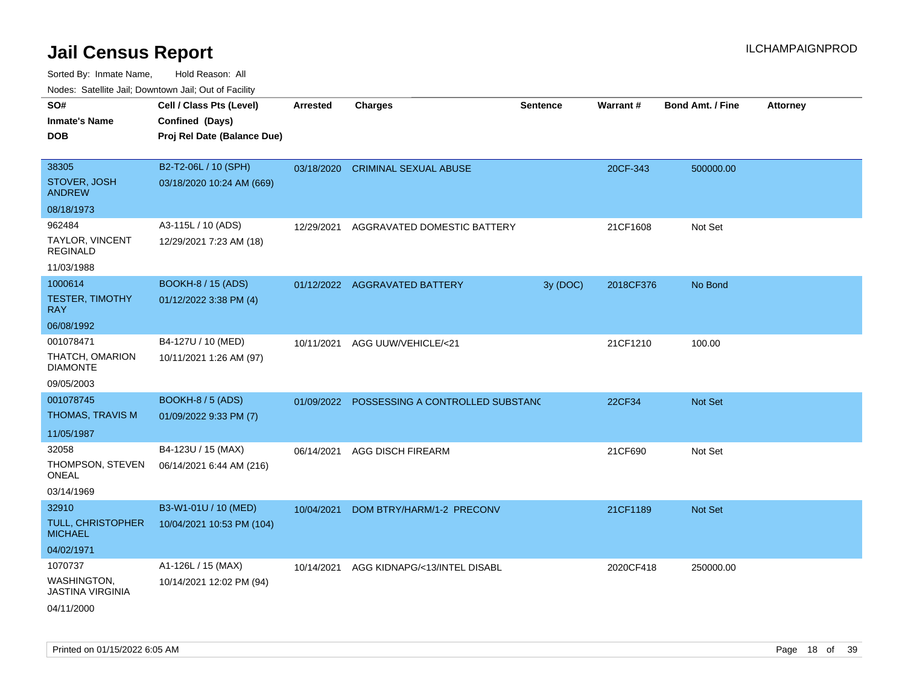# Jail Census Report

ILCHAMPAIGNPROD

Sorted By: Inmate Name, Hold Reason: All

Nodes: Satellite Jail; Downtown Jail; Out of Facility

| SO# / Inmate's Name / DOB | Cell / Class Pts (Level) / Confined (Days) / Proj Rel Date (Balance Due) | Arrested | Charges | Sentence | Warrant # | Bond Amt. / Fine | Attorney |
|---|---|---|---|---|---|---|---|
| 38305<br>STOVER, JOSH ANDREW<br>08/18/1973 | B2-T2-06L / 10 (SPH)<br>03/18/2020 10:24 AM (669) | 03/18/2020 | CRIMINAL SEXUAL ABUSE | | 20CF-343 | 500000.00 | |
| 962484<br>TAYLOR, VINCENT REGINALD<br>11/03/1988 | A3-115L / 10 (ADS)<br>12/29/2021 7:23 AM (18) | 12/29/2021 | AGGRAVATED DOMESTIC BATTERY | | 21CF1608 | Not Set | |
| 1000614<br>TESTER, TIMOTHY RAY<br>06/08/1992 | BOOKH-8 / 15 (ADS)<br>01/12/2022 3:38 PM (4) | 01/12/2022 | AGGRAVATED BATTERY | 3y (DOC) | 2018CF376 | No Bond | |
| 001078471<br>THATCH, OMARION DIAMONTE<br>09/05/2003 | B4-127U / 10 (MED)<br>10/11/2021 1:26 AM (97) | 10/11/2021 | AGG UUW/VEHICLE/<21 | | 21CF1210 | 100.00 | |
| 001078745<br>THOMAS, TRAVIS M<br>11/05/1987 | BOOKH-8 / 5 (ADS)<br>01/09/2022 9:33 PM (7) | 01/09/2022 | POSSESSING A CONTROLLED SUBSTANC | | 22CF34 | Not Set | |
| 32058<br>THOMPSON, STEVEN ONEAL<br>03/14/1969 | B4-123U / 15 (MAX)<br>06/14/2021 6:44 AM (216) | 06/14/2021 | AGG DISCH FIREARM | | 21CF690 | Not Set | |
| 32910<br>TULL, CHRISTOPHER MICHAEL<br>04/02/1971 | B3-W1-01U / 10 (MED)<br>10/04/2021 10:53 PM (104) | 10/04/2021 | DOM BTRY/HARM/1-2 PRECONV | | 21CF1189 | Not Set | |
| 1070737<br>WASHINGTON, JASTINA VIRGINIA<br>04/11/2000 | A1-126L / 15 (MAX)<br>10/14/2021 12:02 PM (94) | 10/14/2021 | AGG KIDNAPG/<13/INTEL DISABL | | 2020CF418 | 250000.00 | |

Printed on 01/15/2022 6:05 AM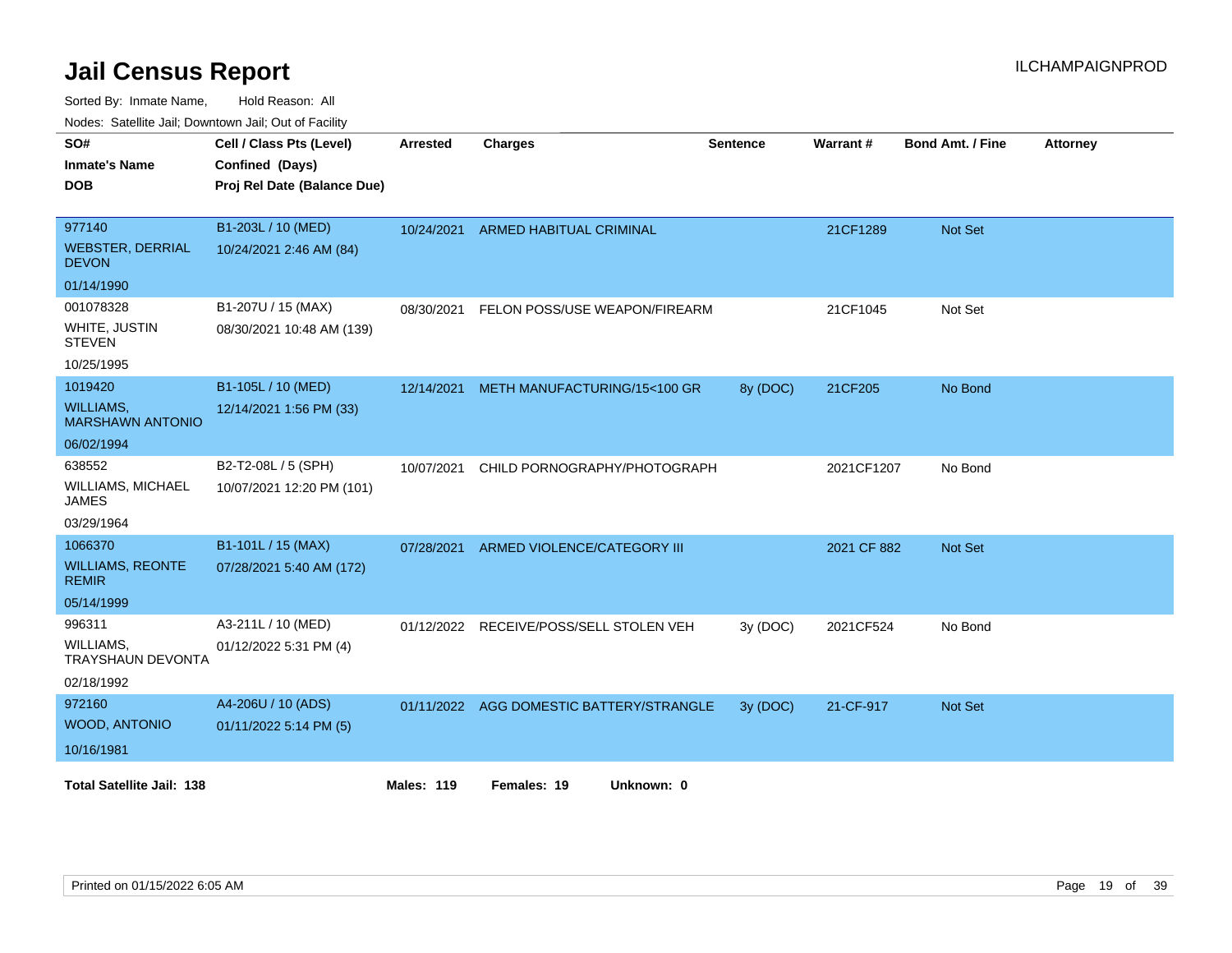# Jail Census Report

ILCHAMPAIGNPROD

Sorted By: Inmate Name, Hold Reason: All

Nodes: Satellite Jail; Downtown Jail; Out of Facility

| SO# / Inmate's Name / DOB | Cell / Class Pts (Level) / Confined (Days) / Proj Rel Date (Balance Due) | Arrested | Charges | Sentence | Warrant # | Bond Amt. / Fine | Attorney |
|---|---|---|---|---|---|---|---|
| 977140 WEBSTER, DERRIAL DEVON 01/14/1990 | B1-203L / 10 (MED) 10/24/2021 2:46 AM (84) | 10/24/2021 | ARMED HABITUAL CRIMINAL | | 21CF1289 | Not Set | |
| 001078328 WHITE, JUSTIN STEVEN 10/25/1995 | B1-207U / 15 (MAX) 08/30/2021 10:48 AM (139) | 08/30/2021 | FELON POSS/USE WEAPON/FIREARM | | 21CF1045 | Not Set | |
| 1019420 WILLIAMS, MARSHAWN ANTONIO 06/02/1994 | B1-105L / 10 (MED) 12/14/2021 1:56 PM (33) | 12/14/2021 | METH MANUFACTURING/15<100 GR | 8y (DOC) | 21CF205 | No Bond | |
| 638552 WILLIAMS, MICHAEL JAMES 03/29/1964 | B2-T2-08L / 5 (SPH) 10/07/2021 12:20 PM (101) | 10/07/2021 | CHILD PORNOGRAPHY/PHOTOGRAPH | | 2021CF1207 | No Bond | |
| 1066370 WILLIAMS, REONTE REMIR 05/14/1999 | B1-101L / 15 (MAX) 07/28/2021 5:40 AM (172) | 07/28/2021 | ARMED VIOLENCE/CATEGORY III | | 2021 CF 882 | Not Set | |
| 996311 WILLIAMS, TRAYSHAUN DEVONTA 02/18/1992 | A3-211L / 10 (MED) 01/12/2022 5:31 PM (4) | 01/12/2022 | RECEIVE/POSS/SELL STOLEN VEH | 3y (DOC) | 2021CF524 | No Bond | |
| 972160 WOOD, ANTONIO 10/16/1981 | A4-206U / 10 (ADS) 01/11/2022 5:14 PM (5) | 01/11/2022 | AGG DOMESTIC BATTERY/STRANGLE | 3y (DOC) | 21-CF-917 | Not Set | |

**Total Satellite Jail: 138** **Males: 119** **Females: 19** **Unknown: 0**

Printed on 01/15/2022 6:05 AM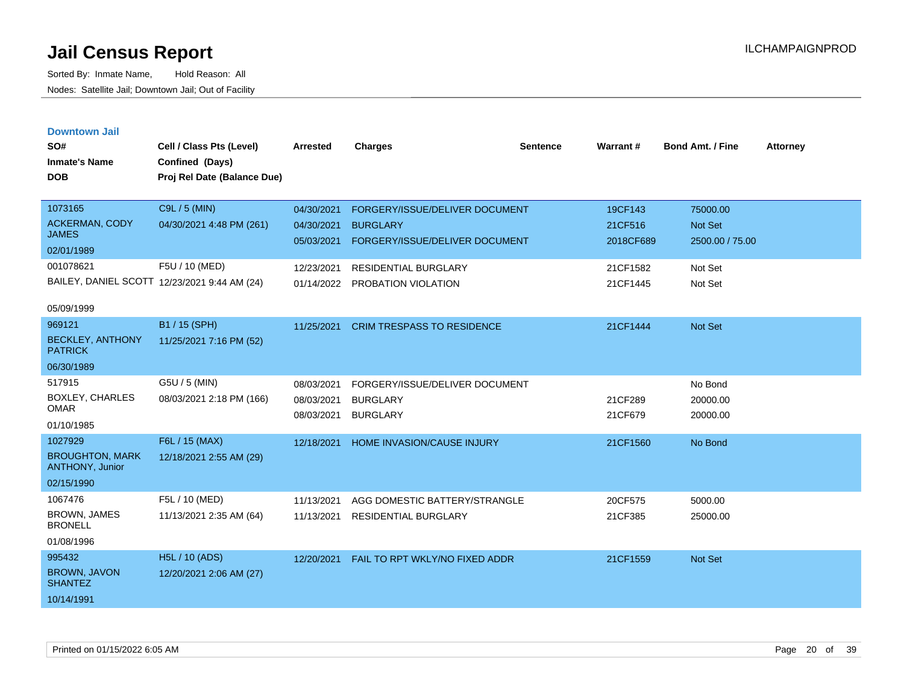# Jail Census Report

Sorted By: Inmate Name, Hold Reason: All

Nodes: Satellite Jail; Downtown Jail; Out of Facility

ILCHAMPAIGNPROD

## Downtown Jail

| SO# / Inmate's Name / DOB | Cell / Class Pts (Level) / Confined (Days) / Proj Rel Date (Balance Due) | Arrested | Charges | Sentence | Warrant # | Bond Amt. / Fine | Attorney |
|---|---|---|---|---|---|---|---|
| 1073165 ACKERMAN, CODY JAMES 02/01/1989 | C9L / 5 (MIN) 04/30/2021 4:48 PM (261) | 04/30/2021 | FORGERY/ISSUE/DELIVER DOCUMENT | | 19CF143 | 75000.00 | |
| | | 04/30/2021 | BURGLARY | | 21CF516 | Not Set | |
| | | 05/03/2021 | FORGERY/ISSUE/DELIVER DOCUMENT | | 2018CF689 | 2500.00 / 75.00 | |
| 001078621 BAILEY, DANIEL SCOTT 05/09/1999 | F5U / 10 (MED) 12/23/2021 9:44 AM (24) | 12/23/2021 | RESIDENTIAL BURGLARY | | 21CF1582 | Not Set | |
| | | 01/14/2022 | PROBATION VIOLATION | | 21CF1445 | Not Set | |
| 969121 BECKLEY, ANTHONY PATRICK 06/30/1989 | B1 / 15 (SPH) 11/25/2021 7:16 PM (52) | 11/25/2021 | CRIM TRESPASS TO RESIDENCE | | 21CF1444 | Not Set | |
| 517915 BOXLEY, CHARLES OMAR 01/10/1985 | G5U / 5 (MIN) 08/03/2021 2:18 PM (166) | 08/03/2021 | FORGERY/ISSUE/DELIVER DOCUMENT | | | No Bond | |
| | | 08/03/2021 | BURGLARY | | 21CF289 | 20000.00 | |
| | | 08/03/2021 | BURGLARY | | 21CF679 | 20000.00 | |
| 1027929 BROUGHTON, MARK ANTHONY, Junior 02/15/1990 | F6L / 15 (MAX) 12/18/2021 2:55 AM (29) | 12/18/2021 | HOME INVASION/CAUSE INJURY | | 21CF1560 | No Bond | |
| 1067476 BROWN, JAMES BRONELL 01/08/1996 | F5L / 10 (MED) 11/13/2021 2:35 AM (64) | 11/13/2021 | AGG DOMESTIC BATTERY/STRANGLE | | 20CF575 | 5000.00 | |
| | | 11/13/2021 | RESIDENTIAL BURGLARY | | 21CF385 | 25000.00 | |
| 995432 BROWN, JAVON SHANTEZ 10/14/1991 | H5L / 10 (ADS) 12/20/2021 2:06 AM (27) | 12/20/2021 | FAIL TO RPT WKLY/NO FIXED ADDR | | 21CF1559 | Not Set | |

Printed on 01/15/2022 6:05 AM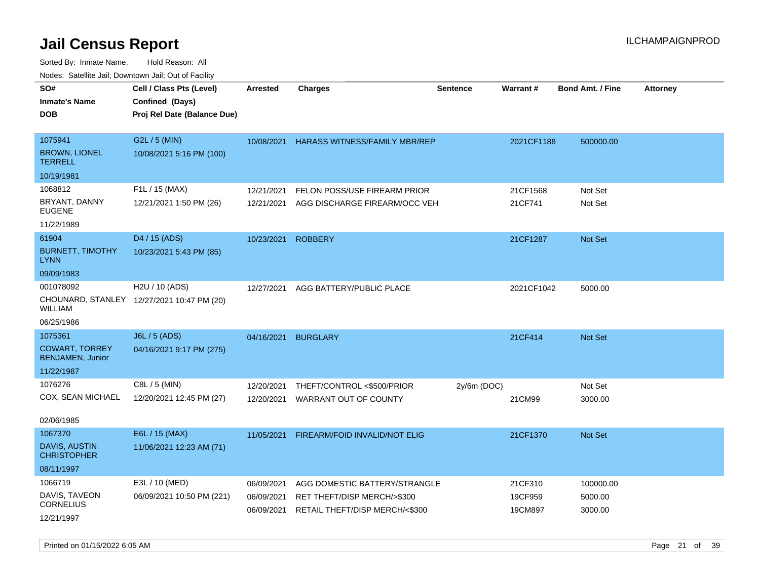# Jail Census Report

ILCHAMPAIGNPROD

Sorted By: Inmate Name, Hold Reason: All

Nodes: Satellite Jail; Downtown Jail; Out of Facility

| SO# / Inmate's Name / DOB | Cell / Class Pts (Level) / Confined (Days) / Proj Rel Date (Balance Due) | Arrested | Charges | Sentence | Warrant # | Bond Amt. / Fine | Attorney |
|---|---|---|---|---|---|---|---|
| 1075941<br>BROWN, LIONEL TERRELL<br>10/19/1981 | G2L / 5 (MIN)<br>10/08/2021 5:16 PM (100) | 10/08/2021 | HARASS WITNESS/FAMILY MBR/REP | | 2021CF1188 | 500000.00 | |
| 1068812<br>BRYANT, DANNY EUGENE<br>11/22/1989 | F1L / 15 (MAX)<br>12/21/2021 1:50 PM (26) | 12/21/2021 | FELON POSS/USE FIREARM PRIOR | | 21CF1568 | Not Set | |
| | | 12/21/2021 | AGG DISCHARGE FIREARM/OCC VEH | | 21CF741 | Not Set | |
| 61904<br>BURNETT, TIMOTHY LYNN<br>09/09/1983 | D4 / 15 (ADS)<br>10/23/2021 5:43 PM (85) | 10/23/2021 | ROBBERY | | 21CF1287 | Not Set | |
| 001078092<br>CHOUNARD, STANLEY WILLIAM<br>06/25/1986 | H2U / 10 (ADS)<br>12/27/2021 10:47 PM (20) | 12/27/2021 | AGG BATTERY/PUBLIC PLACE | | 2021CF1042 | 5000.00 | |
| 1075361<br>COWART, TORREY BENJAMEN, Junior<br>11/22/1987 | J6L / 5 (ADS)<br>04/16/2021 9:17 PM (275) | 04/16/2021 | BURGLARY | | 21CF414 | Not Set | |
| 1076276<br>COX, SEAN MICHAEL<br>02/06/1985 | C8L / 5 (MIN)<br>12/20/2021 12:45 PM (27) | 12/20/2021 | THEFT/CONTROL <$500/PRIOR | 2y/6m (DOC) | | Not Set | |
| | | 12/20/2021 | WARRANT OUT OF COUNTY | | 21CM99 | 3000.00 | |
| 1067370<br>DAVIS, AUSTIN CHRISTOPHER<br>08/11/1997 | E6L / 15 (MAX)<br>11/06/2021 12:23 AM (71) | 11/05/2021 | FIREARM/FOID INVALID/NOT ELIG | | 21CF1370 | Not Set | |
| 1066719<br>DAVIS, TAVEON CORNELIUS<br>12/21/1997 | E3L / 10 (MED)<br>06/09/2021 10:50 PM (221) | 06/09/2021 | AGG DOMESTIC BATTERY/STRANGLE | | 21CF310 | 100000.00 | |
| | | 06/09/2021 | RET THEFT/DISP MERCH/>$300 | | 19CF959 | 5000.00 | |
| | | 06/09/2021 | RETAIL THEFT/DISP MERCH/<$300 | | 19CM897 | 3000.00 | |

Printed on 01/15/2022 6:05 AM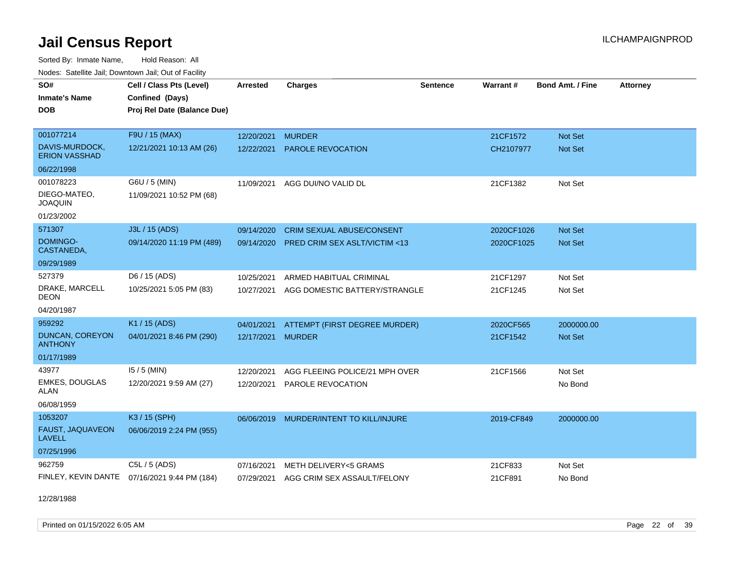# Jail Census Report

ILCHAMPAIGNPROD

Sorted By: Inmate Name, Hold Reason: All

Nodes: Satellite Jail; Downtown Jail; Out of Facility

| SO# / Inmate's Name / DOB | Cell / Class Pts (Level) / Confined (Days) / Proj Rel Date (Balance Due) | Arrested | Charges | Sentence | Warrant # | Bond Amt. / Fine | Attorney |
|---|---|---|---|---|---|---|---|
| 001077214<br>DAVIS-MURDOCK, ERION VASSHAD<br>06/22/1998 | F9U / 15 (MAX)<br>12/21/2021 10:13 AM (26) | 12/20/2021<br>12/22/2021 | MURDER<br>PAROLE REVOCATION | | 21CF1572<br>CH2107977 | Not Set<br>Not Set | |
| 001078223<br>DIEGO-MATEO, JOAQUIN<br>01/23/2002 | G6U / 5 (MIN)<br>11/09/2021 10:52 PM (68) | 11/09/2021 | AGG DUI/NO VALID DL | | 21CF1382 | Not Set | |
| 571307<br>DOMINGO-CASTANEDA,<br>09/29/1989 | J3L / 15 (ADS)<br>09/14/2020 11:19 PM (489) | 09/14/2020<br>09/14/2020 | CRIM SEXUAL ABUSE/CONSENT<br>PRED CRIM SEX ASLT/VICTIM <13 | | 2020CF1026<br>2020CF1025 | Not Set<br>Not Set | |
| 527379<br>DRAKE, MARCELL DEON<br>04/20/1987 | D6 / 15 (ADS)<br>10/25/2021 5:05 PM (83) | 10/25/2021<br>10/27/2021 | ARMED HABITUAL CRIMINAL<br>AGG DOMESTIC BATTERY/STRANGLE | | 21CF1297<br>21CF1245 | Not Set<br>Not Set | |
| 959292<br>DUNCAN, COREYON ANTHONY<br>01/17/1989 | K1 / 15 (ADS)<br>04/01/2021 8:46 PM (290) | 04/01/2021<br>12/17/2021 | ATTEMPT (FIRST DEGREE MURDER)<br>MURDER | | 2020CF565<br>21CF1542 | 2000000.00<br>Not Set | |
| 43977<br>EMKES, DOUGLAS ALAN<br>06/08/1959 | I5 / 5 (MIN)<br>12/20/2021 9:59 AM (27) | 12/20/2021<br>12/20/2021 | AGG FLEEING POLICE/21 MPH OVER<br>PAROLE REVOCATION | | 21CF1566 | Not Set<br>No Bond | |
| 1053207<br>FAUST, JAQUAVEON LAVELL<br>07/25/1996 | K3 / 15 (SPH)<br>06/06/2019 2:24 PM (955) | 06/06/2019 | MURDER/INTENT TO KILL/INJURE | | 2019-CF849 | 2000000.00 | |
| 962759<br>FINLEY, KEVIN DANTE<br>12/28/1988 | C5L / 5 (ADS)<br>07/16/2021 9:44 PM (184) | 07/16/2021<br>07/29/2021 | METH DELIVERY<5 GRAMS<br>AGG CRIM SEX ASSAULT/FELONY | | 21CF833<br>21CF891 | Not Set<br>No Bond | |

Printed on 01/15/2022 6:05 AM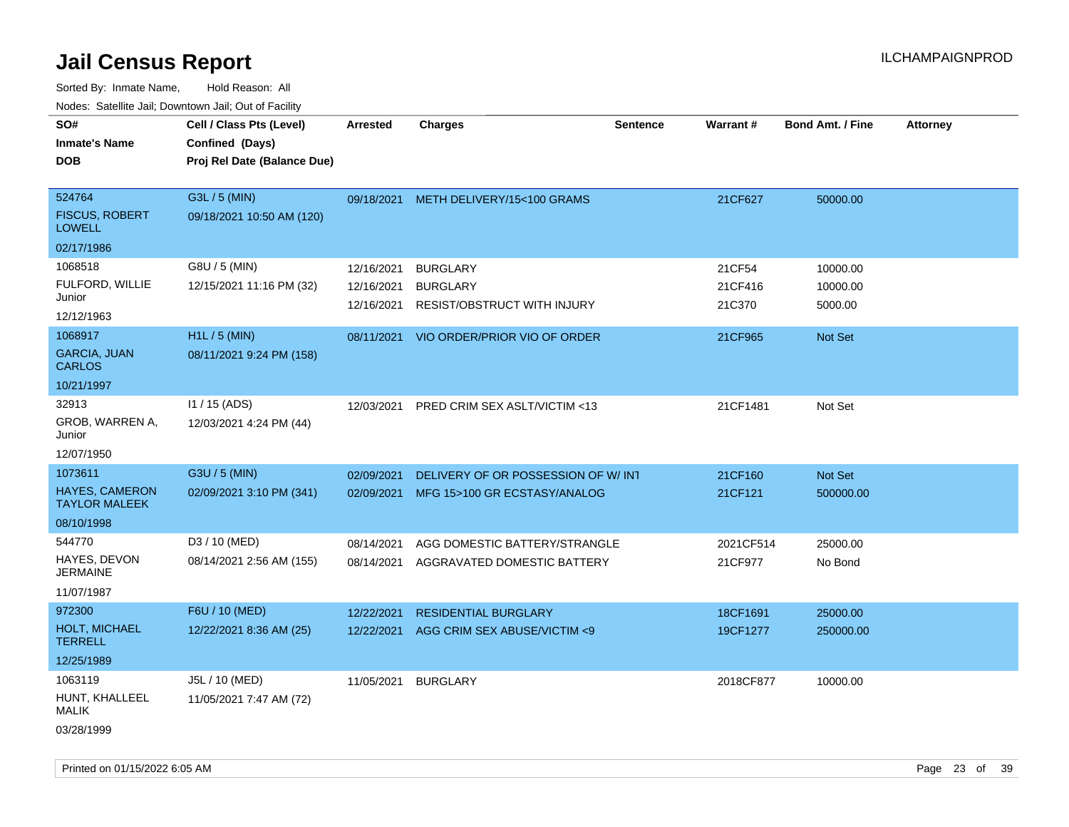# Jail Census Report

ILCHAMPAIGNPROD

Sorted By: Inmate Name, Hold Reason: All

Nodes: Satellite Jail; Downtown Jail; Out of Facility

| SO# / Inmate's Name / DOB | Cell / Class Pts (Level) / Confined (Days) / Proj Rel Date (Balance Due) | Arrested | Charges | Sentence | Warrant # | Bond Amt. / Fine | Attorney |
|---|---|---|---|---|---|---|---|
| 524764<br>FISCUS, ROBERT LOWELL<br>02/17/1986 | G3L / 5 (MIN)<br>09/18/2021 10:50 AM (120) | 09/18/2021 | METH DELIVERY/15<100 GRAMS | | 21CF627 | 50000.00 | |
| 1068518<br>FULFORD, WILLIE Junior<br>12/12/1963 | G8U / 5 (MIN)<br>12/15/2021 11:16 PM (32) | 12/16/2021 | BURGLARY | | 21CF54 | 10000.00 | |
| | | 12/16/2021 | BURGLARY | | 21CF416 | 10000.00 | |
| | | 12/16/2021 | RESIST/OBSTRUCT WITH INJURY | | 21C370 | 5000.00 | |
| 1068917<br>GARCIA, JUAN CARLOS<br>10/21/1997 | H1L / 5 (MIN)<br>08/11/2021 9:24 PM (158) | 08/11/2021 | VIO ORDER/PRIOR VIO OF ORDER | | 21CF965 | Not Set | |
| 32913<br>GROB, WARREN A, Junior<br>12/07/1950 | I1 / 15 (ADS)<br>12/03/2021 4:24 PM (44) | 12/03/2021 | PRED CRIM SEX ASLT/VICTIM <13 | | 21CF1481 | Not Set | |
| 1073611<br>HAYES, CAMERON TAYLOR MALEEK<br>08/10/1998 | G3U / 5 (MIN)<br>02/09/2021 3:10 PM (341) | 02/09/2021 | DELIVERY OF OR POSSESSION OF W/ INT | | 21CF160 | Not Set | |
| | | 02/09/2021 | MFG 15>100 GR ECSTASY/ANALOG | | 21CF121 | 500000.00 | |
| 544770<br>HAYES, DEVON JERMAINE<br>11/07/1987 | D3 / 10 (MED)<br>08/14/2021 2:56 AM (155) | 08/14/2021 | AGG DOMESTIC BATTERY/STRANGLE | | 2021CF514 | 25000.00 | |
| | | 08/14/2021 | AGGRAVATED DOMESTIC BATTERY | | 21CF977 | No Bond | |
| 972300<br>HOLT, MICHAEL TERRELL<br>12/25/1989 | F6U / 10 (MED)<br>12/22/2021 8:36 AM (25) | 12/22/2021 | RESIDENTIAL BURGLARY | | 18CF1691 | 25000.00 | |
| | | 12/22/2021 | AGG CRIM SEX ABUSE/VICTIM <9 | | 19CF1277 | 250000.00 | |
| 1063119<br>HUNT, KHALLEEL MALIK<br>03/28/1999 | J5L / 10 (MED)<br>11/05/2021 7:47 AM (72) | 11/05/2021 | BURGLARY | | 2018CF877 | 10000.00 | |

Printed on 01/15/2022 6:05 AM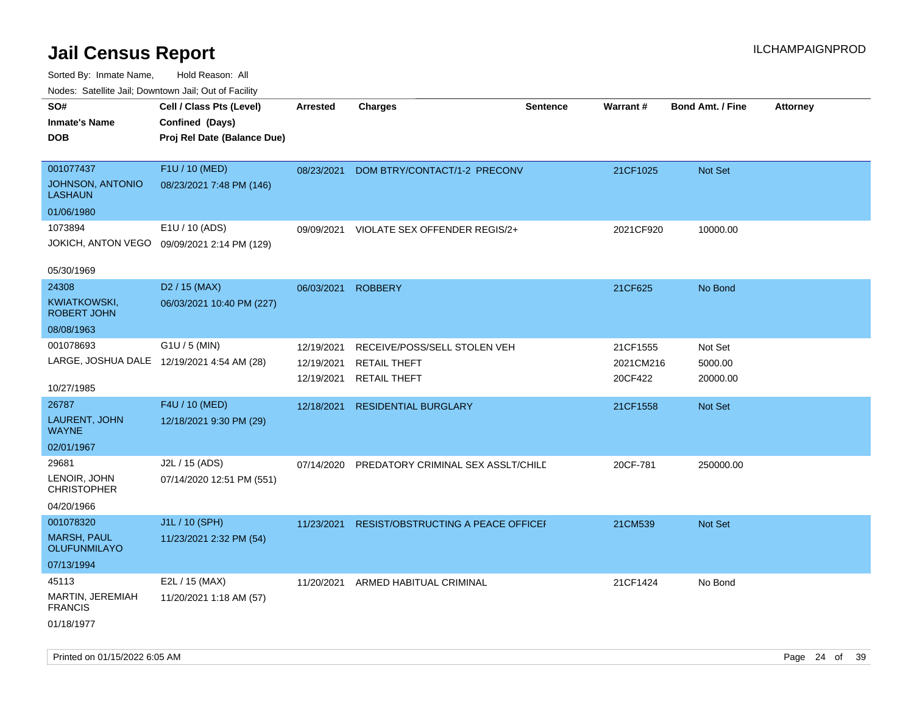# Jail Census Report

ILCHAMPAIGNPROD

Sorted By: Inmate Name, Hold Reason: All

Nodes: Satellite Jail; Downtown Jail; Out of Facility

| SO# / Inmate's Name / DOB | Cell / Class Pts (Level) / Confined (Days) / Proj Rel Date (Balance Due) | Arrested | Charges | Sentence | Warrant # | Bond Amt. / Fine | Attorney |
|---|---|---|---|---|---|---|---|
| 001077437<br>JOHNSON, ANTONIO LASHAUN<br>01/06/1980 | F1U / 10 (MED)<br>08/23/2021 7:48 PM (146) | 08/23/2021 | DOM BTRY/CONTACT/1-2 PRECONV | | 21CF1025 | Not Set | |
| 1073894<br>JOKICH, ANTON VEGO<br>05/30/1969 | E1U / 10 (ADS)<br>09/09/2021 2:14 PM (129) | 09/09/2021 | VIOLATE SEX OFFENDER REGIS/2+ | | 2021CF920 | 10000.00 | |
| 24308<br>KWIATKOWSKI, ROBERT JOHN<br>08/08/1963 | D2 / 15 (MAX)<br>06/03/2021 10:40 PM (227) | 06/03/2021 | ROBBERY | | 21CF625 | No Bond | |
| 001078693<br>LARGE, JOSHUA DALE<br>10/27/1985 | G1U / 5 (MIN)<br>12/19/2021 4:54 AM (28) | 12/19/2021<br>12/19/2021<br>12/19/2021 | RECEIVE/POSS/SELL STOLEN VEH<br>RETAIL THEFT<br>RETAIL THEFT | | 21CF1555<br>2021CM216<br>20CF422 | Not Set<br>5000.00<br>20000.00 | |
| 26787<br>LAURENT, JOHN WAYNE<br>02/01/1967 | F4U / 10 (MED)<br>12/18/2021 9:30 PM (29) | 12/18/2021 | RESIDENTIAL BURGLARY | | 21CF1558 | Not Set | |
| 29681<br>LENOIR, JOHN CHRISTOPHER<br>04/20/1966 | J2L / 15 (ADS)<br>07/14/2020 12:51 PM (551) | 07/14/2020 | PREDATORY CRIMINAL SEX ASSLT/CHILD | | 20CF-781 | 250000.00 | |
| 001078320<br>MARSH, PAUL OLUFUNMILAYO<br>07/13/1994 | J1L / 10 (SPH)<br>11/23/2021 2:32 PM (54) | 11/23/2021 | RESIST/OBSTRUCTING A PEACE OFFICER | | 21CM539 | Not Set | |
| 45113<br>MARTIN, JEREMIAH FRANCIS<br>01/18/1977 | E2L / 15 (MAX)<br>11/20/2021 1:18 AM (57) | 11/20/2021 | ARMED HABITUAL CRIMINAL | | 21CF1424 | No Bond | |

Printed on 01/15/2022 6:05 AM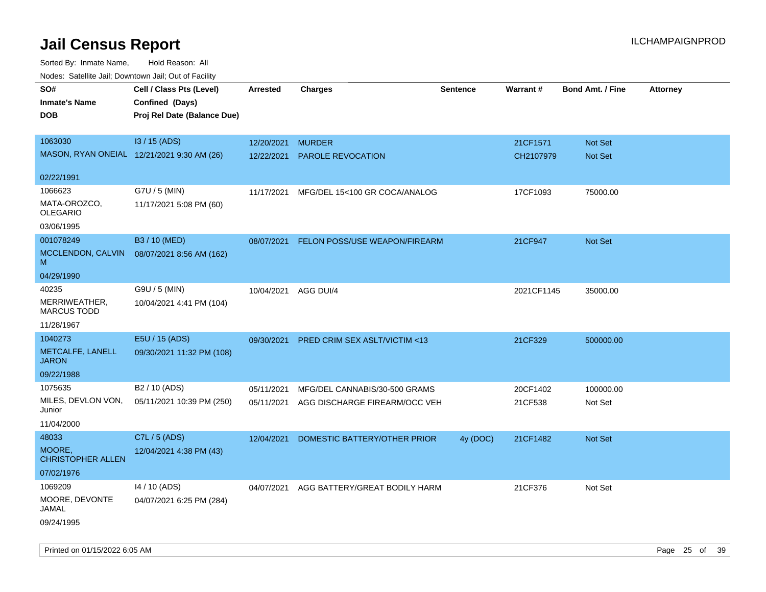# Jail Census Report

ILCHAMPAIGNPROD

Sorted By: Inmate Name, Hold Reason: All

Nodes: Satellite Jail; Downtown Jail; Out of Facility

| SO# / Inmate's Name / DOB | Cell / Class Pts (Level) / Confined (Days) / Proj Rel Date (Balance Due) | Arrested | Charges | Sentence | Warrant # | Bond Amt. / Fine | Attorney |
|---|---|---|---|---|---|---|---|
| 1063030<br>MASON, RYAN ONEIAL<br>02/22/1991 | I3 / 15 (ADS)<br>12/21/2021 9:30 AM (26) | 12/20/2021<br>12/22/2021 | MURDER<br>PAROLE REVOCATION | | 21CF1571<br>CH2107979 | Not Set<br>Not Set | |
| 1066623<br>MATA-OROZCO, OLEGARIO<br>03/06/1995 | G7U / 5 (MIN)<br>11/17/2021 5:08 PM (60) | 11/17/2021 | MFG/DEL 15<100 GR COCA/ANALOG | | 17CF1093 | 75000.00 | |
| 001078249<br>MCCLENDON, CALVIN M<br>04/29/1990 | B3 / 10 (MED)<br>08/07/2021 8:56 AM (162) | 08/07/2021 | FELON POSS/USE WEAPON/FIREARM | | 21CF947 | Not Set | |
| 40235<br>MERRIWEATHER, MARCUS TODD<br>11/28/1967 | G9U / 5 (MIN)<br>10/04/2021 4:41 PM (104) | 10/04/2021 | AGG DUI/4 | | 2021CF1145 | 35000.00 | |
| 1040273<br>METCALFE, LANELL JARON<br>09/22/1988 | E5U / 15 (ADS)<br>09/30/2021 11:32 PM (108) | 09/30/2021 | PRED CRIM SEX ASLT/VICTIM <13 | | 21CF329 | 500000.00 | |
| 1075635<br>MILES, DEVLON VON, Junior<br>11/04/2000 | B2 / 10 (ADS)<br>05/11/2021 10:39 PM (250) | 05/11/2021<br>05/11/2021 | MFG/DEL CANNABIS/30-500 GRAMS<br>AGG DISCHARGE FIREARM/OCC VEH | | 20CF1402<br>21CF538 | 100000.00<br>Not Set | |
| 48033<br>MOORE, CHRISTOPHER ALLEN<br>07/02/1976 | C7L / 5 (ADS)<br>12/04/2021 4:38 PM (43) | 12/04/2021 | DOMESTIC BATTERY/OTHER PRIOR | 4y (DOC) | 21CF1482 | Not Set | |
| 1069209<br>MOORE, DEVONTE JAMAL<br>09/24/1995 | I4 / 10 (ADS)<br>04/07/2021 6:25 PM (284) | 04/07/2021 | AGG BATTERY/GREAT BODILY HARM | | 21CF376 | Not Set | |

Printed on 01/15/2022 6:05 AM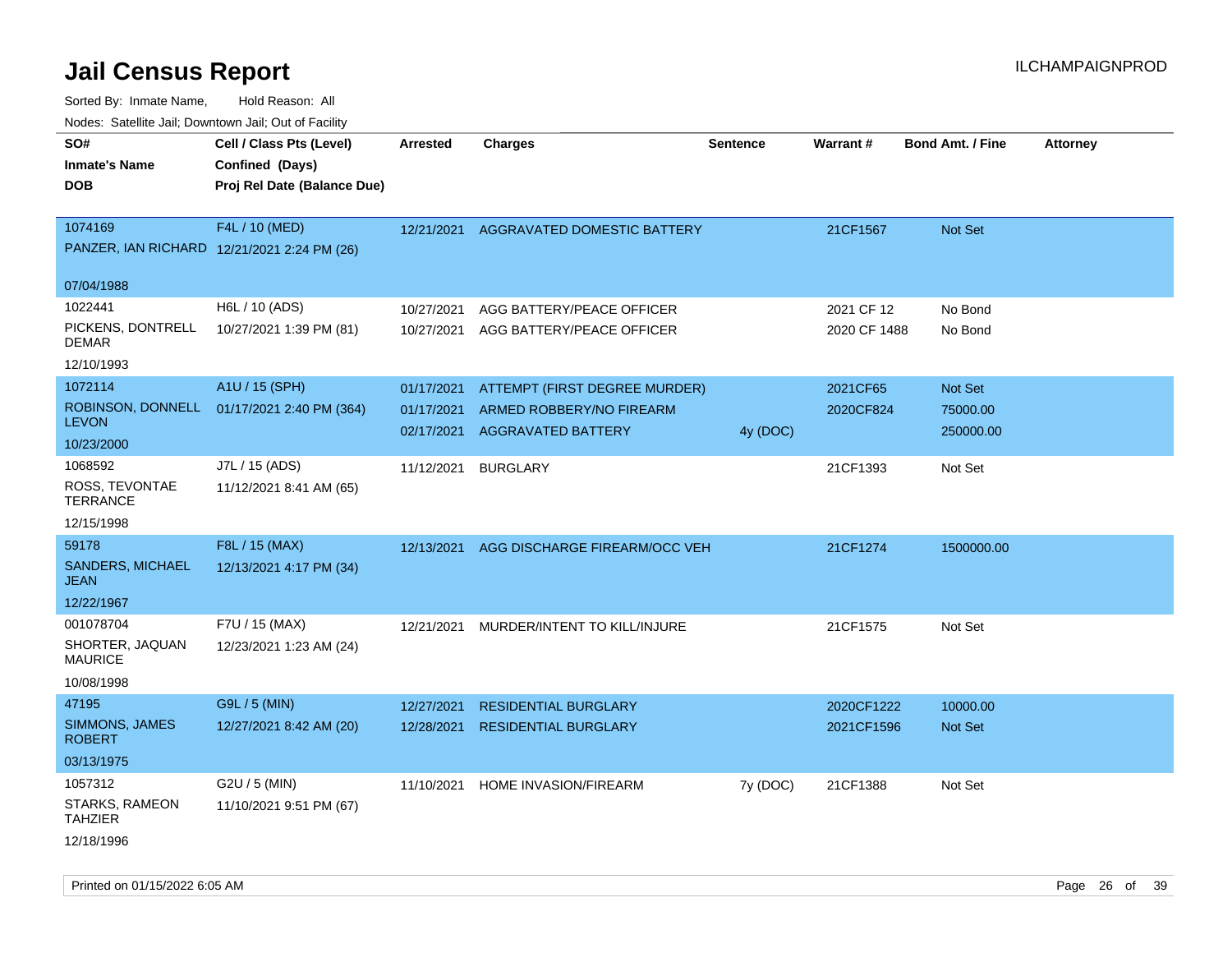# Jail Census Report

Sorted By: Inmate Name, Hold Reason: All

Nodes: Satellite Jail; Downtown Jail; Out of Facility

| SO# / Inmate's Name / DOB | Cell / Class Pts (Level) / Confined (Days) / Proj Rel Date (Balance Due) | Arrested | Charges | Sentence | Warrant # | Bond Amt. / Fine | Attorney |
|---|---|---|---|---|---|---|---|
| 1074169 PANZER, IAN RICHARD 07/04/1988 | F4L / 10 (MED) 12/21/2021 2:24 PM (26) | 12/21/2021 | AGGRAVATED DOMESTIC BATTERY | | 21CF1567 | Not Set | |
| 1022441 PICKENS, DONTRELL DEMAR 12/10/1993 | H6L / 10 (ADS) 10/27/2021 1:39 PM (81) | 10/27/2021 | AGG BATTERY/PEACE OFFICER | | 2021 CF 12 | No Bond | |
| | | 10/27/2021 | AGG BATTERY/PEACE OFFICER | | 2020 CF 1488 | No Bond | |
| 1072114 ROBINSON, DONNELL LEVON 10/23/2000 | A1U / 15 (SPH) 01/17/2021 2:40 PM (364) | 01/17/2021 | ATTEMPT (FIRST DEGREE MURDER) | | 2021CF65 | Not Set | |
| | | 01/17/2021 | ARMED ROBBERY/NO FIREARM | | 2020CF824 | 75000.00 | |
| | | 02/17/2021 | AGGRAVATED BATTERY | 4y (DOC) | | 250000.00 | |
| 1068592 ROSS, TEVONTAE TERRANCE 12/15/1998 | J7L / 15 (ADS) 11/12/2021 8:41 AM (65) | 11/12/2021 | BURGLARY | | 21CF1393 | Not Set | |
| 59178 SANDERS, MICHAEL JEAN 12/22/1967 | F8L / 15 (MAX) 12/13/2021 4:17 PM (34) | 12/13/2021 | AGG DISCHARGE FIREARM/OCC VEH | | 21CF1274 | 1500000.00 | |
| 001078704 SHORTER, JAQUAN MAURICE 10/08/1998 | F7U / 15 (MAX) 12/23/2021 1:23 AM (24) | 12/21/2021 | MURDER/INTENT TO KILL/INJURE | | 21CF1575 | Not Set | |
| 47195 SIMMONS, JAMES ROBERT 03/13/1975 | G9L / 5 (MIN) 12/27/2021 8:42 AM (20) | 12/27/2021 | RESIDENTIAL BURGLARY | | 2020CF1222 | 10000.00 | |
| | | 12/28/2021 | RESIDENTIAL BURGLARY | | 2021CF1596 | Not Set | |
| 1057312 STARKS, RAMEON TAHZIER 12/18/1996 | G2U / 5 (MIN) 11/10/2021 9:51 PM (67) | 11/10/2021 | HOME INVASION/FIREARM | 7y (DOC) | 21CF1388 | Not Set | |

Printed on 01/15/2022 6:05 AM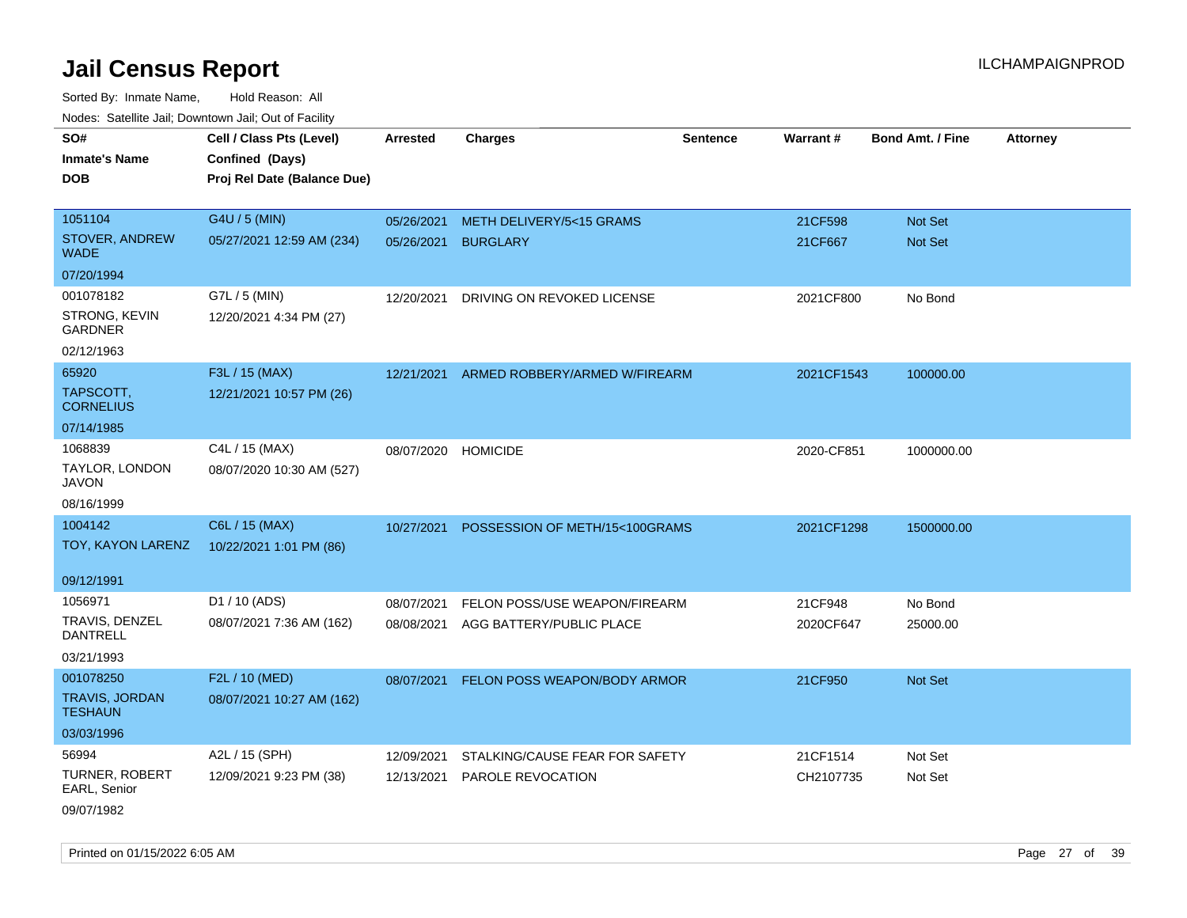# Jail Census Report

Sorted By: Inmate Name, Hold Reason: All

Nodes: Satellite Jail; Downtown Jail; Out of Facility

| SO# / Inmate's Name / DOB | Cell / Class Pts (Level) / Confined (Days) / Proj Rel Date (Balance Due) | Arrested | Charges | Sentence | Warrant # | Bond Amt. / Fine | Attorney |
|---|---|---|---|---|---|---|---|
| 1051104<br>STOVER, ANDREW WADE<br>07/20/1994 | G4U / 5 (MIN)<br>05/27/2021 12:59 AM (234) | 05/26/2021<br>05/26/2021 | METH DELIVERY/5<15 GRAMS<br>BURGLARY | | 21CF598<br>21CF667 | Not Set<br>Not Set | |
| 001078182<br>STRONG, KEVIN GARDNER<br>02/12/1963 | G7L / 5 (MIN)<br>12/20/2021 4:34 PM (27) | 12/20/2021 | DRIVING ON REVOKED LICENSE | | 2021CF800 | No Bond | |
| 65920<br>TAPSCOTT, CORNELIUS<br>07/14/1985 | F3L / 15 (MAX)<br>12/21/2021 10:57 PM (26) | 12/21/2021 | ARMED ROBBERY/ARMED W/FIREARM | | 2021CF1543 | 100000.00 | |
| 1068839<br>TAYLOR, LONDON JAVON<br>08/16/1999 | C4L / 15 (MAX)<br>08/07/2020 10:30 AM (527) | 08/07/2020 | HOMICIDE | | 2020-CF851 | 1000000.00 | |
| 1004142<br>TOY, KAYON LARENZ<br>09/12/1991 | C6L / 15 (MAX)<br>10/22/2021 1:01 PM (86) | 10/27/2021 | POSSESSION OF METH/15<100GRAMS | | 2021CF1298 | 1500000.00 | |
| 1056971<br>TRAVIS, DENZEL DANTRELL<br>03/21/1993 | D1 / 10 (ADS)<br>08/07/2021 7:36 AM (162) | 08/07/2021<br>08/08/2021 | FELON POSS/USE WEAPON/FIREARM<br>AGG BATTERY/PUBLIC PLACE | | 21CF948<br>2020CF647 | No Bond<br>25000.00 | |
| 001078250<br>TRAVIS, JORDAN TESHAUN<br>03/03/1996 | F2L / 10 (MED)<br>08/07/2021 10:27 AM (162) | 08/07/2021 | FELON POSS WEAPON/BODY ARMOR | | 21CF950 | Not Set | |
| 56994<br>TURNER, ROBERT EARL, Senior<br>09/07/1982 | A2L / 15 (SPH)<br>12/09/2021 9:23 PM (38) | 12/09/2021<br>12/13/2021 | STALKING/CAUSE FEAR FOR SAFETY<br>PAROLE REVOCATION | | 21CF1514<br>CH2107735 | Not Set<br>Not Set | |

Printed on 01/15/2022 6:05 AM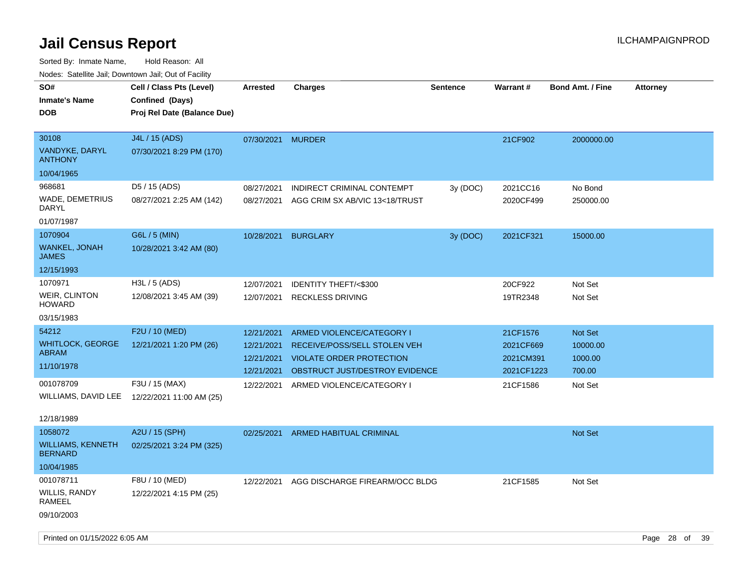# Jail Census Report

ILCHAMPAIGNPROD

Sorted By: Inmate Name, Hold Reason: All

Nodes: Satellite Jail; Downtown Jail; Out of Facility

| SO# / Inmate's Name / DOB | Cell / Class Pts (Level) / Confined (Days) / Proj Rel Date (Balance Due) | Arrested | Charges | Sentence | Warrant # | Bond Amt. / Fine | Attorney |
|---|---|---|---|---|---|---|---|
| 30108<br>VANDYKE, DARYL ANTHONY<br>10/04/1965 | J4L / 15 (ADS)<br>07/30/2021 8:29 PM (170) | 07/30/2021 | MURDER | | 21CF902 | 2000000.00 | |
| 968681<br>WADE, DEMETRIUS DARYL<br>01/07/1987 | D5 / 15 (ADS)<br>08/27/2021 2:25 AM (142) | 08/27/2021 | INDIRECT CRIMINAL CONTEMPT | 3y (DOC) | 2021CC16 | No Bond | |
| | | 08/27/2021 | AGG CRIM SX AB/VIC 13<18/TRUST | | 2020CF499 | 250000.00 | |
| 1070904<br>WANKEL, JONAH JAMES<br>12/15/1993 | G6L / 5 (MIN)<br>10/28/2021 3:42 AM (80) | 10/28/2021 | BURGLARY | 3y (DOC) | 2021CF321 | 15000.00 | |
| 1070971<br>WEIR, CLINTON HOWARD<br>03/15/1983 | H3L / 5 (ADS)<br>12/08/2021 3:45 AM (39) | 12/07/2021 | IDENTITY THEFT/<$300 | | 20CF922 | Not Set | |
| | | 12/07/2021 | RECKLESS DRIVING | | 19TR2348 | Not Set | |
| 54212<br>WHITLOCK, GEORGE ABRAM<br>11/10/1978 | F2U / 10 (MED)<br>12/21/2021 1:20 PM (26) | 12/21/2021 | ARMED VIOLENCE/CATEGORY I | | 21CF1576 | Not Set | |
| | | 12/21/2021 | RECEIVE/POSS/SELL STOLEN VEH | | 2021CF669 | 10000.00 | |
| | | 12/21/2021 | VIOLATE ORDER PROTECTION | | 2021CM391 | 1000.00 | |
| | | 12/21/2021 | OBSTRUCT JUST/DESTROY EVIDENCE | | 2021CF1223 | 700.00 | |
| 001078709<br>WILLIAMS, DAVID LEE<br>12/18/1989 | F3U / 15 (MAX)<br>12/22/2021 11:00 AM (25) | 12/22/2021 | ARMED VIOLENCE/CATEGORY I | | 21CF1586 | Not Set | |
| 1058072<br>WILLIAMS, KENNETH BERNARD<br>10/04/1985 | A2U / 15 (SPH)<br>02/25/2021 3:24 PM (325) | 02/25/2021 | ARMED HABITUAL CRIMINAL | | | Not Set | |
| 001078711<br>WILLIS, RANDY RAMEEL<br>09/10/2003 | F8U / 10 (MED)<br>12/22/2021 4:15 PM (25) | 12/22/2021 | AGG DISCHARGE FIREARM/OCC BLDG | | 21CF1585 | Not Set | |

Printed on 01/15/2022 6:05 AM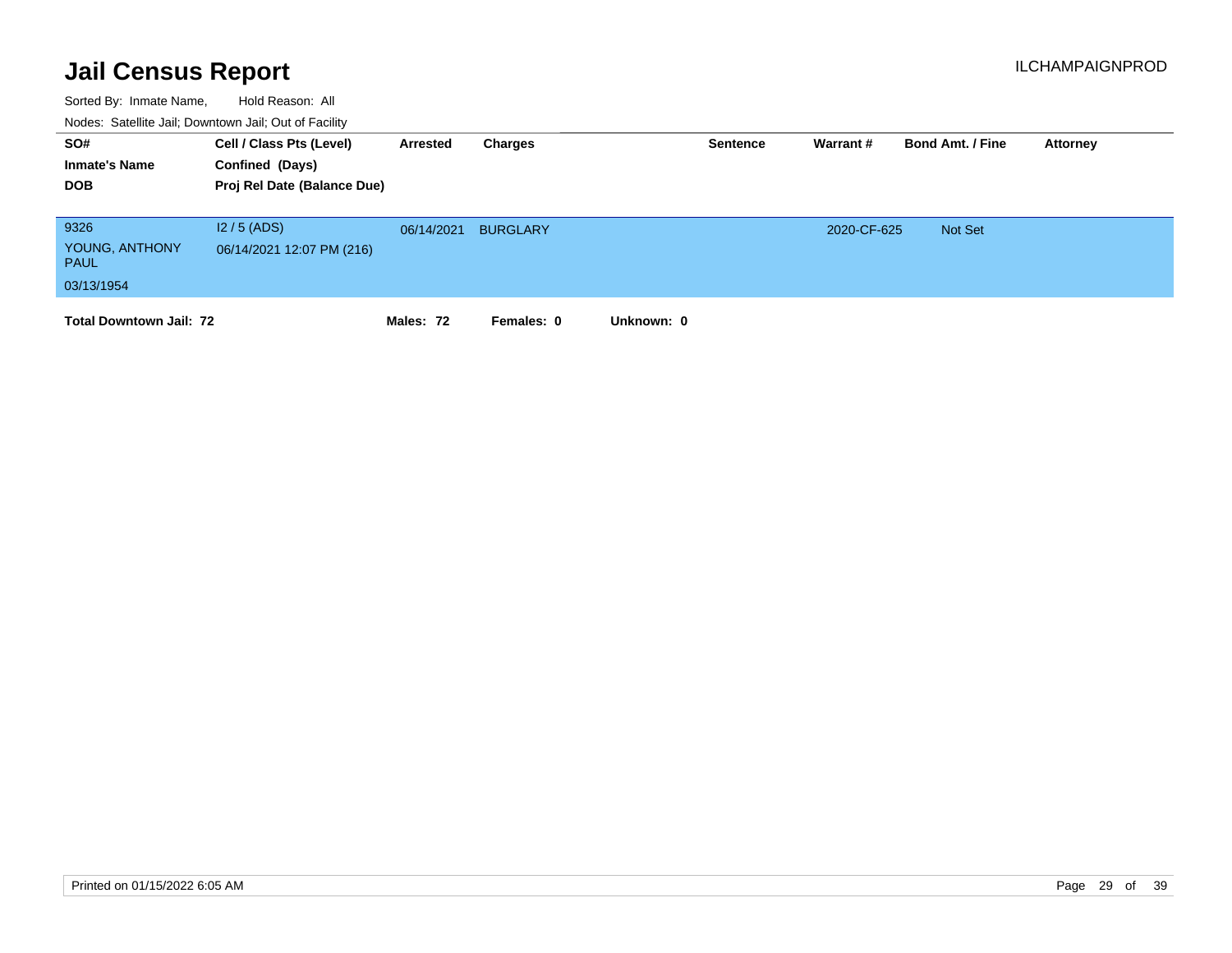# Jail Census Report

ILCHAMPAIGNPROD

Sorted By: Inmate Name, Hold Reason: All

Nodes: Satellite Jail; Downtown Jail; Out of Facility

| SO# / Inmate's Name / DOB | Cell / Class Pts (Level) / Confined (Days) / Proj Rel Date (Balance Due) | Arrested | Charges | Sentence | Warrant # | Bond Amt. / Fine | Attorney |
|---|---|---|---|---|---|---|---|
| 9326<br>YOUNG, ANTHONY PAUL<br>03/13/1954 | I2 / 5 (ADS)<br>06/14/2021 12:07 PM (216) | 06/14/2021 | BURGLARY | | 2020-CF-625 | Not Set | |

**Total Downtown Jail: 72** **Males: 72** **Females: 0** **Unknown: 0**

Printed on 01/15/2022 6:05 AM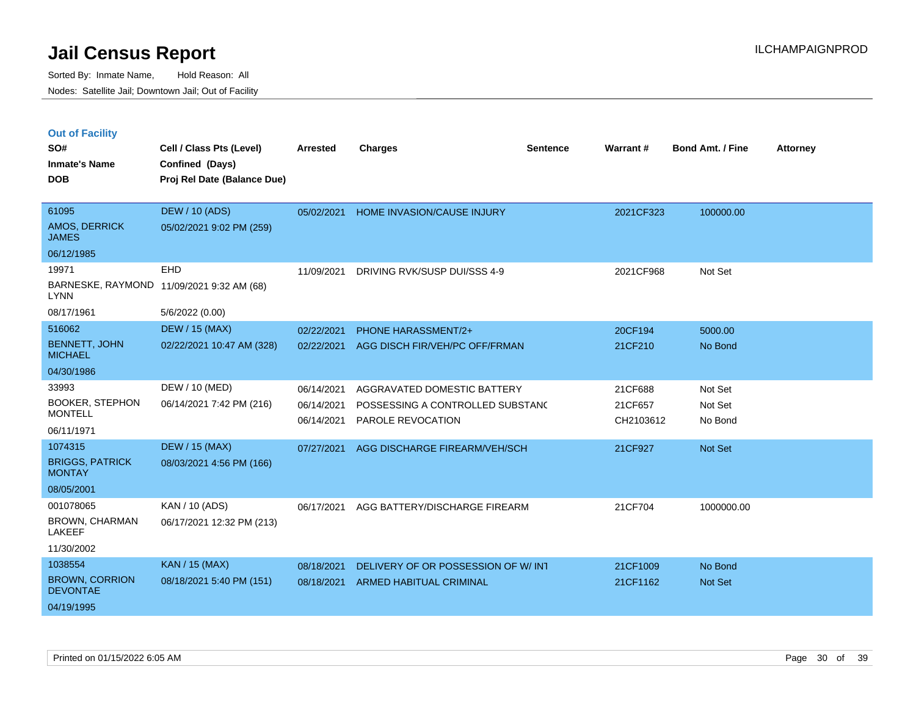# Jail Census Report

Sorted By: Inmate Name, Hold Reason: All

Nodes: Satellite Jail; Downtown Jail; Out of Facility

ILCHAMPAIGNPROD

## Out of Facility

| SO# / Inmate's Name / DOB | Cell / Class Pts (Level) / Confined (Days) / Proj Rel Date (Balance Due) | Arrested | Charges | Sentence | Warrant # | Bond Amt. / Fine | Attorney |
|---|---|---|---|---|---|---|---|
| 61095<br>AMOS, DERRICK JAMES<br>06/12/1985 | DEW / 10 (ADS)<br>05/02/2021 9:02 PM (259) | 05/02/2021 | HOME INVASION/CAUSE INJURY | | 2021CF323 | 100000.00 | |
| 19971<br>BARNESKE, RAYMOND LYNN<br>08/17/1961 | EHD<br>11/09/2021 9:32 AM (68)<br>5/6/2022 (0.00) | 11/09/2021 | DRIVING RVK/SUSP DUI/SSS 4-9 | | 2021CF968 | Not Set | |
| 516062<br>BENNETT, JOHN MICHAEL<br>04/30/1986 | DEW / 15 (MAX)<br>02/22/2021 10:47 AM (328) | 02/22/2021<br>02/22/2021 | PHONE HARASSMENT/2+<br>AGG DISCH FIR/VEH/PC OFF/FRMAN | | 20CF194<br>21CF210 | 5000.00<br>No Bond | |
| 33993<br>BOOKER, STEPHON MONTELL<br>06/11/1971 | DEW / 10 (MED)<br>06/14/2021 7:42 PM (216) | 06/14/2021<br>06/14/2021<br>06/14/2021 | AGGRAVATED DOMESTIC BATTERY<br>POSSESSING A CONTROLLED SUBSTANC<br>PAROLE REVOCATION | | 21CF688<br>21CF657<br>CH2103612 | Not Set<br>Not Set<br>No Bond | |
| 1074315<br>BRIGGS, PATRICK MONTAY<br>08/05/2001 | DEW / 15 (MAX)<br>08/03/2021 4:56 PM (166) | 07/27/2021 | AGG DISCHARGE FIREARM/VEH/SCH | | 21CF927 | Not Set | |
| 001078065<br>BROWN, CHARMAN LAKEEF<br>11/30/2002 | KAN / 10 (ADS)<br>06/17/2021 12:32 PM (213) | 06/17/2021 | AGG BATTERY/DISCHARGE FIREARM | | 21CF704 | 1000000.00 | |
| 1038554<br>BROWN, CORRION DEVONTAE<br>04/19/1995 | KAN / 15 (MAX)<br>08/18/2021 5:40 PM (151) | 08/18/2021<br>08/18/2021 | DELIVERY OF OR POSSESSION OF W/ INT<br>ARMED HABITUAL CRIMINAL | | 21CF1009<br>21CF1162 | No Bond<br>Not Set | |

Printed on 01/15/2022 6:05 AM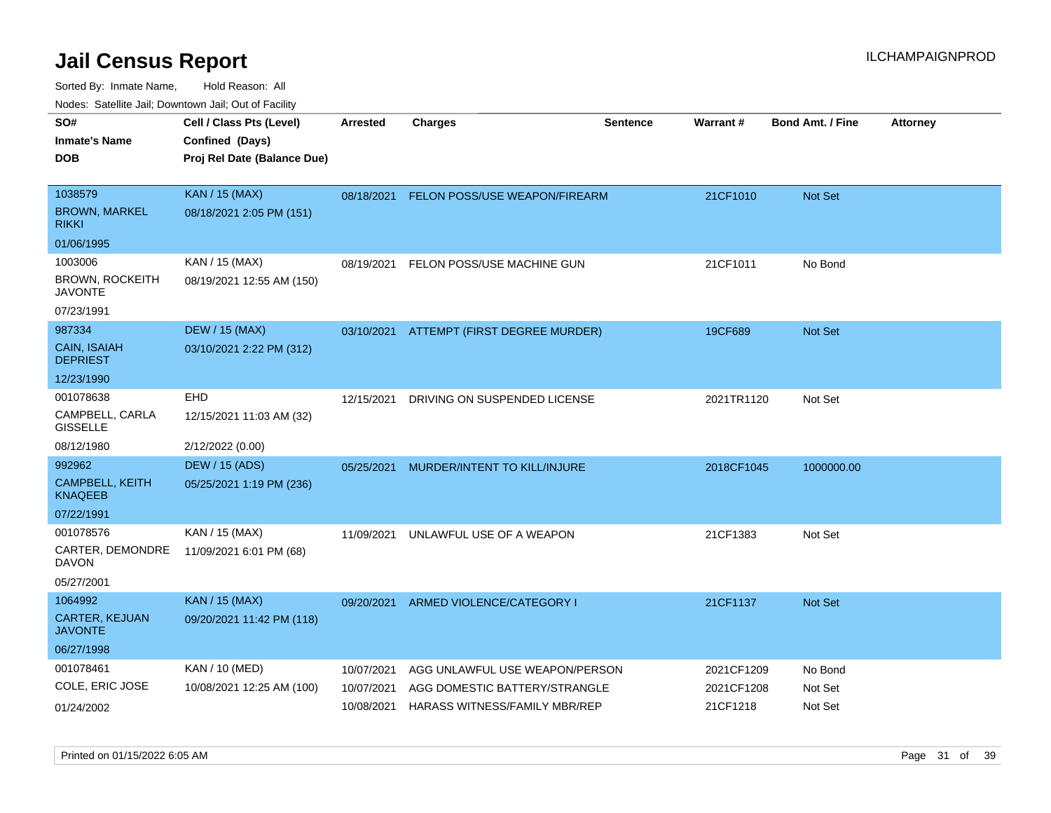# Jail Census Report

ILCHAMPAIGNPROD

Sorted By: Inmate Name, Hold Reason: All

Nodes: Satellite Jail; Downtown Jail; Out of Facility

| SO# / Inmate's Name / DOB | Cell / Class Pts (Level) / Confined (Days) / Proj Rel Date (Balance Due) | Arrested | Charges | Sentence | Warrant # | Bond Amt. / Fine | Attorney |
|---|---|---|---|---|---|---|---|
| 1038579<br>BROWN, MARKEL RIKKI<br>01/06/1995 | KAN / 15 (MAX)<br>08/18/2021 2:05 PM (151) | 08/18/2021 | FELON POSS/USE WEAPON/FIREARM | | 21CF1010 | Not Set | |
| 1003006<br>BROWN, ROCKEITH JAVONTE<br>07/23/1991 | KAN / 15 (MAX)<br>08/19/2021 12:55 AM (150) | 08/19/2021 | FELON POSS/USE MACHINE GUN | | 21CF1011 | No Bond | |
| 987334<br>CAIN, ISAIAH DEPRIEST<br>12/23/1990 | DEW / 15 (MAX)<br>03/10/2021 2:22 PM (312) | 03/10/2021 | ATTEMPT (FIRST DEGREE MURDER) | | 19CF689 | Not Set | |
| 001078638<br>CAMPBELL, CARLA GISSELLE<br>08/12/1980 | EHD<br>12/15/2021 11:03 AM (32)<br>2/12/2022 (0.00) | 12/15/2021 | DRIVING ON SUSPENDED LICENSE | | 2021TR1120 | Not Set | |
| 992962<br>CAMPBELL, KEITH KNAQEEB<br>07/22/1991 | DEW / 15 (ADS)<br>05/25/2021 1:19 PM (236) | 05/25/2021 | MURDER/INTENT TO KILL/INJURE | | 2018CF1045 | 1000000.00 | |
| 001078576<br>CARTER, DEMONDRE DAVON<br>05/27/2001 | KAN / 15 (MAX)<br>11/09/2021 6:01 PM (68) | 11/09/2021 | UNLAWFUL USE OF A WEAPON | | 21CF1383 | Not Set | |
| 1064992<br>CARTER, KEJUAN JAVONTE<br>06/27/1998 | KAN / 15 (MAX)<br>09/20/2021 11:42 PM (118) | 09/20/2021 | ARMED VIOLENCE/CATEGORY I | | 21CF1137 | Not Set | |
| 001078461<br>COLE, ERIC JOSE<br>01/24/2002 | KAN / 10 (MED)<br>10/08/2021 12:25 AM (100) | 10/07/2021<br>10/07/2021<br>10/08/2021 | AGG UNLAWFUL USE WEAPON/PERSON<br>AGG DOMESTIC BATTERY/STRANGLE<br>HARASS WITNESS/FAMILY MBR/REP | | 2021CF1209<br>2021CF1208<br>21CF1218 | No Bond<br>Not Set<br>Not Set | |

Printed on 01/15/2022 6:05 AM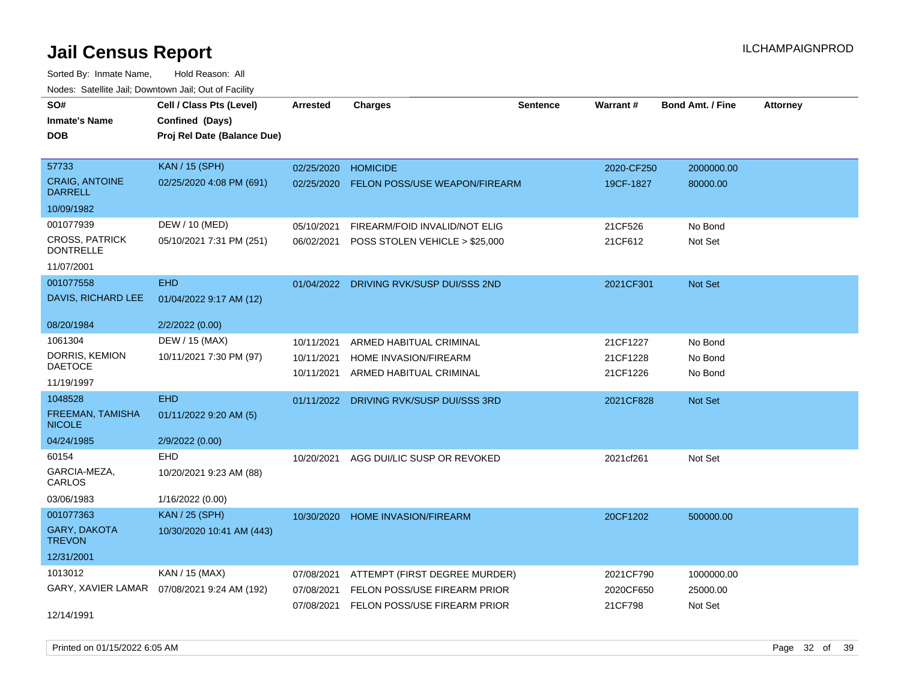# Jail Census Report

Sorted By: Inmate Name, Hold Reason: All

Nodes: Satellite Jail; Downtown Jail; Out of Facility

| SO#<br>Inmate's Name<br>DOB | Cell / Class Pts (Level)<br>Confined (Days)<br>Proj Rel Date (Balance Due) | Arrested | Charges | Sentence | Warrant # | Bond Amt. / Fine | Attorney |
|---|---|---|---|---|---|---|---|
| 57733<br>CRAIG, ANTOINE DARRELL<br>10/09/1982 | KAN / 15 (SPH)<br>02/25/2020 4:08 PM (691) | 02/25/2020<br>02/25/2020 | HOMICIDE<br>FELON POSS/USE WEAPON/FIREARM | | 2020-CF250<br>19CF-1827 | 2000000.00<br>80000.00 | |
| 001077939<br>CROSS, PATRICK DONTRELLE<br>11/07/2001 | DEW / 10 (MED)<br>05/10/2021 7:31 PM (251) | 05/10/2021<br>06/02/2021 | FIREARM/FOID INVALID/NOT ELIG<br>POSS STOLEN VEHICLE > $25,000 | | 21CF526<br>21CF612 | No Bond<br>Not Set | |
| 001077558<br>DAVIS, RICHARD LEE<br>08/20/1984 | EHD<br>01/04/2022 9:17 AM (12)<br>2/2/2022 (0.00) | 01/04/2022 | DRIVING RVK/SUSP DUI/SSS 2ND | | 2021CF301 | Not Set | |
| 1061304<br>DORRIS, KEMION DAETOCE<br>11/19/1997 | DEW / 15 (MAX)<br>10/11/2021 7:30 PM (97) | 10/11/2021<br>10/11/2021<br>10/11/2021 | ARMED HABITUAL CRIMINAL<br>HOME INVASION/FIREARM<br>ARMED HABITUAL CRIMINAL | | 21CF1227<br>21CF1228<br>21CF1226 | No Bond<br>No Bond<br>No Bond | |
| 1048528<br>FREEMAN, TAMISHA NICOLE<br>04/24/1985 | EHD<br>01/11/2022 9:20 AM (5)<br>2/9/2022 (0.00) | 01/11/2022 | DRIVING RVK/SUSP DUI/SSS 3RD | | 2021CF828 | Not Set | |
| 60154<br>GARCIA-MEZA, CARLOS<br>03/06/1983 | EHD<br>10/20/2021 9:23 AM (88)<br>1/16/2022 (0.00) | 10/20/2021 | AGG DUI/LIC SUSP OR REVOKED | | 2021cf261 | Not Set | |
| 001077363<br>GARY, DAKOTA TREVON<br>12/31/2001 | KAN / 25 (SPH)<br>10/30/2020 10:41 AM (443) | 10/30/2020 | HOME INVASION/FIREARM | | 20CF1202 | 500000.00 | |
| 1013012<br>GARY, XAVIER LAMAR<br>12/14/1991 | KAN / 15 (MAX)<br>07/08/2021 9:24 AM (192) | 07/08/2021<br>07/08/2021<br>07/08/2021 | ATTEMPT (FIRST DEGREE MURDER)<br>FELON POSS/USE FIREARM PRIOR<br>FELON POSS/USE FIREARM PRIOR | | 2021CF790<br>2020CF650<br>21CF798 | 1000000.00<br>25000.00<br>Not Set | |

Printed on 01/15/2022 6:05 AM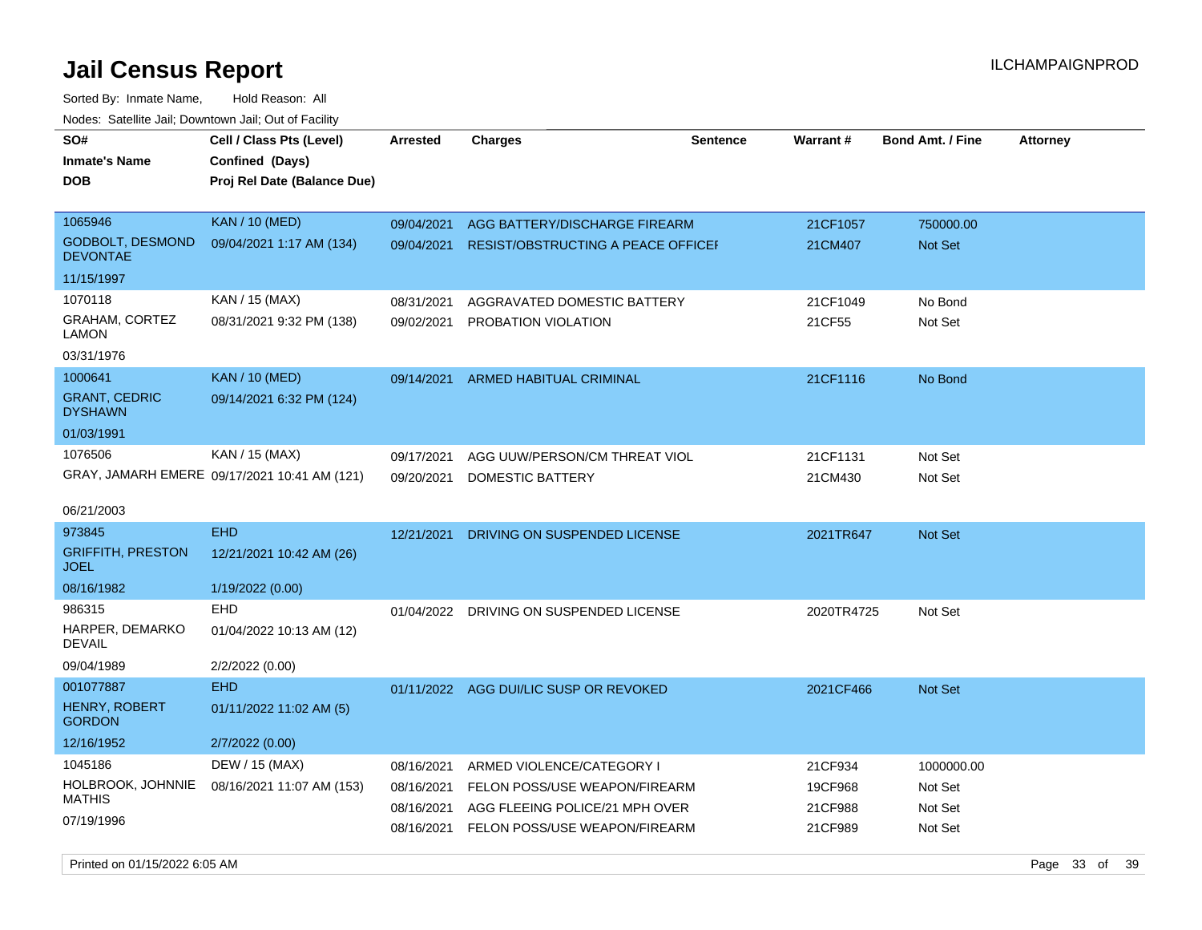# Jail Census Report

Sorted By: Inmate Name, Hold Reason: All

Nodes: Satellite Jail; Downtown Jail; Out of Facility

| SO# / Inmate's Name / DOB | Cell / Class Pts (Level) / Confined (Days) / Proj Rel Date (Balance Due) | Arrested | Charges | Sentence | Warrant # | Bond Amt. / Fine | Attorney |
|---|---|---|---|---|---|---|---|
| 1065946 GODBOLT, DESMOND DEVONTAE 11/15/1997 | KAN / 10 (MED) 09/04/2021 1:17 AM (134) | 09/04/2021 | AGG BATTERY/DISCHARGE FIREARM | | 21CF1057 | 750000.00 | |
| | | 09/04/2021 | RESIST/OBSTRUCTING A PEACE OFFICEI | | 21CM407 | Not Set | |
| 1070118 GRAHAM, CORTEZ LAMON 03/31/1976 | KAN / 15 (MAX) 08/31/2021 9:32 PM (138) | 08/31/2021 | AGGRAVATED DOMESTIC BATTERY | | 21CF1049 | No Bond | |
| | | 09/02/2021 | PROBATION VIOLATION | | 21CF55 | Not Set | |
| 1000641 GRANT, CEDRIC DYSHAWN 01/03/1991 | KAN / 10 (MED) 09/14/2021 6:32 PM (124) | 09/14/2021 | ARMED HABITUAL CRIMINAL | | 21CF1116 | No Bond | |
| 1076506 GRAY, JAMARH EMERE 06/21/2003 | KAN / 15 (MAX) 09/17/2021 10:41 AM (121) | 09/17/2021 | AGG UUW/PERSON/CM THREAT VIOL | | 21CF1131 | Not Set | |
| | | 09/20/2021 | DOMESTIC BATTERY | | 21CM430 | Not Set | |
| 973845 GRIFFITH, PRESTON JOEL 08/16/1982 | EHD 12/21/2021 10:42 AM (26) 1/19/2022 (0.00) | 12/21/2021 | DRIVING ON SUSPENDED LICENSE | | 2021TR647 | Not Set | |
| 986315 HARPER, DEMARKO DEVAIL 09/04/1989 | EHD 01/04/2022 10:13 AM (12) 2/2/2022 (0.00) | 01/04/2022 | DRIVING ON SUSPENDED LICENSE | | 2020TR4725 | Not Set | |
| 001077887 HENRY, ROBERT GORDON 12/16/1952 | EHD 01/11/2022 11:02 AM (5) 2/7/2022 (0.00) | 01/11/2022 | AGG DUI/LIC SUSP OR REVOKED | | 2021CF466 | Not Set | |
| 1045186 HOLBROOK, JOHNNIE MATHIS 07/19/1996 | DEW / 15 (MAX) 08/16/2021 11:07 AM (153) | 08/16/2021 | ARMED VIOLENCE/CATEGORY I | | 21CF934 | 1000000.00 | |
| | | 08/16/2021 | FELON POSS/USE WEAPON/FIREARM | | 19CF968 | Not Set | |
| | | 08/16/2021 | AGG FLEEING POLICE/21 MPH OVER | | 21CF988 | Not Set | |
| | | 08/16/2021 | FELON POSS/USE WEAPON/FIREARM | | 21CF989 | Not Set | |

Printed on 01/15/2022 6:05 AM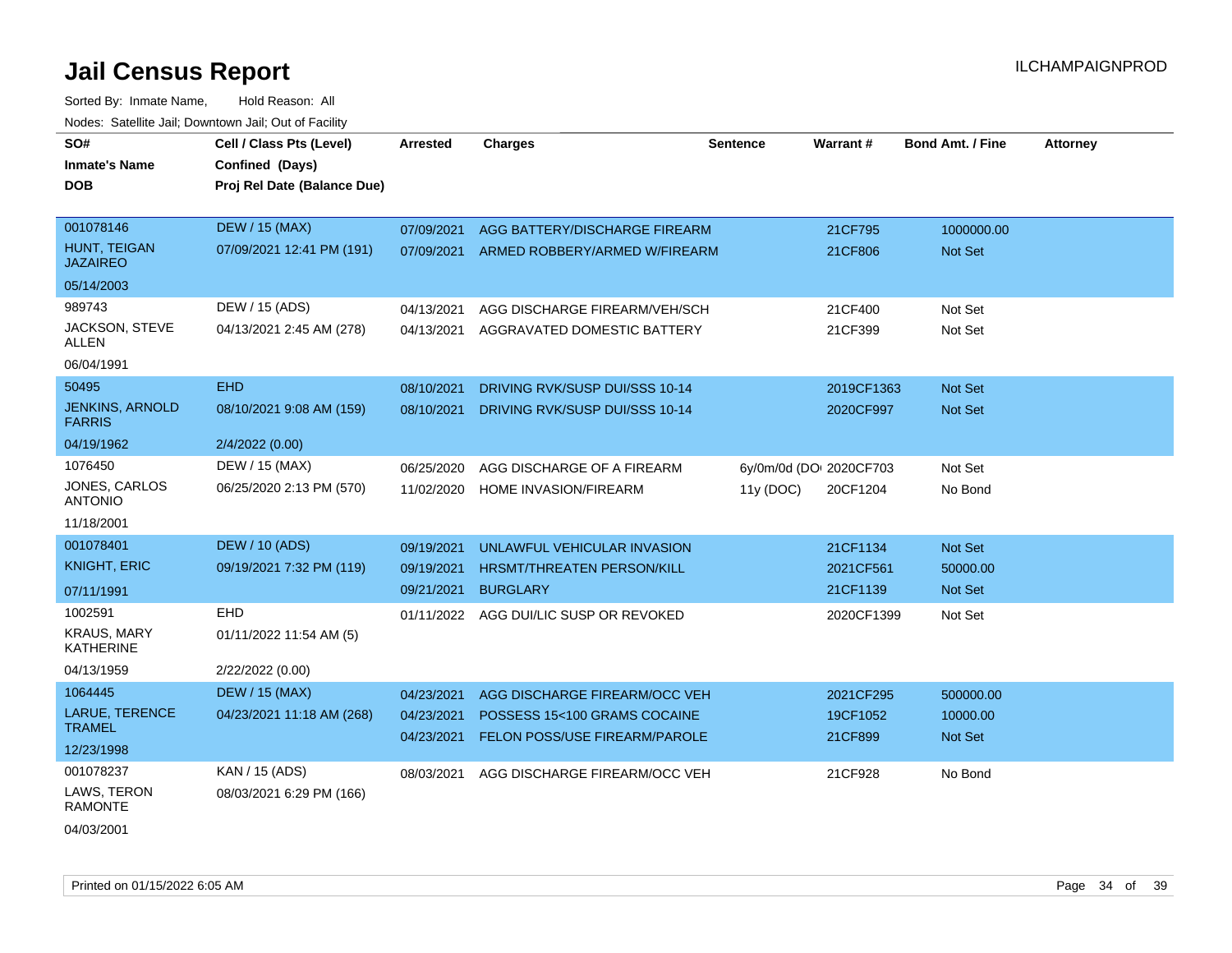# Jail Census Report

ILCHAMPAIGNPROD

Sorted By: Inmate Name, Hold Reason: All

Nodes: Satellite Jail; Downtown Jail; Out of Facility

| SO# / Inmate's Name / DOB | Cell / Class Pts (Level) / Confined (Days) / Proj Rel Date (Balance Due) | Arrested | Charges | Sentence | Warrant # | Bond Amt. / Fine | Attorney |
|---|---|---|---|---|---|---|---|
| 001078146 | DEW / 15 (MAX) | 07/09/2021 | AGG BATTERY/DISCHARGE FIREARM | | 21CF795 | 1000000.00 | |
| HUNT, TEIGAN JAZAIREO | 07/09/2021 12:41 PM (191) | 07/09/2021 | ARMED ROBBERY/ARMED W/FIREARM | | 21CF806 | Not Set | |
| 05/14/2003 | | | | | | | |
| 989743 | DEW / 15 (ADS) | 04/13/2021 | AGG DISCHARGE FIREARM/VEH/SCH | | 21CF400 | Not Set | |
| JACKSON, STEVE ALLEN | 04/13/2021 2:45 AM (278) | 04/13/2021 | AGGRAVATED DOMESTIC BATTERY | | 21CF399 | Not Set | |
| 06/04/1991 | | | | | | | |
| 50495 | EHD | 08/10/2021 | DRIVING RVK/SUSP DUI/SSS 10-14 | | 2019CF1363 | Not Set | |
| JENKINS, ARNOLD FARRIS | 08/10/2021 9:08 AM (159) | 08/10/2021 | DRIVING RVK/SUSP DUI/SSS 10-14 | | 2020CF997 | Not Set | |
| 04/19/1962 | 2/4/2022 (0.00) | | | | | | |
| 1076450 | DEW / 15 (MAX) | 06/25/2020 | AGG DISCHARGE OF A FIREARM | 6y/0m/0d (DO | 2020CF703 | Not Set | |
| JONES, CARLOS ANTONIO | 06/25/2020 2:13 PM (570) | 11/02/2020 | HOME INVASION/FIREARM | 11y (DOC) | 20CF1204 | No Bond | |
| 11/18/2001 | | | | | | | |
| 001078401 | DEW / 10 (ADS) | 09/19/2021 | UNLAWFUL VEHICULAR INVASION | | 21CF1134 | Not Set | |
| KNIGHT, ERIC | 09/19/2021 7:32 PM (119) | 09/19/2021 | HRSMT/THREATEN PERSON/KILL | | 2021CF561 | 50000.00 | |
| 07/11/1991 | | 09/21/2021 | BURGLARY | | 21CF1139 | Not Set | |
| 1002591 | EHD | 01/11/2022 | AGG DUI/LIC SUSP OR REVOKED | | 2020CF1399 | Not Set | |
| KRAUS, MARY KATHERINE | 01/11/2022 11:54 AM (5) | | | | | | |
| 04/13/1959 | 2/22/2022 (0.00) | | | | | | |
| 1064445 | DEW / 15 (MAX) | 04/23/2021 | AGG DISCHARGE FIREARM/OCC VEH | | 2021CF295 | 500000.00 | |
| LARUE, TERENCE TRAMEL | 04/23/2021 11:18 AM (268) | 04/23/2021 | POSSESS 15<100 GRAMS COCAINE | | 19CF1052 | 10000.00 | |
| 12/23/1998 | | 04/23/2021 | FELON POSS/USE FIREARM/PAROLE | | 21CF899 | Not Set | |
| 001078237 | KAN / 15 (ADS) | 08/03/2021 | AGG DISCHARGE FIREARM/OCC VEH | | 21CF928 | No Bond | |
| LAWS, TERON RAMONTE | 08/03/2021 6:29 PM (166) | | | | | | |
| 04/03/2001 | | | | | | | |

Printed on 01/15/2022 6:05 AM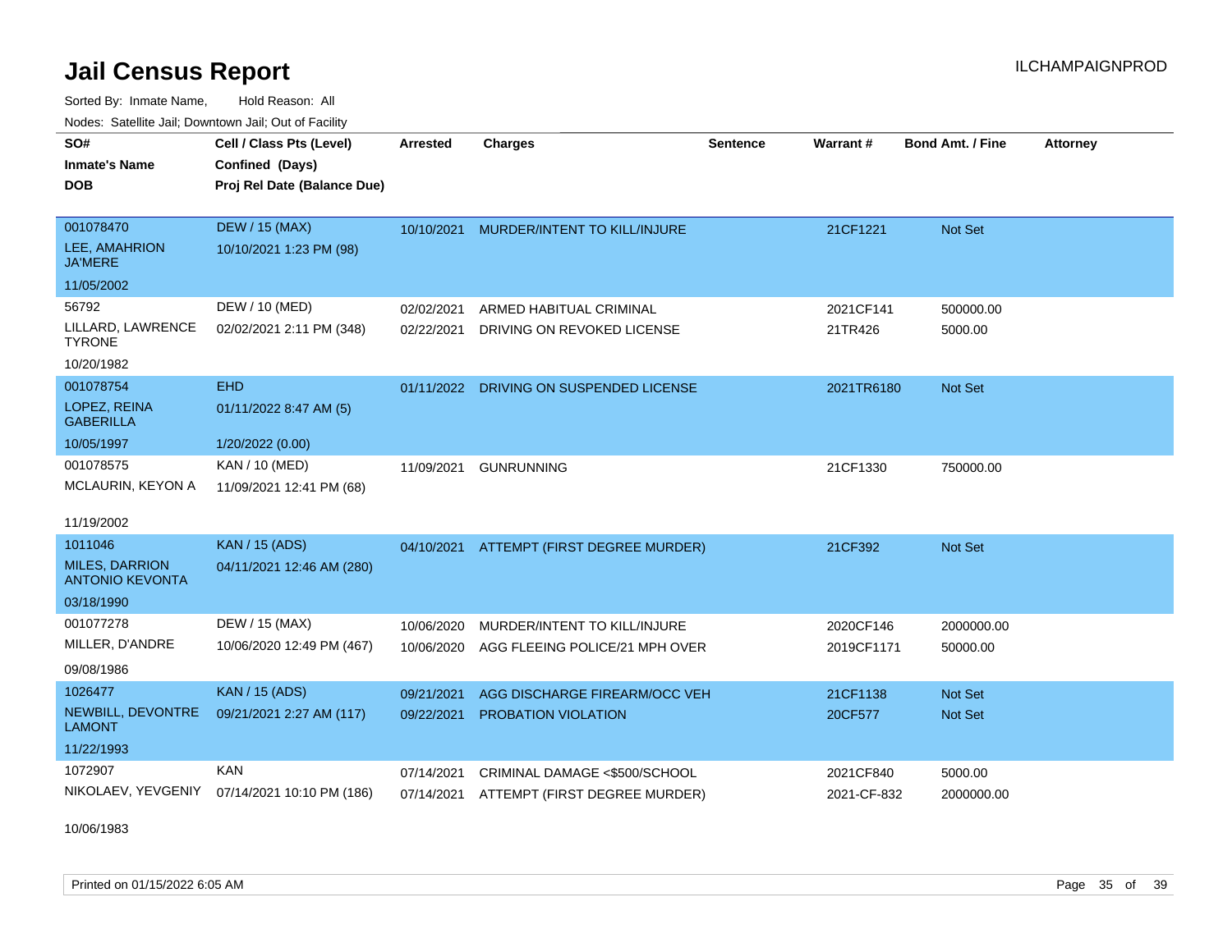# Jail Census Report

Sorted By: Inmate Name, Hold Reason: All

Nodes: Satellite Jail; Downtown Jail; Out of Facility

| SO# / Inmate's Name / DOB | Cell / Class Pts (Level) / Confined (Days) / Proj Rel Date (Balance Due) | Arrested | Charges | Sentence | Warrant # | Bond Amt. / Fine | Attorney |
|---|---|---|---|---|---|---|---|
| 001078470<br>LEE, AMAHRION JA'MERE<br>11/05/2002 | DEW / 15 (MAX)<br>10/10/2021 1:23 PM (98) | 10/10/2021 | MURDER/INTENT TO KILL/INJURE | | 21CF1221 | Not Set | |
| 56792<br>LILLARD, LAWRENCE TYRONE<br>10/20/1982 | DEW / 10 (MED)<br>02/02/2021 2:11 PM (348) | 02/02/2021<br>02/22/2021 | ARMED HABITUAL CRIMINAL<br>DRIVING ON REVOKED LICENSE | | 2021CF141<br>21TR426 | 500000.00<br>5000.00 | |
| 001078754<br>LOPEZ, REINA GABERILLA<br>10/05/1997 | EHD<br>01/11/2022 8:47 AM (5)<br>1/20/2022 (0.00) | 01/11/2022 | DRIVING ON SUSPENDED LICENSE | | 2021TR6180 | Not Set | |
| 001078575<br>MCLAURIN, KEYON A<br>11/19/2002 | KAN / 10 (MED)<br>11/09/2021 12:41 PM (68) | 11/09/2021 | GUNRUNNING | | 21CF1330 | 750000.00 | |
| 1011046<br>MILES, DARRION ANTONIO KEVONTA<br>03/18/1990 | KAN / 15 (ADS)<br>04/11/2021 12:46 AM (280) | 04/10/2021 | ATTEMPT (FIRST DEGREE MURDER) | | 21CF392 | Not Set | |
| 001077278<br>MILLER, D'ANDRE<br>09/08/1986 | DEW / 15 (MAX)<br>10/06/2020 12:49 PM (467) | 10/06/2020<br>10/06/2020 | MURDER/INTENT TO KILL/INJURE<br>AGG FLEEING POLICE/21 MPH OVER | | 2020CF146<br>2019CF1171 | 2000000.00<br>50000.00 | |
| 1026477<br>NEWBILL, DEVONTRE LAMONT<br>11/22/1993 | KAN / 15 (ADS)<br>09/21/2021 2:27 AM (117) | 09/21/2021<br>09/22/2021 | AGG DISCHARGE FIREARM/OCC VEH<br>PROBATION VIOLATION | | 21CF1138<br>20CF577 | Not Set<br>Not Set | |
| 1072907<br>NIKOLAEV, YEVGENIY<br>10/06/1983 | KAN<br>07/14/2021 10:10 PM (186) | 07/14/2021<br>07/14/2021 | CRIMINAL DAMAGE <$500/SCHOOL<br>ATTEMPT (FIRST DEGREE MURDER) | | 2021CF840<br>2021-CF-832 | 5000.00<br>2000000.00 | |

Printed on 01/15/2022 6:05 AM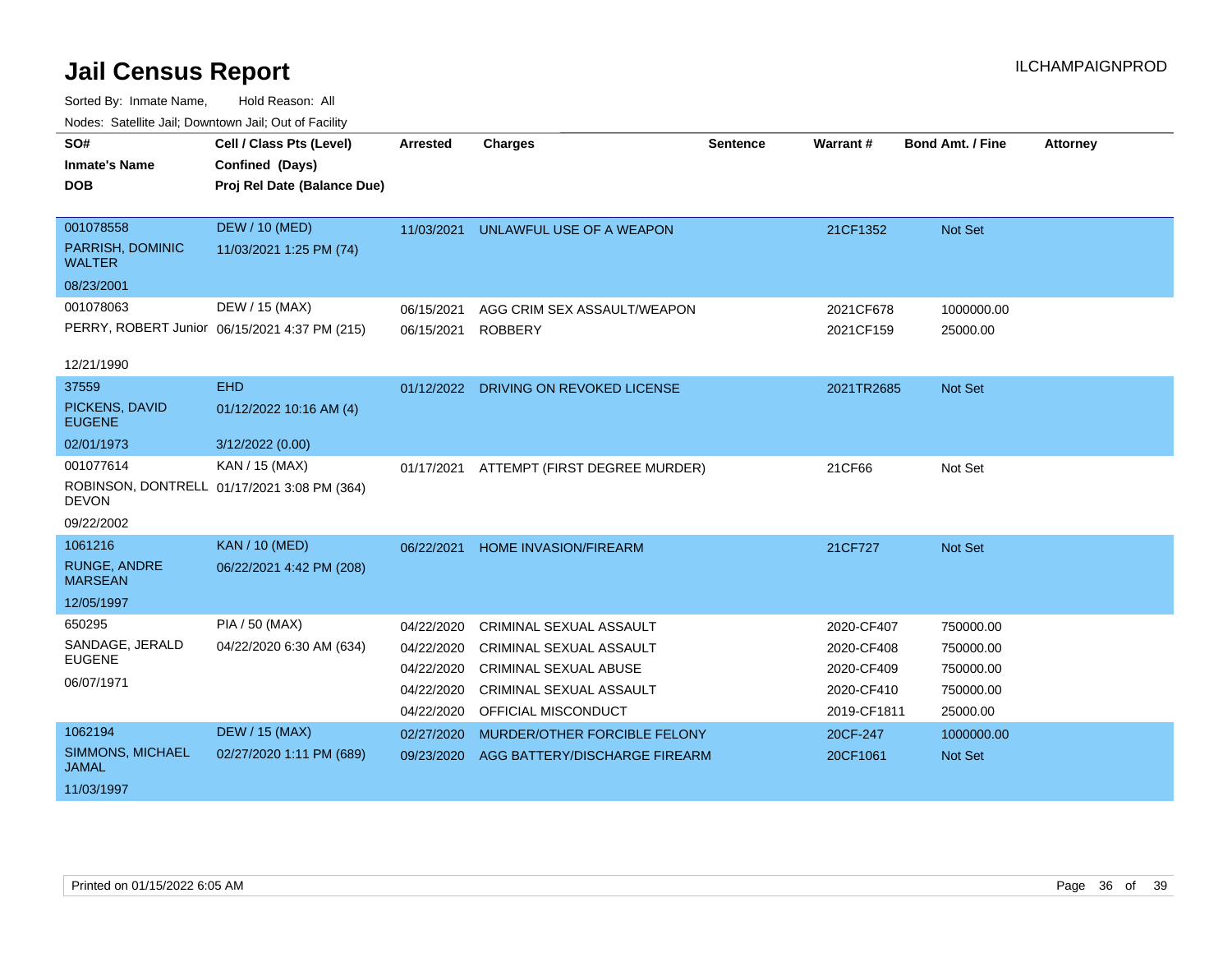# Jail Census Report

ILCHAMPAIGNPROD

Sorted By: Inmate Name, Hold Reason: All

Nodes: Satellite Jail; Downtown Jail; Out of Facility

| SO# / Inmate's Name / DOB | Cell / Class Pts (Level) / Confined (Days) / Proj Rel Date (Balance Due) | Arrested | Charges | Sentence | Warrant # | Bond Amt. / Fine | Attorney |
|---|---|---|---|---|---|---|---|
| 001078558 PARRISH, DOMINIC WALTER 08/23/2001 | DEW / 10 (MED) 11/03/2021 1:25 PM (74) | 11/03/2021 | UNLAWFUL USE OF A WEAPON | | 21CF1352 | Not Set | |
| 001078063 PERRY, ROBERT Junior 12/21/1990 | DEW / 15 (MAX) 06/15/2021 4:37 PM (215) | 06/15/2021 | AGG CRIM SEX ASSAULT/WEAPON | | 2021CF678 | 1000000.00 | |
| | | 06/15/2021 | ROBBERY | | 2021CF159 | 25000.00 | |
| 37559 PICKENS, DAVID EUGENE 02/01/1973 | EHD 01/12/2022 10:16 AM (4) 3/12/2022 (0.00) | 01/12/2022 | DRIVING ON REVOKED LICENSE | | 2021TR2685 | Not Set | |
| 001077614 ROBINSON, DONTRELL DEVON 09/22/2002 | KAN / 15 (MAX) 01/17/2021 3:08 PM (364) | 01/17/2021 | ATTEMPT (FIRST DEGREE MURDER) | | 21CF66 | Not Set | |
| 1061216 RUNGE, ANDRE MARSEAN 12/05/1997 | KAN / 10 (MED) 06/22/2021 4:42 PM (208) | 06/22/2021 | HOME INVASION/FIREARM | | 21CF727 | Not Set | |
| 650295 SANDAGE, JERALD EUGENE 06/07/1971 | PIA / 50 (MAX) 04/22/2020 6:30 AM (634) | 04/22/2020 | CRIMINAL SEXUAL ASSAULT | | 2020-CF407 | 750000.00 | |
| | | 04/22/2020 | CRIMINAL SEXUAL ASSAULT | | 2020-CF408 | 750000.00 | |
| | | 04/22/2020 | CRIMINAL SEXUAL ABUSE | | 2020-CF409 | 750000.00 | |
| | | 04/22/2020 | CRIMINAL SEXUAL ASSAULT | | 2020-CF410 | 750000.00 | |
| | | 04/22/2020 | OFFICIAL MISCONDUCT | | 2019-CF1811 | 25000.00 | |
| 1062194 SIMMONS, MICHAEL JAMAL 11/03/1997 | DEW / 15 (MAX) 02/27/2020 1:11 PM (689) | 02/27/2020 | MURDER/OTHER FORCIBLE FELONY | | 20CF-247 | 1000000.00 | |
| | | 09/23/2020 | AGG BATTERY/DISCHARGE FIREARM | | 20CF1061 | Not Set | |

Printed on 01/15/2022 6:05 AM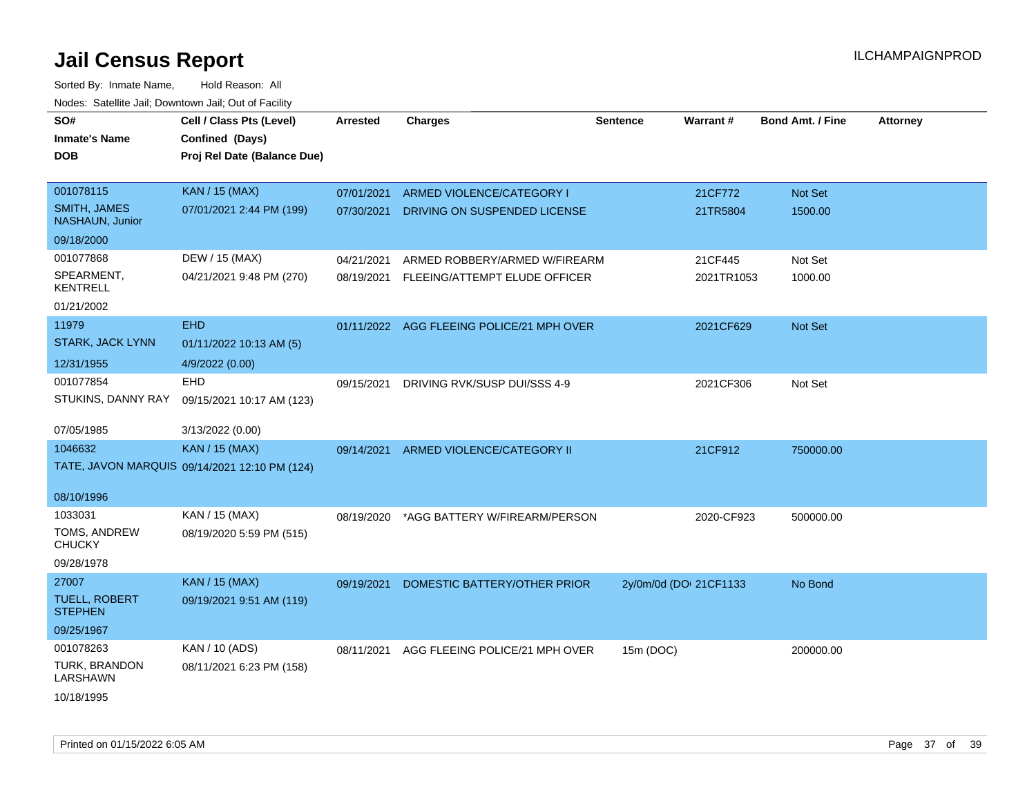# Jail Census Report

ILCHAMPAIGNPROD

Sorted By: Inmate Name, Hold Reason: All

Nodes: Satellite Jail; Downtown Jail; Out of Facility

| SO# / Inmate's Name / DOB | Cell / Class Pts (Level) / Confined (Days) / Proj Rel Date (Balance Due) | Arrested | Charges | Sentence | Warrant # | Bond Amt. / Fine | Attorney |
|---|---|---|---|---|---|---|---|
| 001078115<br>SMITH, JAMES NASHAUN, Junior<br>09/18/2000 | KAN / 15 (MAX)<br>07/01/2021 2:44 PM (199) | 07/01/2021<br>07/30/2021 | ARMED VIOLENCE/CATEGORY I<br>DRIVING ON SUSPENDED LICENSE | | 21CF772<br>21TR5804 | Not Set<br>1500.00 | |
| 001077868<br>SPEARMENT, KENTRELL<br>01/21/2002 | DEW / 15 (MAX)<br>04/21/2021 9:48 PM (270) | 04/21/2021<br>08/19/2021 | ARMED ROBBERY/ARMED W/FIREARM<br>FLEEING/ATTEMPT ELUDE OFFICER | | 21CF445<br>2021TR1053 | Not Set<br>1000.00 | |
| 11979<br>STARK, JACK LYNN<br>12/31/1955 | EHD<br>01/11/2022 10:13 AM (5)<br>4/9/2022 (0.00) | 01/11/2022 | AGG FLEEING POLICE/21 MPH OVER | | 2021CF629 | Not Set | |
| 001077854<br>STUKINS, DANNY RAY<br>07/05/1985 | EHD<br>09/15/2021 10:17 AM (123)<br>3/13/2022 (0.00) | 09/15/2021 | DRIVING RVK/SUSP DUI/SSS 4-9 | | 2021CF306 | Not Set | |
| 1046632<br>TATE, JAVON MARQUIS<br>08/10/1996 | KAN / 15 (MAX)<br>09/14/2021 12:10 PM (124) | 09/14/2021 | ARMED VIOLENCE/CATEGORY II | | 21CF912 | 750000.00 | |
| 1033031<br>TOMS, ANDREW CHUCKY<br>09/28/1978 | KAN / 15 (MAX)<br>08/19/2020 5:59 PM (515) | 08/19/2020 | *AGG BATTERY W/FIREARM/PERSON | | 2020-CF923 | 500000.00 | |
| 27007<br>TUELL, ROBERT STEPHEN<br>09/25/1967 | KAN / 15 (MAX)<br>09/19/2021 9:51 AM (119) | 09/19/2021 | DOMESTIC BATTERY/OTHER PRIOR | 2y/0m/0d (DO | 21CF1133 | No Bond | |
| 001078263<br>TURK, BRANDON LARSHAWN<br>10/18/1995 | KAN / 10 (ADS)<br>08/11/2021 6:23 PM (158) | 08/11/2021 | AGG FLEEING POLICE/21 MPH OVER | 15m (DOC) | | 200000.00 | |

Printed on 01/15/2022 6:05 AM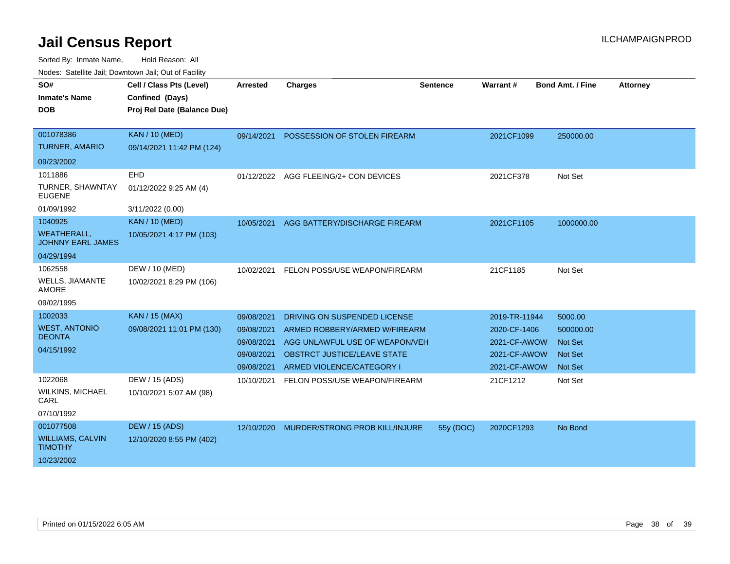# Jail Census Report

ILCHAMPAIGNPROD

Sorted By: Inmate Name, Hold Reason: All

Nodes: Satellite Jail; Downtown Jail; Out of Facility

| SO# / Inmate's Name / DOB | Cell / Class Pts (Level) / Confined (Days) / Proj Rel Date (Balance Due) | Arrested | Charges | Sentence | Warrant # | Bond Amt. / Fine | Attorney |
|---|---|---|---|---|---|---|---|
| 001078386<br>TURNER, AMARIO<br>09/23/2002 | KAN / 10 (MED)<br>09/14/2021 11:42 PM (124) | 09/14/2021 | POSSESSION OF STOLEN FIREARM | | 2021CF1099 | 250000.00 | |
| 1011886<br>TURNER, SHAWNTAY EUGENE<br>01/09/1992 | EHD<br>01/12/2022 9:25 AM (4)<br>3/11/2022 (0.00) | 01/12/2022 | AGG FLEEING/2+ CON DEVICES | | 2021CF378 | Not Set | |
| 1040925<br>WEATHERALL, JOHNNY EARL JAMES<br>04/29/1994 | KAN / 10 (MED)<br>10/05/2021 4:17 PM (103) | 10/05/2021 | AGG BATTERY/DISCHARGE FIREARM | | 2021CF1105 | 1000000.00 | |
| 1062558<br>WELLS, JIAMANTE AMORE<br>09/02/1995 | DEW / 10 (MED)<br>10/02/2021 8:29 PM (106) | 10/02/2021 | FELON POSS/USE WEAPON/FIREARM | | 21CF1185 | Not Set | |
| 1002033<br>WEST, ANTONIO DEONTA<br>04/15/1992 | KAN / 15 (MAX)<br>09/08/2021 11:01 PM (130) | 09/08/2021 | DRIVING ON SUSPENDED LICENSE | | 2019-TR-11944 | 5000.00 | |
| | | 09/08/2021 | ARMED ROBBERY/ARMED W/FIREARM | | 2020-CF-1406 | 500000.00 | |
| | | 09/08/2021 | AGG UNLAWFUL USE OF WEAPON/VEH | | 2021-CF-AWOW | Not Set | |
| | | 09/08/2021 | OBSTRCT JUSTICE/LEAVE STATE | | 2021-CF-AWOW | Not Set | |
| | | 09/08/2021 | ARMED VIOLENCE/CATEGORY I | | 2021-CF-AWOW | Not Set | |
| 1022068<br>WILKINS, MICHAEL CARL<br>07/10/1992 | DEW / 15 (ADS)<br>10/10/2021 5:07 AM (98) | 10/10/2021 | FELON POSS/USE WEAPON/FIREARM | | 21CF1212 | Not Set | |
| 001077508<br>WILLIAMS, CALVIN TIMOTHY<br>10/23/2002 | DEW / 15 (ADS)<br>12/10/2020 8:55 PM (402) | 12/10/2020 | MURDER/STRONG PROB KILL/INJURE | 55y (DOC) | 2020CF1293 | No Bond | |

Printed on 01/15/2022 6:05 AM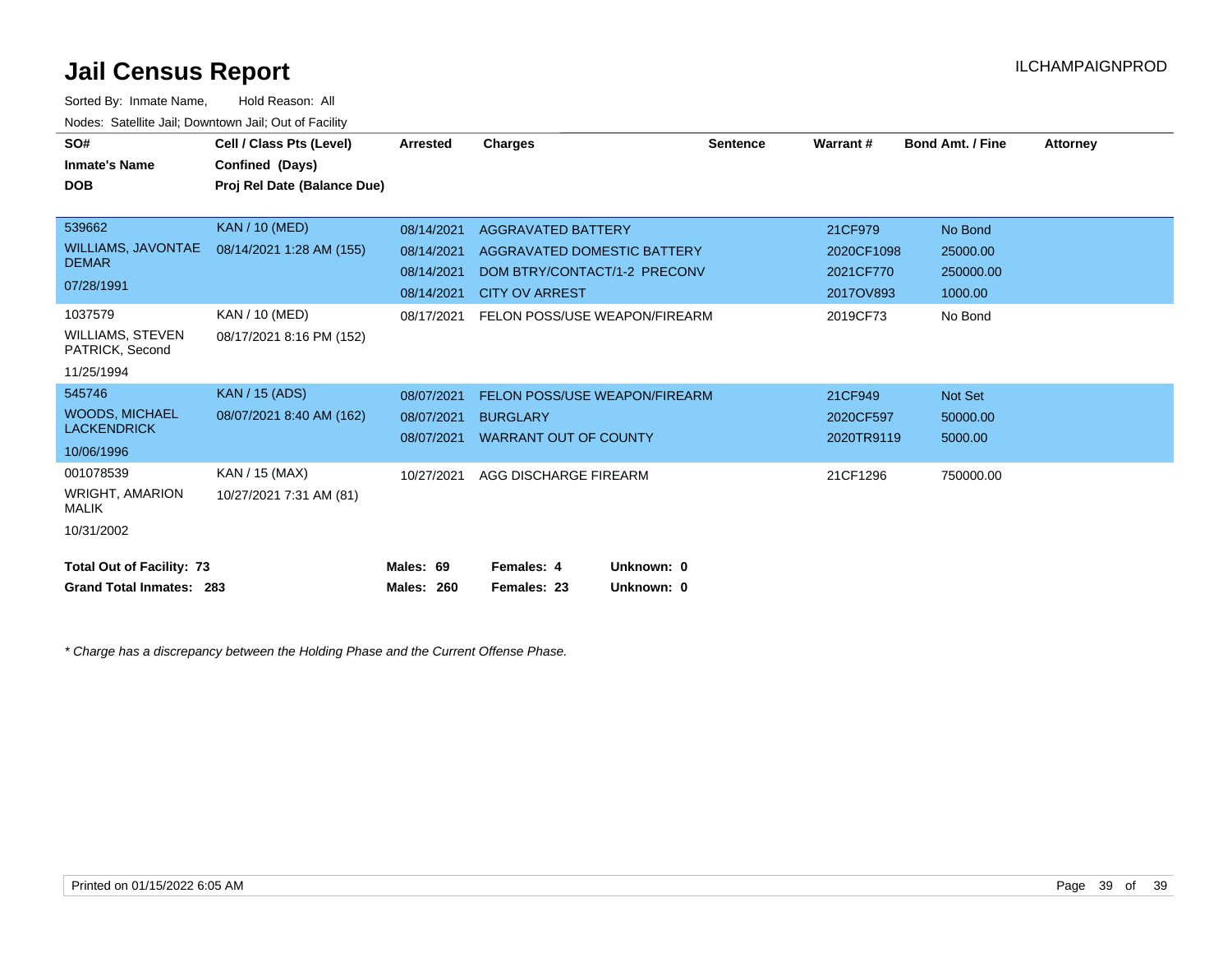# Jail Census Report

ILCHAMPAIGNPROD

Sorted By: Inmate Name, Hold Reason: All

Nodes: Satellite Jail; Downtown Jail; Out of Facility

| SO# / Inmate's Name / DOB | Cell / Class Pts (Level) / Confined (Days) / Proj Rel Date (Balance Due) | Arrested | Charges | Sentence | Warrant # | Bond Amt. / Fine | Attorney |
|---|---|---|---|---|---|---|---|
| 539662 | KAN / 10 (MED) | 08/14/2021 | AGGRAVATED BATTERY | | 21CF979 | No Bond | |
| WILLIAMS, JAVONTAE DEMAR | 08/14/2021 1:28 AM (155) | 08/14/2021 | AGGRAVATED DOMESTIC BATTERY | | 2020CF1098 | 25000.00 | |
| 07/28/1991 | | 08/14/2021 | DOM BTRY/CONTACT/1-2 PRECONV | | 2021CF770 | 250000.00 | |
| | | 08/14/2021 | CITY OV ARREST | | 2017OV893 | 1000.00 | |
| 1037579 | KAN / 10 (MED) | 08/17/2021 | FELON POSS/USE WEAPON/FIREARM | | 2019CF73 | No Bond | |
| WILLIAMS, STEVEN PATRICK, Second | 08/17/2021 8:16 PM (152) | | | | | | |
| 11/25/1994 | | | | | | | |
| 545746 | KAN / 15 (ADS) | 08/07/2021 | FELON POSS/USE WEAPON/FIREARM | | 21CF949 | Not Set | |
| WOODS, MICHAEL LACKENDRICK | 08/07/2021 8:40 AM (162) | 08/07/2021 | BURGLARY | | 2020CF597 | 50000.00 | |
| 10/06/1996 | | 08/07/2021 | WARRANT OUT OF COUNTY | | 2020TR9119 | 5000.00 | |
| 001078539 | KAN / 15 (MAX) | 10/27/2021 | AGG DISCHARGE FIREARM | | 21CF1296 | 750000.00 | |
| WRIGHT, AMARION MALIK | 10/27/2021 7:31 AM (81) | | | | | | |
| 10/31/2002 | | | | | | | |

**Total Out of Facility: 73** **Males: 69** **Females: 4** **Unknown: 0**

**Grand Total Inmates: 283** **Males: 260** **Females: 23** **Unknown: 0**

*\* Charge has a discrepancy between the Holding Phase and the Current Offense Phase.*

Printed on 01/15/2022 6:05 AM